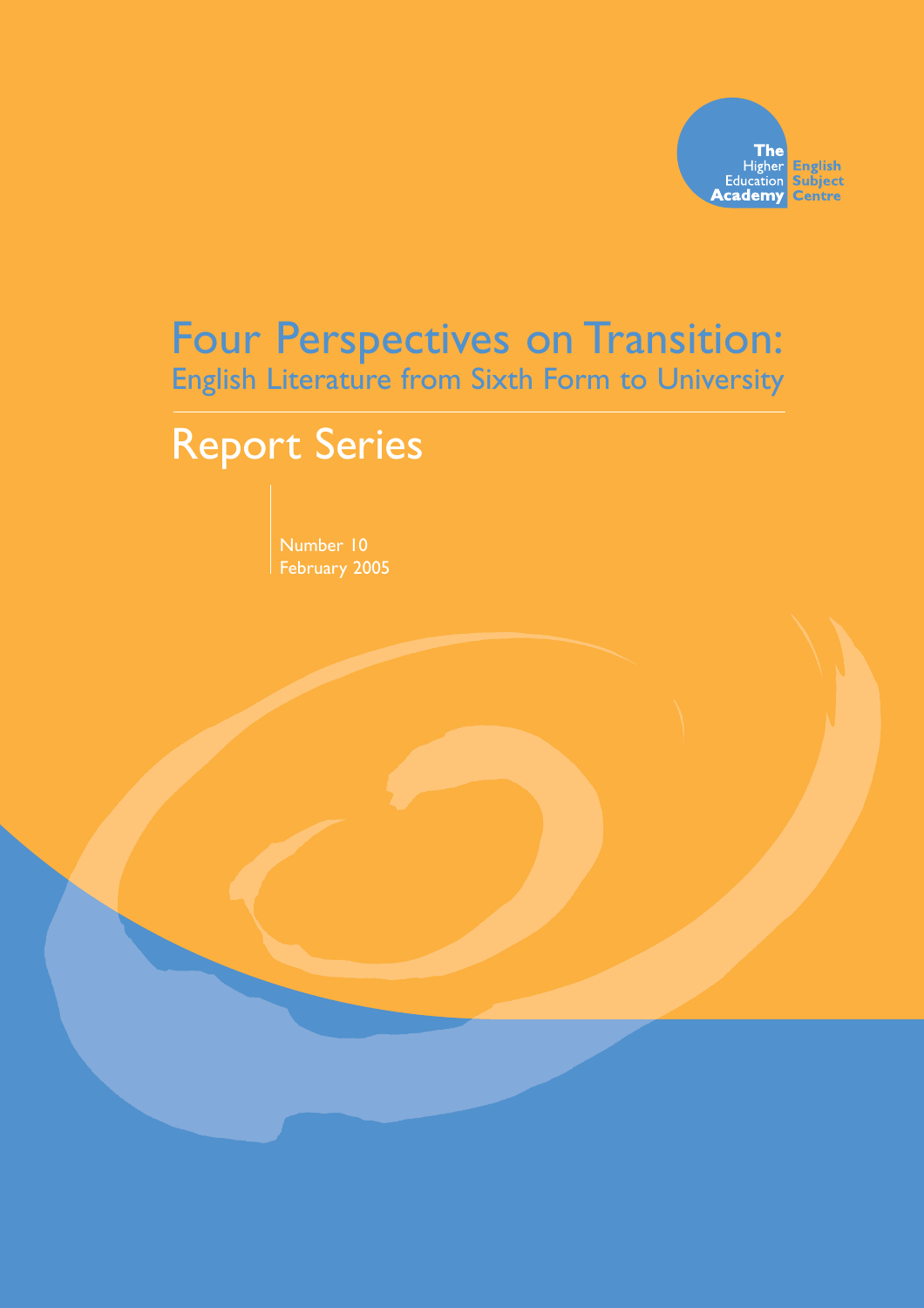The Higher Education Academy English Subject Centre

# Four Perspectives on Transition:
## English Literature from Sixth Form to University

# Report Series

Number 10
February 2005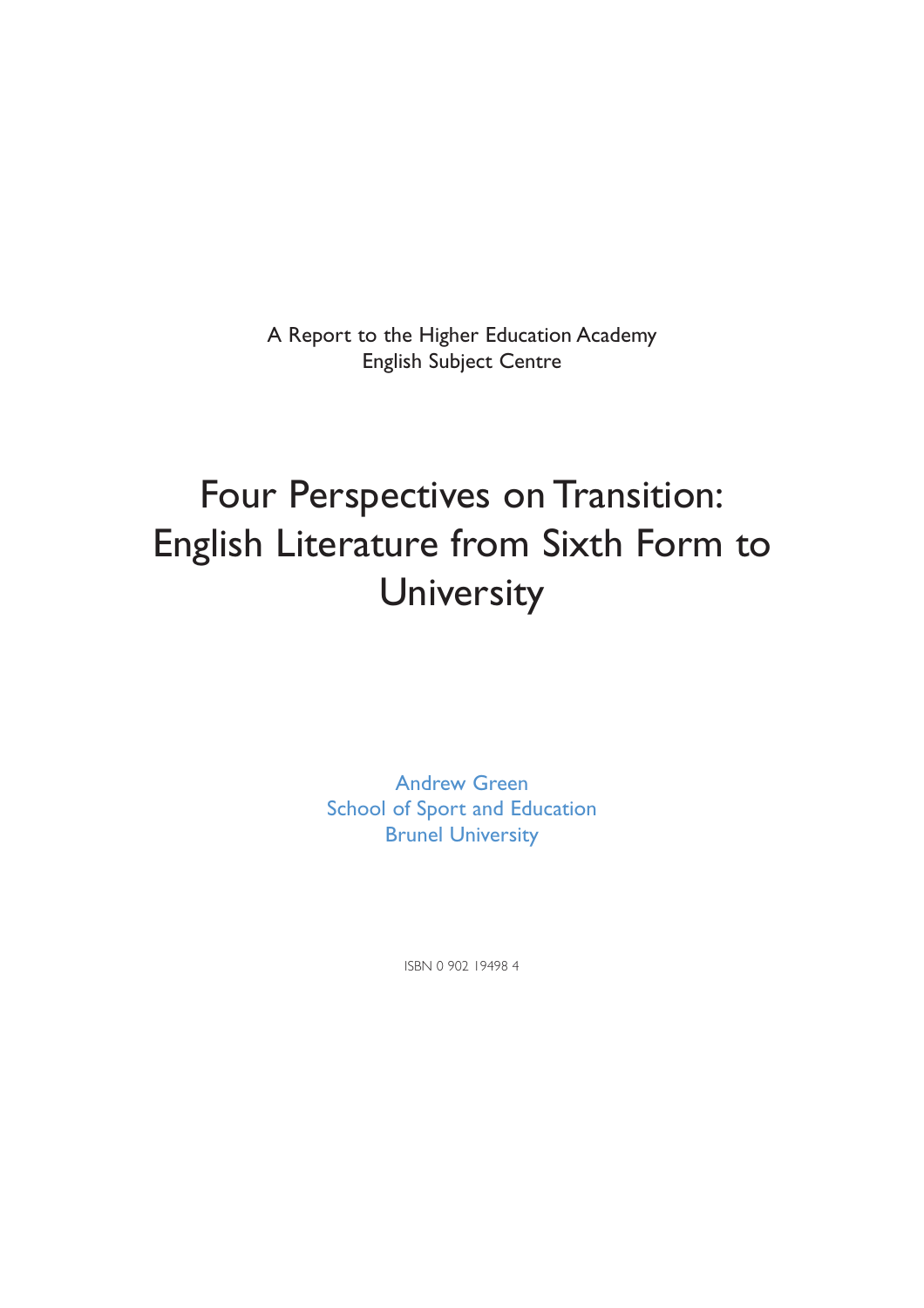A Report to the Higher Education Academy
English Subject Centre

# Four Perspectives on Transition: English Literature from Sixth Form to University

Andrew Green
School of Sport and Education
Brunel University

ISBN 0 902 19498 4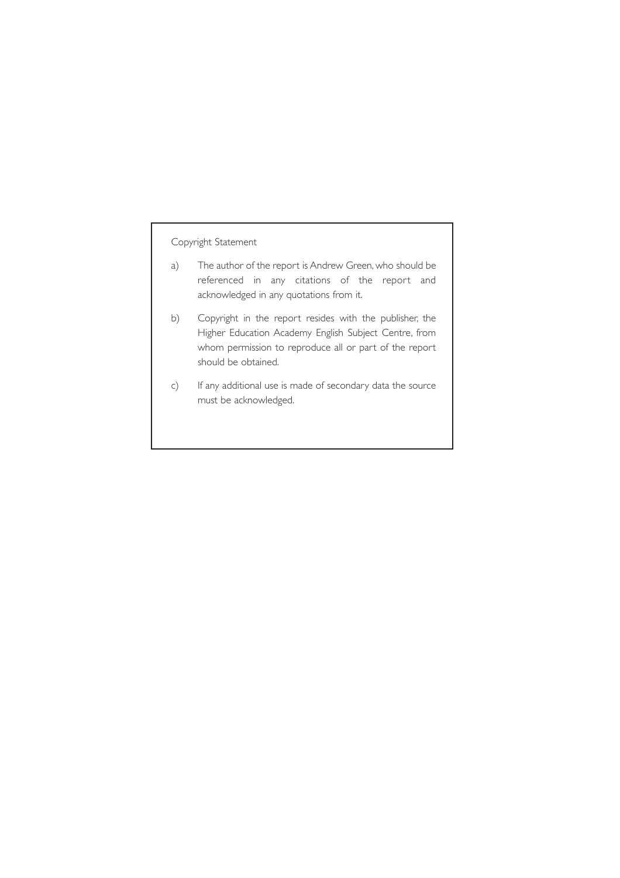Copyright Statement

a) The author of the report is Andrew Green, who should be referenced in any citations of the report and acknowledged in any quotations from it.

b) Copyright in the report resides with the publisher, the Higher Education Academy English Subject Centre, from whom permission to reproduce all or part of the report should be obtained.

c) If any additional use is made of secondary data the source must be acknowledged.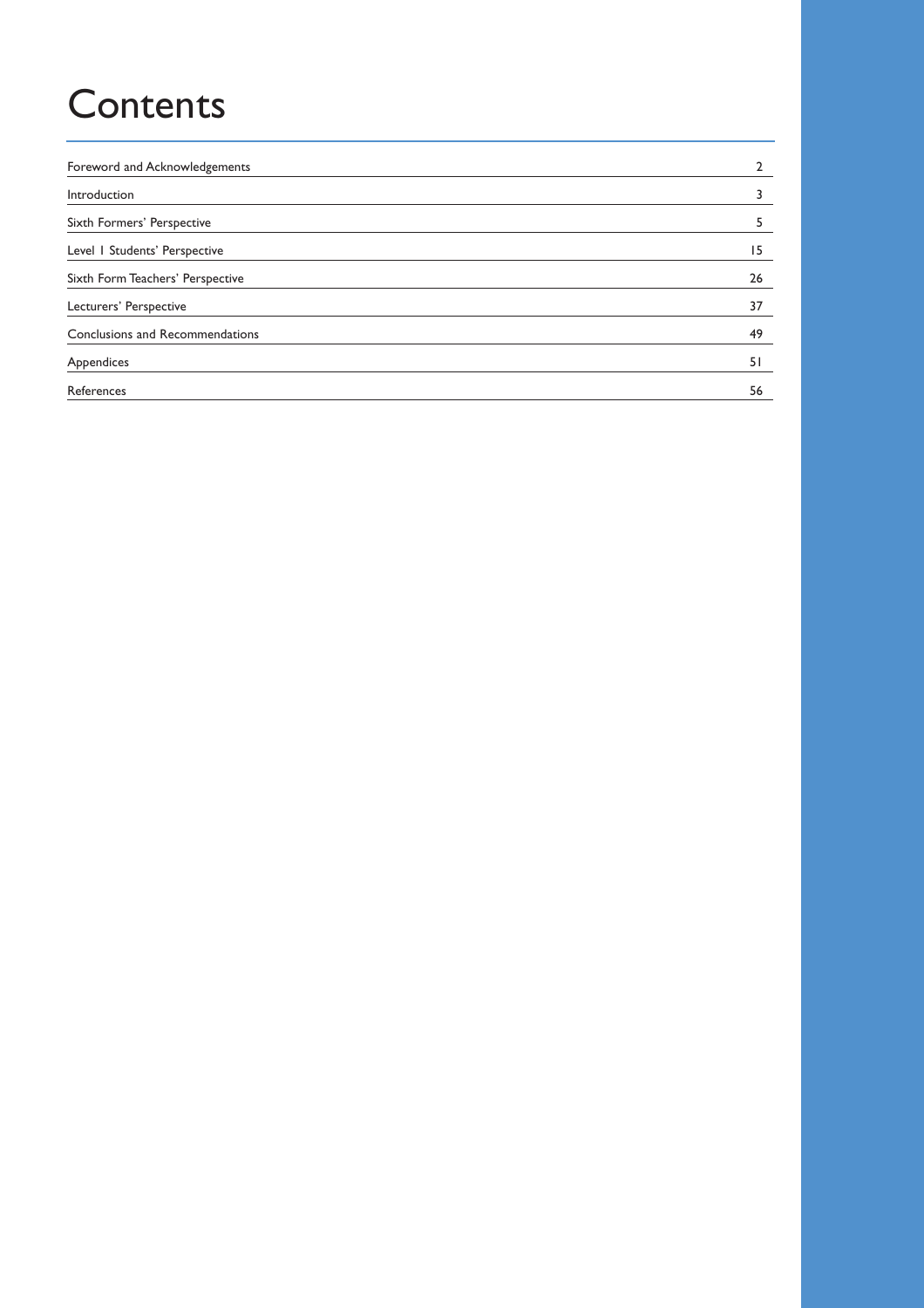# Contents

| | |
|---|---|
| Foreword and Acknowledgements | 2 |
| Introduction | 3 |
| Sixth Formers' Perspective | 5 |
| Level 1 Students' Perspective | 15 |
| Sixth Form Teachers' Perspective | 26 |
| Lecturers' Perspective | 37 |
| Conclusions and Recommendations | 49 |
| Appendices | 51 |
| References | 56 |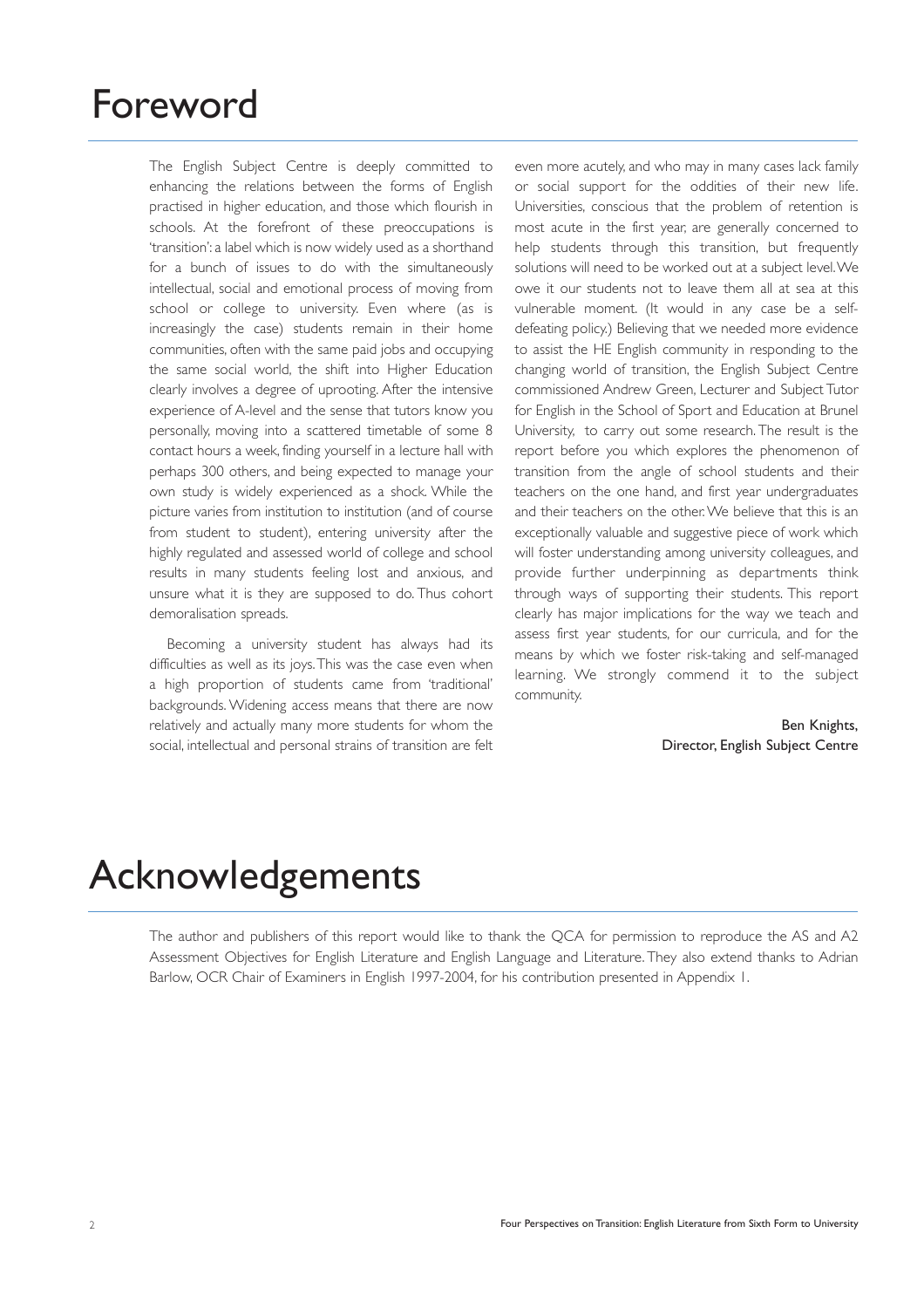# Foreword

The English Subject Centre is deeply committed to enhancing the relations between the forms of English practised in higher education, and those which flourish in schools. At the forefront of these preoccupations is 'transition': a label which is now widely used as a shorthand for a bunch of issues to do with the simultaneously intellectual, social and emotional process of moving from school or college to university. Even where (as is increasingly the case) students remain in their home communities, often with the same paid jobs and occupying the same social world, the shift into Higher Education clearly involves a degree of uprooting. After the intensive experience of A-level and the sense that tutors know you personally, moving into a scattered timetable of some 8 contact hours a week, finding yourself in a lecture hall with perhaps 300 others, and being expected to manage your own study is widely experienced as a shock. While the picture varies from institution to institution (and of course from student to student), entering university after the highly regulated and assessed world of college and school results in many students feeling lost and anxious, and unsure what it is they are supposed to do. Thus cohort demoralisation spreads.

Becoming a university student has always had its difficulties as well as its joys. This was the case even when a high proportion of students came from 'traditional' backgrounds. Widening access means that there are now relatively and actually many more students for whom the social, intellectual and personal strains of transition are felt even more acutely, and who may in many cases lack family or social support for the oddities of their new life. Universities, conscious that the problem of retention is most acute in the first year, are generally concerned to help students through this transition, but frequently solutions will need to be worked out at a subject level. We owe it our students not to leave them all at sea at this vulnerable moment. (It would in any case be a self-defeating policy.) Believing that we needed more evidence to assist the HE English community in responding to the changing world of transition, the English Subject Centre commissioned Andrew Green, Lecturer and Subject Tutor for English in the School of Sport and Education at Brunel University, to carry out some research. The result is the report before you which explores the phenomenon of transition from the angle of school students and their teachers on the one hand, and first year undergraduates and their teachers on the other. We believe that this is an exceptionally valuable and suggestive piece of work which will foster understanding among university colleagues, and provide further underpinning as departments think through ways of supporting their students. This report clearly has major implications for the way we teach and assess first year students, for our curricula, and for the means by which we foster risk-taking and self-managed learning. We strongly commend it to the subject community.

Ben Knights,
Director, English Subject Centre

# Acknowledgements

The author and publishers of this report would like to thank the QCA for permission to reproduce the AS and A2 Assessment Objectives for English Literature and English Language and Literature. They also extend thanks to Adrian Barlow, OCR Chair of Examiners in English 1997-2004, for his contribution presented in Appendix 1.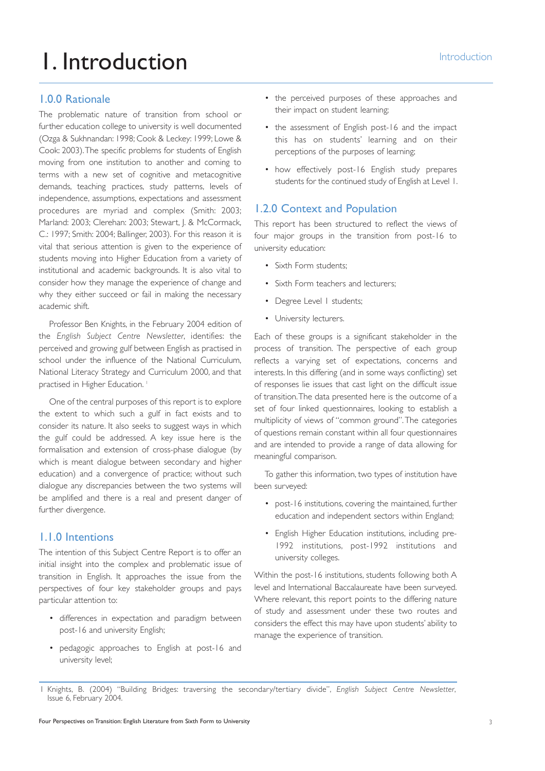# 1. Introduction

## 1.0.0 Rationale

The problematic nature of transition from school or further education college to university is well documented (Ozga & Sukhnandan: 1998; Cook & Leckey: 1999; Lowe & Cook: 2003). The specific problems for students of English moving from one institution to another and coming to terms with a new set of cognitive and metacognitive demands, teaching practices, study patterns, levels of independence, assumptions, expectations and assessment procedures are myriad and complex (Smith: 2003; Marland: 2003; Clerehan: 2003; Stewart, J. & McCormack, C.: 1997; Smith: 2004; Ballinger, 2003). For this reason it is vital that serious attention is given to the experience of students moving into Higher Education from a variety of institutional and academic backgrounds. It is also vital to consider how they manage the experience of change and why they either succeed or fail in making the necessary academic shift.

Professor Ben Knights, in the February 2004 edition of the *English Subject Centre Newsletter*, identifies: the perceived and growing gulf between English as practised in school under the influence of the National Curriculum, National Literacy Strategy and Curriculum 2000, and that practised in Higher Education. [1]

One of the central purposes of this report is to explore the extent to which such a gulf in fact exists and to consider its nature. It also seeks to suggest ways in which the gulf could be addressed. A key issue here is the formalisation and extension of cross-phase dialogue (by which is meant dialogue between secondary and higher education) and a convergence of practice; without such dialogue any discrepancies between the two systems will be amplified and there is a real and present danger of further divergence.

## 1.1.0 Intentions

The intention of this Subject Centre Report is to offer an initial insight into the complex and problematic issue of transition in English. It approaches the issue from the perspectives of four key stakeholder groups and pays particular attention to:

- differences in expectation and paradigm between post-16 and university English;
- pedagogic approaches to English at post-16 and university level;
- the perceived purposes of these approaches and their impact on student learning;
- the assessment of English post-16 and the impact this has on students' learning and on their perceptions of the purposes of learning;
- how effectively post-16 English study prepares students for the continued study of English at Level 1.

## 1.2.0 Context and Population

This report has been structured to reflect the views of four major groups in the transition from post-16 to university education:

- Sixth Form students;
- Sixth Form teachers and lecturers;
- Degree Level 1 students;
- University lecturers.

Each of these groups is a significant stakeholder in the process of transition. The perspective of each group reflects a varying set of expectations, concerns and interests. In this differing (and in some ways conflicting) set of responses lie issues that cast light on the difficult issue of transition. The data presented here is the outcome of a set of four linked questionnaires, looking to establish a multiplicity of views of "common ground". The categories of questions remain constant within all four questionnaires and are intended to provide a range of data allowing for meaningful comparison.

To gather this information, two types of institution have been surveyed:

- post-16 institutions, covering the maintained, further education and independent sectors within England;
- English Higher Education institutions, including pre-1992 institutions, post-1992 institutions and university colleges.

Within the post-16 institutions, students following both A level and International Baccalaureate have been surveyed. Where relevant, this report points to the differing nature of study and assessment under these two routes and considers the effect this may have upon students' ability to manage the experience of transition.

---

1 Knights, B. (2004) "Building Bridges: traversing the secondary/tertiary divide", *English Subject Centre Newsletter*, Issue 6, February 2004.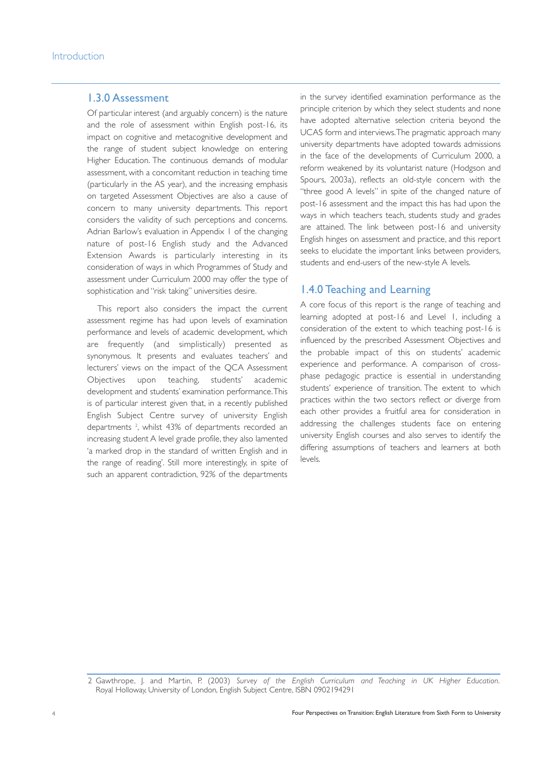## 1.3.0 Assessment

Of particular interest (and arguably concern) is the nature and the role of assessment within English post-16, its impact on cognitive and metacognitive development and the range of student subject knowledge on entering Higher Education. The continuous demands of modular assessment, with a concomitant reduction in teaching time (particularly in the AS year), and the increasing emphasis on targeted Assessment Objectives are also a cause of concern to many university departments. This report considers the validity of such perceptions and concerns. Adrian Barlow's evaluation in Appendix 1 of the changing nature of post-16 English study and the Advanced Extension Awards is particularly interesting in its consideration of ways in which Programmes of Study and assessment under Curriculum 2000 may offer the type of sophistication and "risk taking" universities desire.

This report also considers the impact the current assessment regime has had upon levels of examination performance and levels of academic development, which are frequently (and simplistically) presented as synonymous. It presents and evaluates teachers' and lecturers' views on the impact of the QCA Assessment Objectives upon teaching, students' academic development and students' examination performance. This is of particular interest given that, in a recently published English Subject Centre survey of university English departments [2], whilst 43% of departments recorded an increasing student A level grade profile, they also lamented 'a marked drop in the standard of written English and in the range of reading'. Still more interestingly, in spite of such an apparent contradiction, 92% of the departments in the survey identified examination performance as the principle criterion by which they select students and none have adopted alternative selection criteria beyond the UCAS form and interviews. The pragmatic approach many university departments have adopted towards admissions in the face of the developments of Curriculum 2000, a reform weakened by its voluntarist nature (Hodgson and Spours, 2003a), reflects an old-style concern with the "three good A levels" in spite of the changed nature of post-16 assessment and the impact this has had upon the ways in which teachers teach, students study and grades are attained. The link between post-16 and university English hinges on assessment and practice, and this report seeks to elucidate the important links between providers, students and end-users of the new-style A levels.

## 1.4.0 Teaching and Learning

A core focus of this report is the range of teaching and learning adopted at post-16 and Level 1, including a consideration of the extent to which teaching post-16 is influenced by the prescribed Assessment Objectives and the probable impact of this on students' academic experience and performance. A comparison of cross-phase pedagogic practice is essential in understanding students' experience of transition. The extent to which practices within the two sectors reflect or diverge from each other provides a fruitful area for consideration in addressing the challenges students face on entering university English courses and also serves to identify the differing assumptions of teachers and learners at both levels.

---

2 Gawthrope, J. and Martin, P. (2003) *Survey of the English Curriculum and Teaching in UK Higher Education*. Royal Holloway, University of London, English Subject Centre, ISBN 0902194291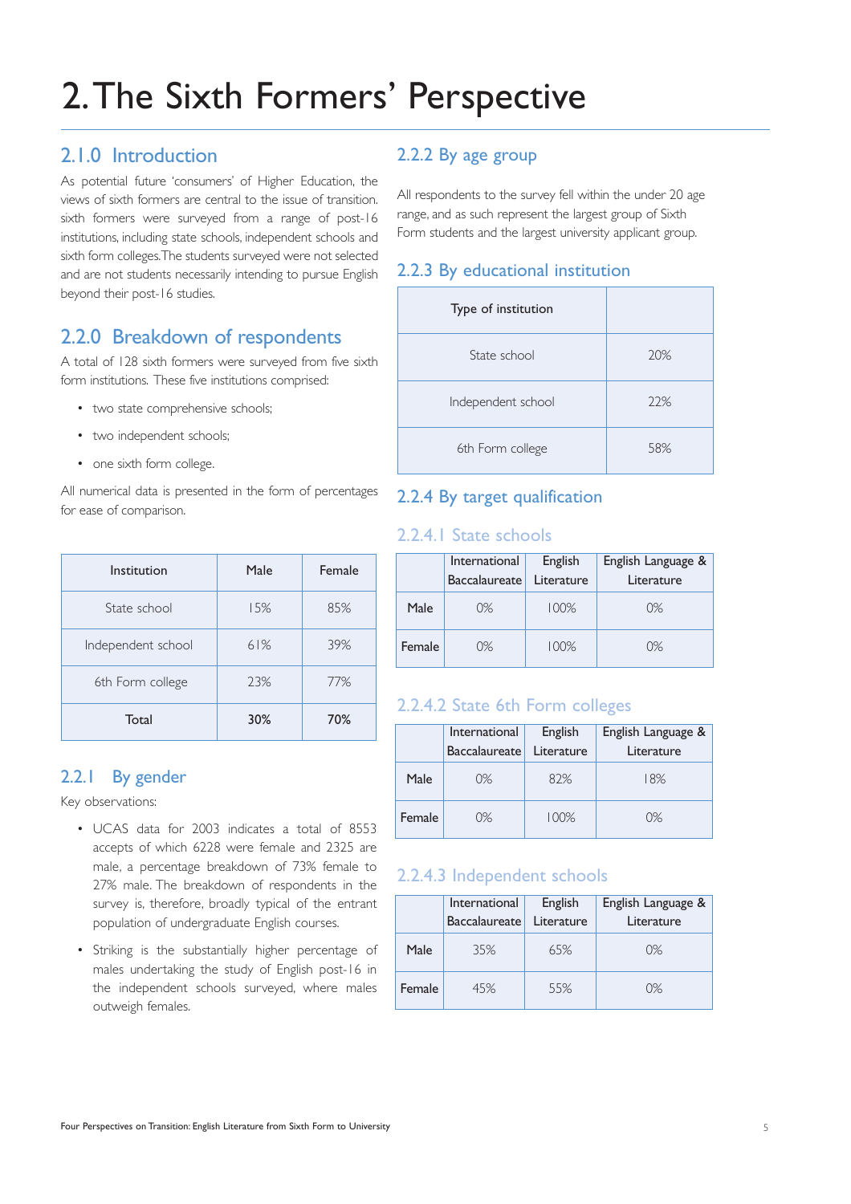# 2. The Sixth Formers' Perspective

## 2.1.0 Introduction

As potential future 'consumers' of Higher Education, the views of sixth formers are central to the issue of transition. sixth formers were surveyed from a range of post-16 institutions, including state schools, independent schools and sixth form colleges. The students surveyed were not selected and are not students necessarily intending to pursue English beyond their post-16 studies.

## 2.2.0 Breakdown of respondents

A total of 128 sixth formers were surveyed from five sixth form institutions. These five institutions comprised:

- two state comprehensive schools;
- two independent schools;
- one sixth form college.

All numerical data is presented in the form of percentages for ease of comparison.

| Institution | Male | Female |
|---|---|---|
| State school | 15% | 85% |
| Independent school | 61% | 39% |
| 6th Form college | 23% | 77% |
| **Total** | **30%** | **70%** |

## 2.2.1 By gender

Key observations:

- UCAS data for 2003 indicates a total of 8553 accepts of which 6228 were female and 2325 are male, a percentage breakdown of 73% female to 27% male. The breakdown of respondents in the survey is, therefore, broadly typical of the entrant population of undergraduate English courses.
- Striking is the substantially higher percentage of males undertaking the study of English post-16 in the independent schools surveyed, where males outweigh females.

## 2.2.2 By age group

All respondents to the survey fell within the under 20 age range, and as such represent the largest group of Sixth Form students and the largest university applicant group.

## 2.2.3 By educational institution

| Type of institution | |
|---|---|
| State school | 20% |
| Independent school | 22% |
| 6th Form college | 58% |

## 2.2.4 By target qualification

### 2.2.4.1 State schools

| | International Baccalaureate | English Literature | English Language & Literature |
|---|---|---|---|
| **Male** | 0% | 100% | 0% |
| **Female** | 0% | 100% | 0% |

### 2.2.4.2 State 6th Form colleges

| | International Baccalaureate | English Literature | English Language & Literature |
|---|---|---|---|
| **Male** | 0% | 82% | 18% |
| **Female** | 0% | 100% | 0% |

### 2.2.4.3 Independent schools

| | International Baccalaureate | English Literature | English Language & Literature |
|---|---|---|---|
| **Male** | 35% | 65% | 0% |
| **Female** | 45% | 55% | 0% |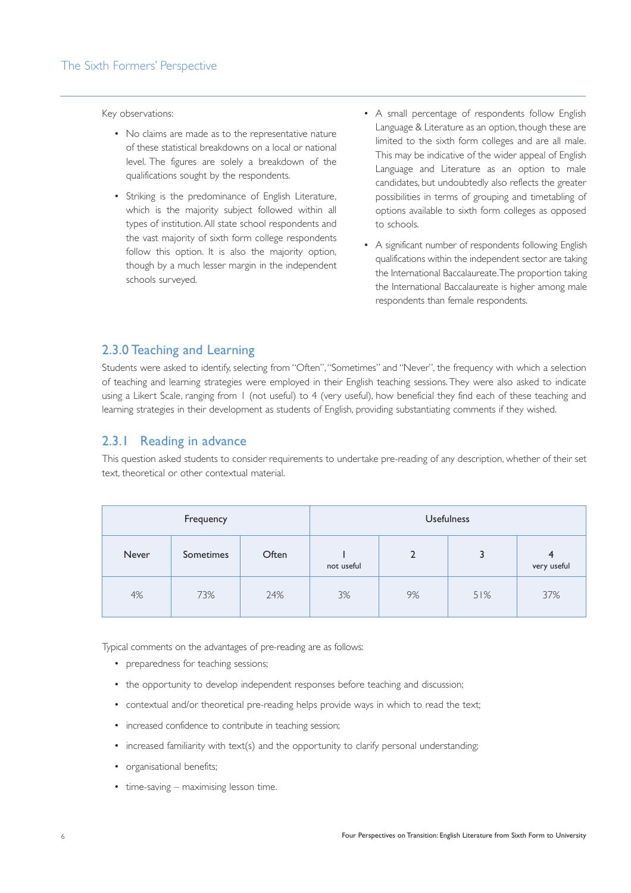Key observations:

- No claims are made as to the representative nature of these statistical breakdowns on a local or national level. The figures are solely a breakdown of the qualifications sought by the respondents.
- Striking is the predominance of English Literature, which is the majority subject followed within all types of institution. All state school respondents and the vast majority of sixth form college respondents follow this option. It is also the majority option, though by a much lesser margin in the independent schools surveyed.
- A small percentage of respondents follow English Language & Literature as an option, though these are limited to the sixth form colleges and are all male. This may be indicative of the wider appeal of English Language and Literature as an option to male candidates, but undoubtedly also reflects the greater possibilities in terms of grouping and timetabling of options available to sixth form colleges as opposed to schools.
- A significant number of respondents following English qualifications within the independent sector are taking the International Baccalaureate. The proportion taking the International Baccalaureate is higher among male respondents than female respondents.

## 2.3.0 Teaching and Learning

Students were asked to identify, selecting from "Often", "Sometimes" and "Never", the frequency with which a selection of teaching and learning strategies were employed in their English teaching sessions. They were also asked to indicate using a Likert Scale, ranging from 1 (not useful) to 4 (very useful), how beneficial they find each of these teaching and learning strategies in their development as students of English, providing substantiating comments if they wished.

## 2.3.1 Reading in advance

This question asked students to consider requirements to undertake pre-reading of any description, whether of their set text, theoretical or other contextual material.

| Frequency | | | Usefulness | | | |
|---|---|---|---|---|---|---|
| Never | Sometimes | Often | 1 not useful | 2 | 3 | 4 very useful |
| 4% | 73% | 24% | 3% | 9% | 51% | 37% |

Typical comments on the advantages of pre-reading are as follows:

- preparedness for teaching sessions;
- the opportunity to develop independent responses before teaching and discussion;
- contextual and/or theoretical pre-reading helps provide ways in which to read the text;
- increased confidence to contribute in teaching session;
- increased familiarity with text(s) and the opportunity to clarify personal understanding;
- organisational benefits;
- time-saving – maximising lesson time.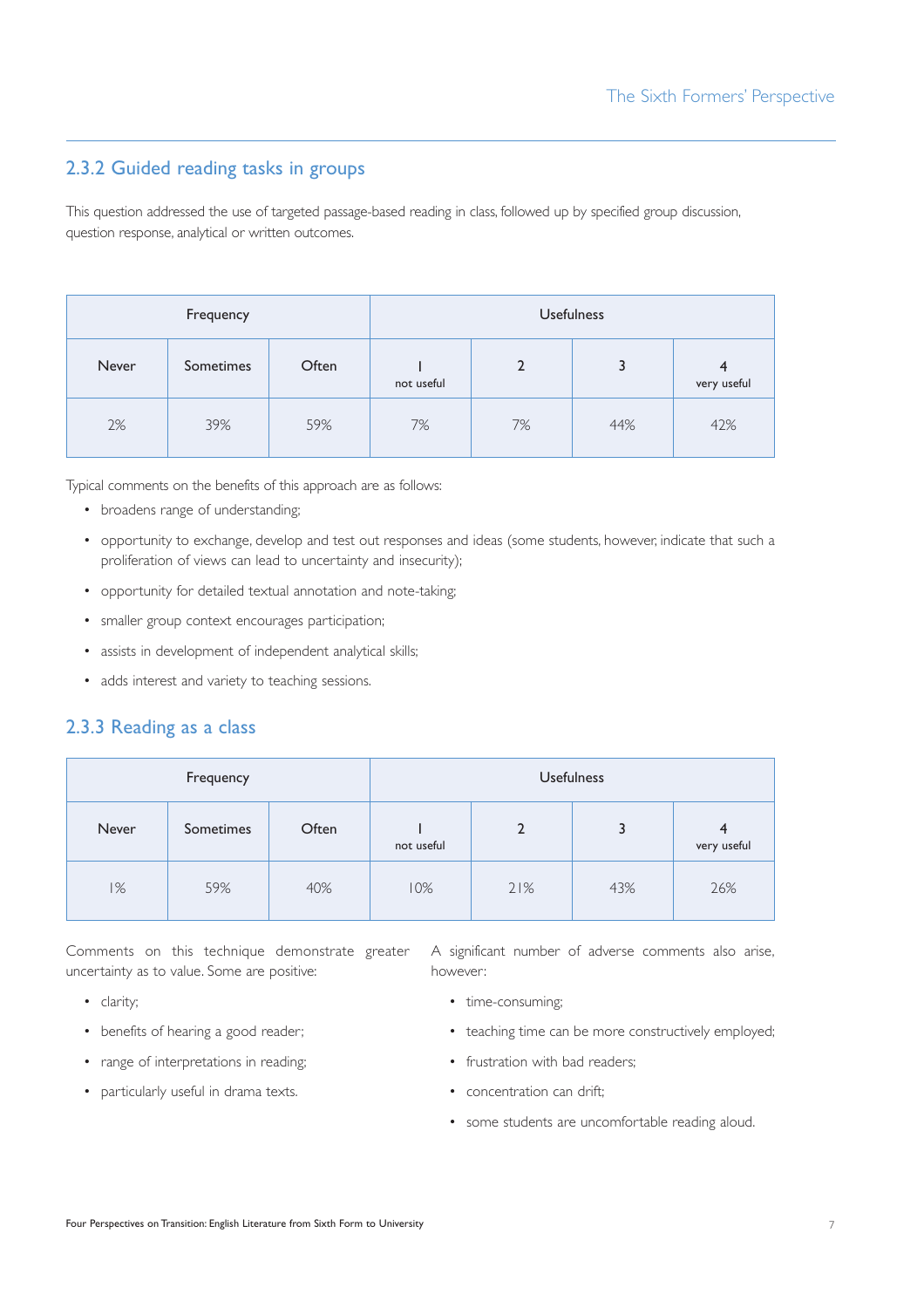### 2.3.2 Guided reading tasks in groups

This question addressed the use of targeted passage-based reading in class, followed up by specified group discussion, question response, analytical or written outcomes.

| Frequency | | | Usefulness | | | |
|---|---|---|---|---|---|---|
| Never | Sometimes | Often | 1<br>not useful | 2 | 3 | 4<br>very useful |
| 2% | 39% | 59% | 7% | 7% | 44% | 42% |

Typical comments on the benefits of this approach are as follows:

- broadens range of understanding;
- opportunity to exchange, develop and test out responses and ideas (some students, however, indicate that such a proliferation of views can lead to uncertainty and insecurity);
- opportunity for detailed textual annotation and note-taking;
- smaller group context encourages participation;
- assists in development of independent analytical skills;
- adds interest and variety to teaching sessions.

### 2.3.3 Reading as a class

| Frequency | | | Usefulness | | | |
|---|---|---|---|---|---|---|
| Never | Sometimes | Often | 1<br>not useful | 2 | 3 | 4<br>very useful |
| 1% | 59% | 40% | 10% | 21% | 43% | 26% |

Comments on this technique demonstrate greater uncertainty as to value. Some are positive:

- clarity;
- benefits of hearing a good reader;
- range of interpretations in reading;
- particularly useful in drama texts.

A significant number of adverse comments also arise, however:

- time-consuming;
- teaching time can be more constructively employed;
- frustration with bad readers;
- concentration can drift;
- some students are uncomfortable reading aloud.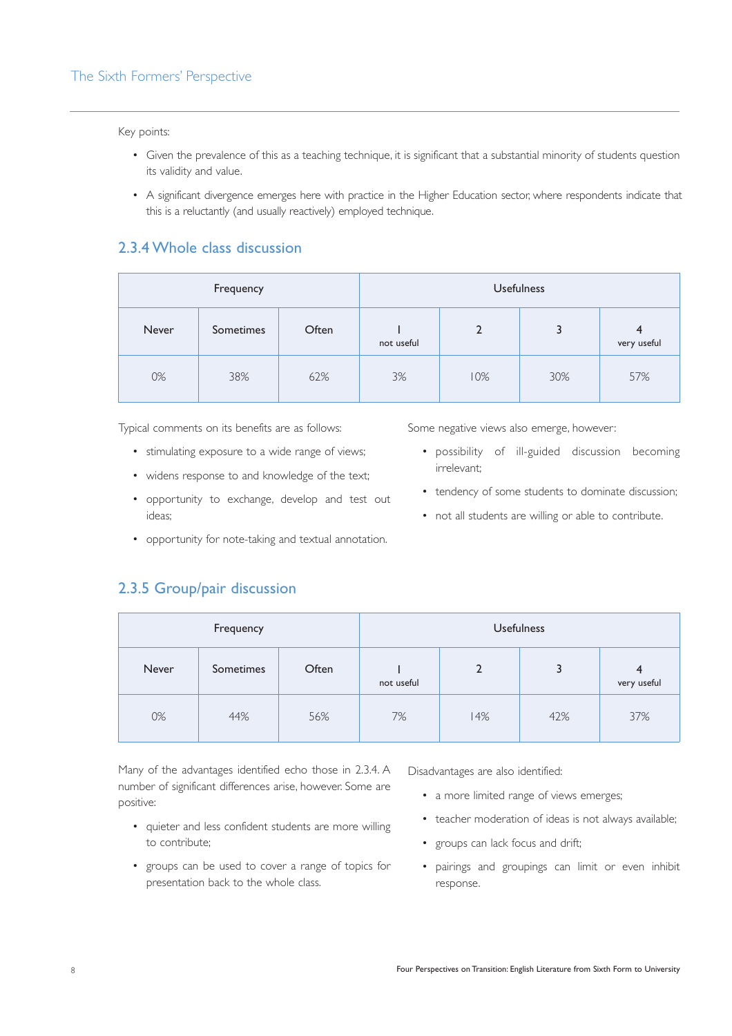Key points:

- Given the prevalence of this as a teaching technique, it is significant that a substantial minority of students question its validity and value.
- A significant divergence emerges here with practice in the Higher Education sector, where respondents indicate that this is a reluctantly (and usually reactively) employed technique.

### 2.3.4 Whole class discussion

| Frequency | | | Usefulness | | | |
|---|---|---|---|---|---|---|
| Never | Sometimes | Often | 1 not useful | 2 | 3 | 4 very useful |
| 0% | 38% | 62% | 3% | 10% | 30% | 57% |

Typical comments on its benefits are as follows:

- stimulating exposure to a wide range of views;
- widens response to and knowledge of the text;
- opportunity to exchange, develop and test out ideas;
- opportunity for note-taking and textual annotation.

Some negative views also emerge, however:

- possibility of ill-guided discussion becoming irrelevant;
- tendency of some students to dominate discussion;
- not all students are willing or able to contribute.

### 2.3.5 Group/pair discussion

| Frequency | | | Usefulness | | | |
|---|---|---|---|---|---|---|
| Never | Sometimes | Often | 1 not useful | 2 | 3 | 4 very useful |
| 0% | 44% | 56% | 7% | 14% | 42% | 37% |

Many of the advantages identified echo those in 2.3.4. A number of significant differences arise, however. Some are positive:

- quieter and less confident students are more willing to contribute;
- groups can be used to cover a range of topics for presentation back to the whole class.

Disadvantages are also identified:

- a more limited range of views emerges;
- teacher moderation of ideas is not always available;
- groups can lack focus and drift;
- pairings and groupings can limit or even inhibit response.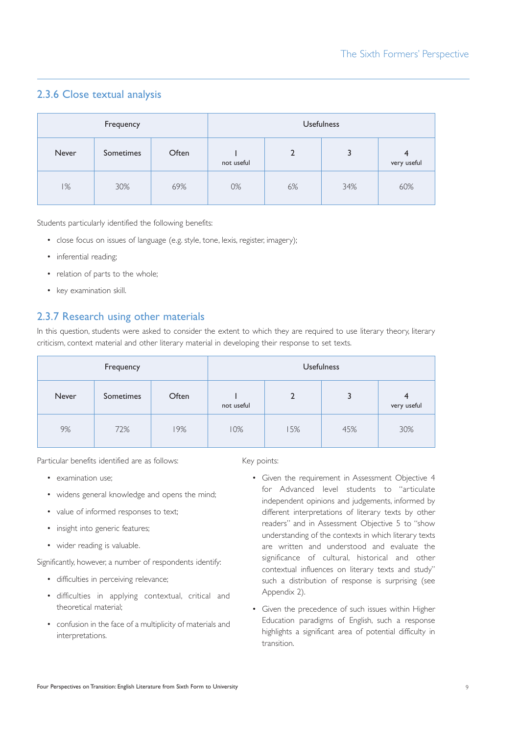### 2.3.6 Close textual analysis

| Frequency | | | Usefulness | | | |
|---|---|---|---|---|---|---|
| Never | Sometimes | Often | 1 not useful | 2 | 3 | 4 very useful |
| 1% | 30% | 69% | 0% | 6% | 34% | 60% |

Students particularly identified the following benefits:

- close focus on issues of language (e.g. style, tone, lexis, register, imagery);
- inferential reading;
- relation of parts to the whole;
- key examination skill.

### 2.3.7 Research using other materials

In this question, students were asked to consider the extent to which they are required to use literary theory, literary criticism, context material and other literary material in developing their response to set texts.

| Frequency | | | Usefulness | | | |
|---|---|---|---|---|---|---|
| Never | Sometimes | Often | 1 not useful | 2 | 3 | 4 very useful |
| 9% | 72% | 19% | 10% | 15% | 45% | 30% |

Particular benefits identified are as follows:

- examination use;
- widens general knowledge and opens the mind;
- value of informed responses to text;
- insight into generic features;
- wider reading is valuable.

Significantly, however, a number of respondents identify:

- difficulties in perceiving relevance;
- difficulties in applying contextual, critical and theoretical material;
- confusion in the face of a multiplicity of materials and interpretations.

Key points:

- Given the requirement in Assessment Objective 4 for Advanced level students to "articulate independent opinions and judgements, informed by different interpretations of literary texts by other readers" and in Assessment Objective 5 to "show understanding of the contexts in which literary texts are written and understood and evaluate the significance of cultural, historical and other contextual influences on literary texts and study" such a distribution of response is surprising (see Appendix 2).
- Given the precedence of such issues within Higher Education paradigms of English, such a response highlights a significant area of potential difficulty in transition.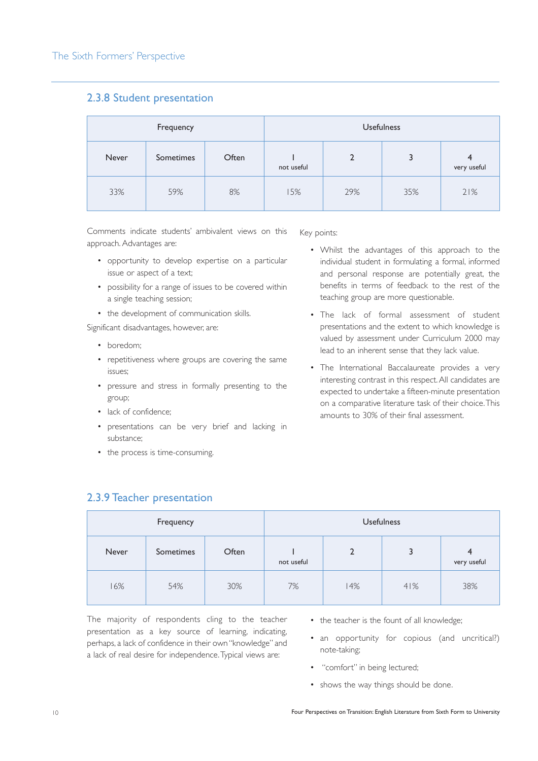### 2.3.8 Student presentation

| Frequency | | | Usefulness | | | |
|---|---|---|---|---|---|---|
| Never | Sometimes | Often | 1 not useful | 2 | 3 | 4 very useful |
| 33% | 59% | 8% | 15% | 29% | 35% | 21% |

Comments indicate students' ambivalent views on this approach. Advantages are:

- opportunity to develop expertise on a particular issue or aspect of a text;
- possibility for a range of issues to be covered within a single teaching session;
- the development of communication skills.

Significant disadvantages, however, are:

- boredom;
- repetitiveness where groups are covering the same issues;
- pressure and stress in formally presenting to the group;
- lack of confidence;
- presentations can be very brief and lacking in substance;
- the process is time-consuming.

Key points:

- Whilst the advantages of this approach to the individual student in formulating a formal, informed and personal response are potentially great, the benefits in terms of feedback to the rest of the teaching group are more questionable.
- The lack of formal assessment of student presentations and the extent to which knowledge is valued by assessment under Curriculum 2000 may lead to an inherent sense that they lack value.
- The International Baccalaureate provides a very interesting contrast in this respect. All candidates are expected to undertake a fifteen-minute presentation on a comparative literature task of their choice. This amounts to 30% of their final assessment.

### 2.3.9 Teacher presentation

| Frequency | | | Usefulness | | | |
|---|---|---|---|---|---|---|
| Never | Sometimes | Often | 1 not useful | 2 | 3 | 4 very useful |
| 16% | 54% | 30% | 7% | 14% | 41% | 38% |

The majority of respondents cling to the teacher presentation as a key source of learning, indicating, perhaps, a lack of confidence in their own "knowledge" and a lack of real desire for independence. Typical views are:

- the teacher is the fount of all knowledge;
- an opportunity for copious (and uncritical?) note-taking;
- "comfort" in being lectured;
- shows the way things should be done.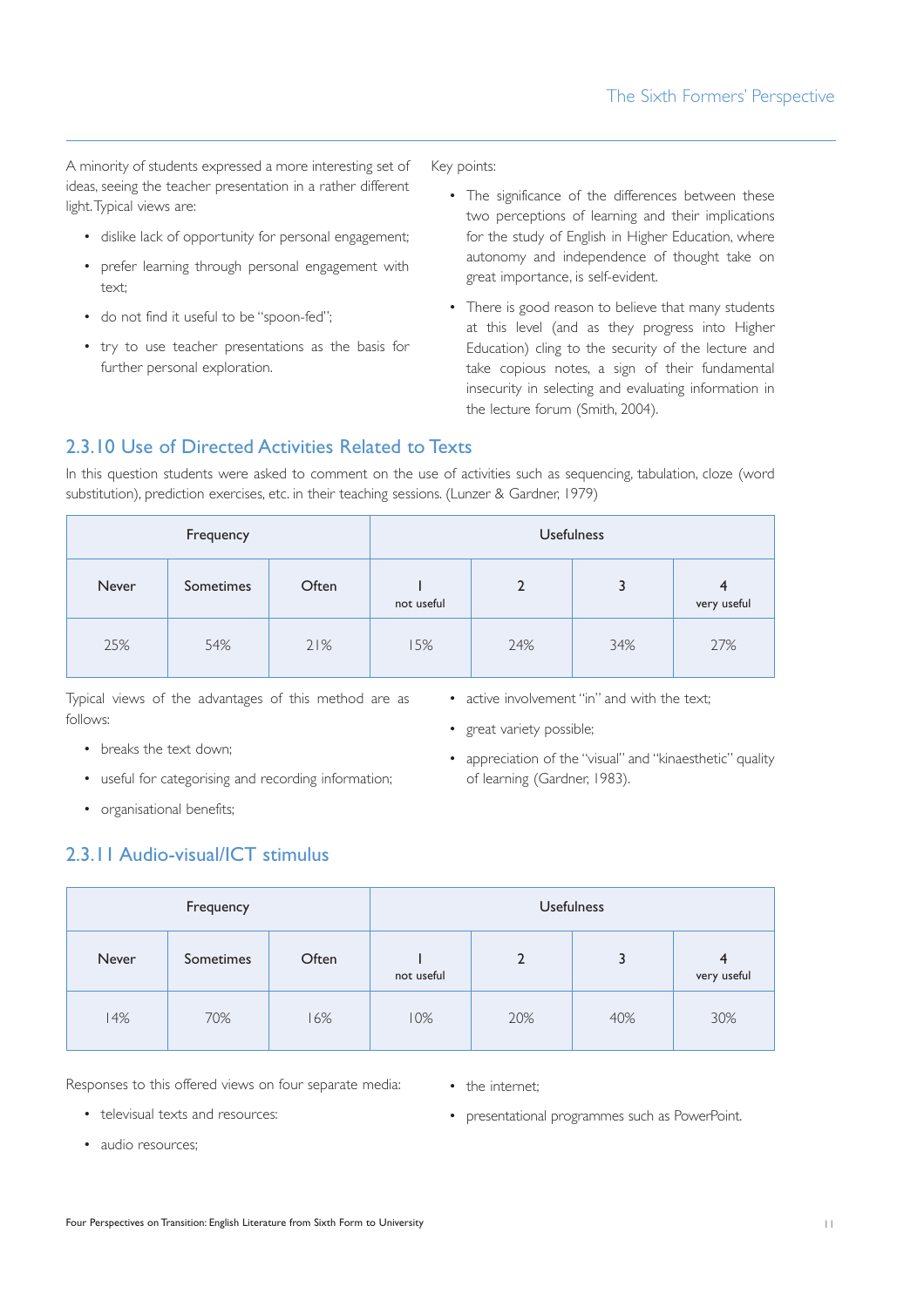A minority of students expressed a more interesting set of ideas, seeing the teacher presentation in a rather different light. Typical views are:

- dislike lack of opportunity for personal engagement;
- prefer learning through personal engagement with text;
- do not find it useful to be "spoon-fed";
- try to use teacher presentations as the basis for further personal exploration.

Key points:

- The significance of the differences between these two perceptions of learning and their implications for the study of English in Higher Education, where autonomy and independence of thought take on great importance, is self-evident.
- There is good reason to believe that many students at this level (and as they progress into Higher Education) cling to the security of the lecture and take copious notes, a sign of their fundamental insecurity in selecting and evaluating information in the lecture forum (Smith, 2004).

## 2.3.10 Use of Directed Activities Related to Texts

In this question students were asked to comment on the use of activities such as sequencing, tabulation, cloze (word substitution), prediction exercises, etc. in their teaching sessions. (Lunzer & Gardner, 1979)

| Frequency | | | Usefulness | | | |
|---|---|---|---|---|---|---|
| Never | Sometimes | Often | 1 not useful | 2 | 3 | 4 very useful |
| 25% | 54% | 21% | 15% | 24% | 34% | 27% |

Typical views of the advantages of this method are as follows:

- breaks the text down;
- useful for categorising and recording information;
- organisational benefits;
- active involvement "in" and with the text;
- great variety possible;
- appreciation of the "visual" and "kinaesthetic" quality of learning (Gardner, 1983).

## 2.3.11 Audio-visual/ICT stimulus

| Frequency | | | Usefulness | | | |
|---|---|---|---|---|---|---|
| Never | Sometimes | Often | 1 not useful | 2 | 3 | 4 very useful |
| 14% | 70% | 16% | 10% | 20% | 40% | 30% |

Responses to this offered views on four separate media:

- televisual texts and resources:
- audio resources;
- the internet;
- presentational programmes such as PowerPoint.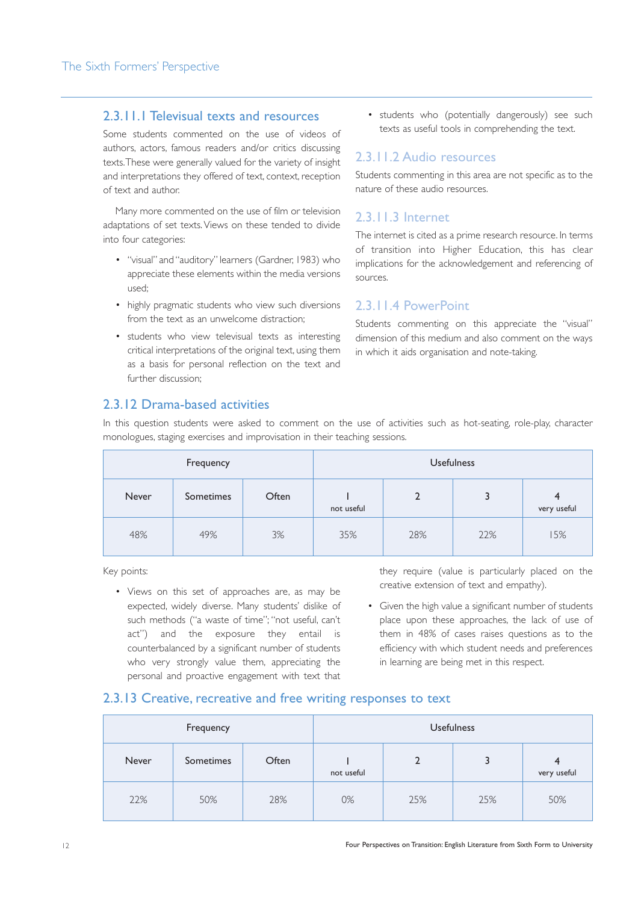#### 2.3.11.1 Televisual texts and resources

Some students commented on the use of videos of authors, actors, famous readers and/or critics discussing texts. These were generally valued for the variety of insight and interpretations they offered of text, context, reception of text and author.

Many more commented on the use of film or television adaptations of set texts. Views on these tended to divide into four categories:

- "visual" and "auditory" learners (Gardner, 1983) who appreciate these elements within the media versions used;
- highly pragmatic students who view such diversions from the text as an unwelcome distraction;
- students who view televisual texts as interesting critical interpretations of the original text, using them as a basis for personal reflection on the text and further discussion;
- students who (potentially dangerously) see such texts as useful tools in comprehending the text.

#### 2.3.11.2 Audio resources

Students commenting in this area are not specific as to the nature of these audio resources.

#### 2.3.11.3 Internet

The internet is cited as a prime research resource. In terms of transition into Higher Education, this has clear implications for the acknowledgement and referencing of sources.

#### 2.3.11.4 PowerPoint

Students commenting on this appreciate the "visual" dimension of this medium and also comment on the ways in which it aids organisation and note-taking.

### 2.3.12 Drama-based activities

In this question students were asked to comment on the use of activities such as hot-seating, role-play, character monologues, staging exercises and improvisation in their teaching sessions.

| Frequency | | | Usefulness | | | |
|---|---|---|---|---|---|---|
| Never | Sometimes | Often | 1 not useful | 2 | 3 | 4 very useful |
| 48% | 49% | 3% | 35% | 28% | 22% | 15% |

Key points:

- Views on this set of approaches are, as may be expected, widely diverse. Many students' dislike of such methods ("a waste of time"; "not useful, can't act") and the exposure they entail is counterbalanced by a significant number of students who very strongly value them, appreciating the personal and proactive engagement with text that they require (value is particularly placed on the creative extension of text and empathy).
- Given the high value a significant number of students place upon these approaches, the lack of use of them in 48% of cases raises questions as to the efficiency with which student needs and preferences in learning are being met in this respect.

### 2.3.13 Creative, recreative and free writing responses to text

| Frequency | | | Usefulness | | | |
|---|---|---|---|---|---|---|
| Never | Sometimes | Often | 1 not useful | 2 | 3 | 4 very useful |
| 22% | 50% | 28% | 0% | 25% | 25% | 50% |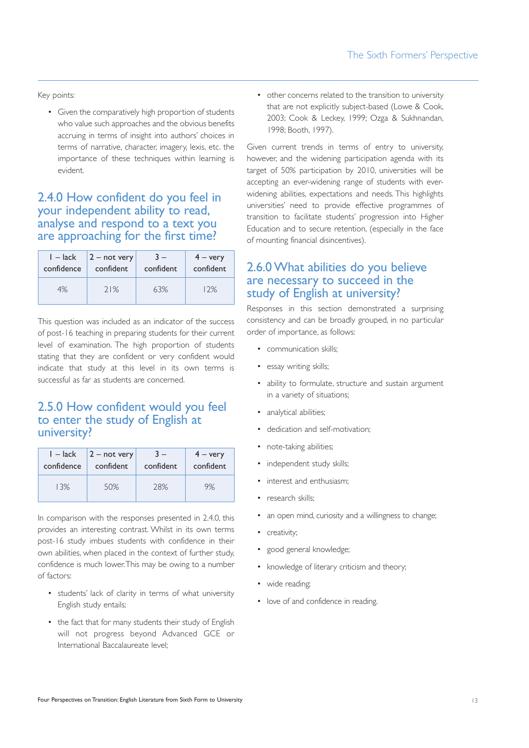Key points:

- Given the comparatively high proportion of students who value such approaches and the obvious benefits accruing in terms of insight into authors' choices in terms of narrative, character, imagery, lexis, etc. the importance of these techniques within learning is evident.

## 2.4.0 How confident do you feel in your independent ability to read, analyse and respond to a text you are approaching for the first time?

| 1 – lack confidence | 2 – not very confident | 3 – confident | 4 – very confident |
|---|---|---|---|
| 4% | 21% | 63% | 12% |

This question was included as an indicator of the success of post-16 teaching in preparing students for their current level of examination. The high proportion of students stating that they are confident or very confident would indicate that study at this level in its own terms is successful as far as students are concerned.

## 2.5.0 How confident would you feel to enter the study of English at university?

| 1 – lack confidence | 2 – not very confident | 3 – confident | 4 – very confident |
|---|---|---|---|
| 13% | 50% | 28% | 9% |

In comparison with the responses presented in 2.4.0, this provides an interesting contrast. Whilst in its own terms post-16 study imbues students with confidence in their own abilities, when placed in the context of further study, confidence is much lower. This may be owing to a number of factors:

- students' lack of clarity in terms of what university English study entails;
- the fact that for many students their study of English will not progress beyond Advanced GCE or International Baccalaureate level;
- other concerns related to the transition to university that are not explicitly subject-based (Lowe & Cook, 2003; Cook & Leckey, 1999; Ozga & Sukhnandan, 1998; Booth, 1997).

Given current trends in terms of entry to university, however, and the widening participation agenda with its target of 50% participation by 2010, universities will be accepting an ever-widening range of students with ever-widening abilities, expectations and needs. This highlights universities' need to provide effective programmes of transition to facilitate students' progression into Higher Education and to secure retention, (especially in the face of mounting financial disincentives).

## 2.6.0 What abilities do you believe are necessary to succeed in the study of English at university?

Responses in this section demonstrated a surprising consistency and can be broadly grouped, in no particular order of importance, as follows:

- communication skills;
- essay writing skills;
- ability to formulate, structure and sustain argument in a variety of situations;
- analytical abilities;
- dedication and self-motivation;
- note-taking abilities;
- independent study skills;
- interest and enthusiasm;
- research skills;
- an open mind, curiosity and a willingness to change;
- creativity;
- good general knowledge;
- knowledge of literary criticism and theory;
- wide reading;
- love of and confidence in reading.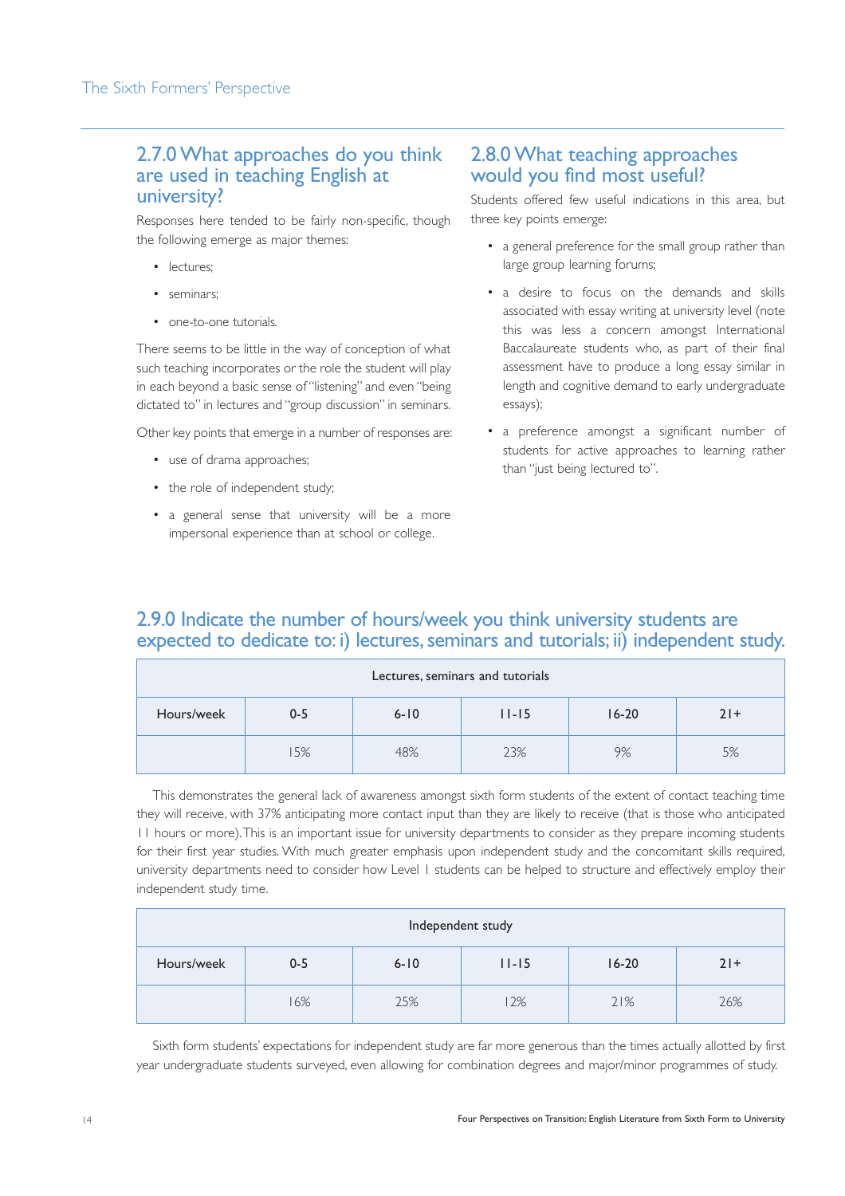## 2.7.0 What approaches do you think are used in teaching English at university?

Responses here tended to be fairly non-specific, though the following emerge as major themes:

- lectures;
- seminars;
- one-to-one tutorials.

There seems to be little in the way of conception of what such teaching incorporates or the role the student will play in each beyond a basic sense of "listening" and even "being dictated to" in lectures and "group discussion" in seminars.

Other key points that emerge in a number of responses are:

- use of drama approaches;
- the role of independent study;
- a general sense that university will be a more impersonal experience than at school or college.

## 2.8.0 What teaching approaches would you find most useful?

Students offered few useful indications in this area, but three key points emerge:

- a general preference for the small group rather than large group learning forums;
- a desire to focus on the demands and skills associated with essay writing at university level (note this was less a concern amongst International Baccalaureate students who, as part of their final assessment have to produce a long essay similar in length and cognitive demand to early undergraduate essays);
- a preference amongst a significant number of students for active approaches to learning rather than "just being lectured to".

## 2.9.0 Indicate the number of hours/week you think university students are expected to dedicate to: i) lectures, seminars and tutorials; ii) independent study.

| Lectures, seminars and tutorials | | | | | |
|---|---|---|---|---|---|
| Hours/week | 0-5 | 6-10 | 11-15 | 16-20 | 21+ |
| | 15% | 48% | 23% | 9% | 5% |

This demonstrates the general lack of awareness amongst sixth form students of the extent of contact teaching time they will receive, with 37% anticipating more contact input than they are likely to receive (that is those who anticipated 11 hours or more). This is an important issue for university departments to consider as they prepare incoming students for their first year studies. With much greater emphasis upon independent study and the concomitant skills required, university departments need to consider how Level 1 students can be helped to structure and effectively employ their independent study time.

| Independent study | | | | | |
|---|---|---|---|---|---|
| Hours/week | 0-5 | 6-10 | 11-15 | 16-20 | 21+ |
| | 16% | 25% | 12% | 21% | 26% |

Sixth form students' expectations for independent study are far more generous than the times actually allotted by first year undergraduate students surveyed, even allowing for combination degrees and major/minor programmes of study.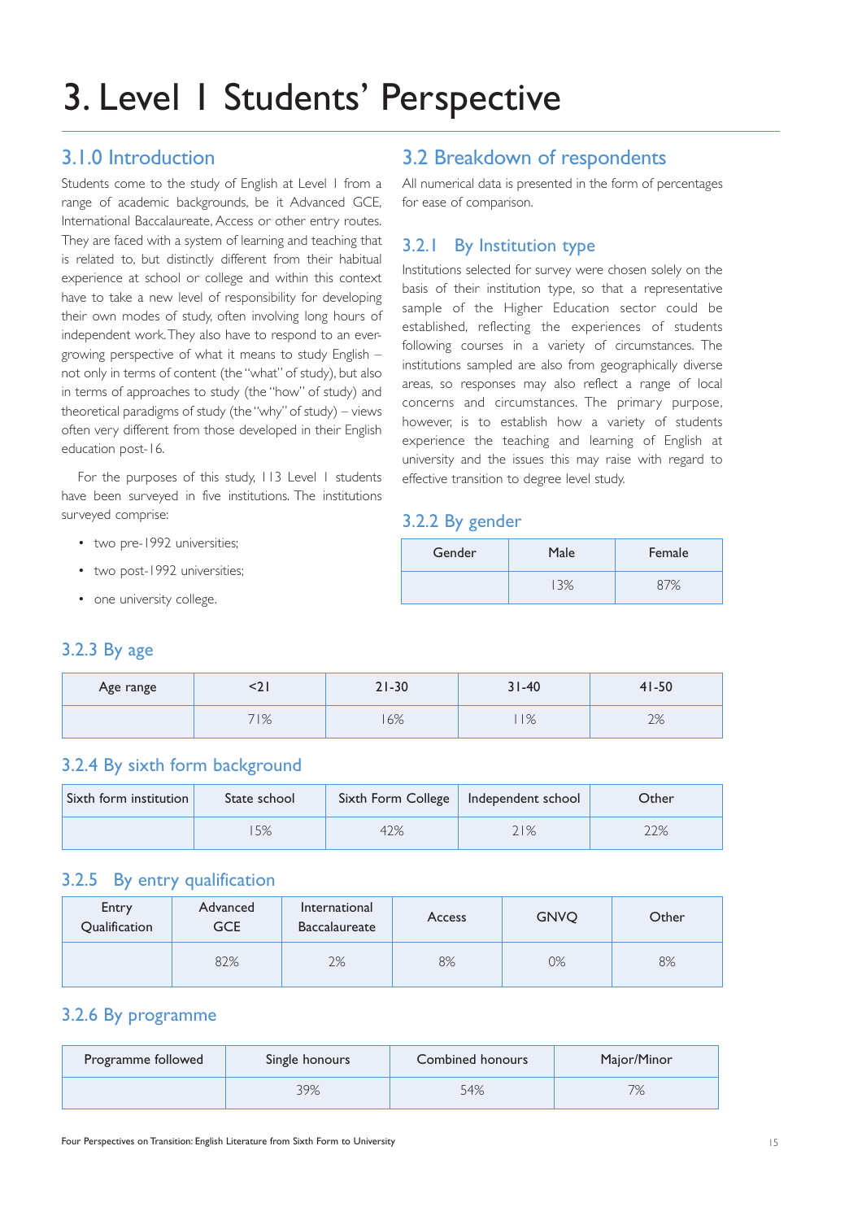# 3. Level 1 Students' Perspective

## 3.1.0 Introduction

Students come to the study of English at Level 1 from a range of academic backgrounds, be it Advanced GCE, International Baccalaureate, Access or other entry routes. They are faced with a system of learning and teaching that is related to, but distinctly different from their habitual experience at school or college and within this context have to take a new level of responsibility for developing their own modes of study, often involving long hours of independent work. They also have to respond to an ever-growing perspective of what it means to study English – not only in terms of content (the "what" of study), but also in terms of approaches to study (the "how" of study) and theoretical paradigms of study (the "why" of study) – views often very different from those developed in their English education post-16.

For the purposes of this study, 113 Level 1 students have been surveyed in five institutions. The institutions surveyed comprise:

- two pre-1992 universities;
- two post-1992 universities;
- one university college.

## 3.2 Breakdown of respondents

All numerical data is presented in the form of percentages for ease of comparison.

### 3.2.1 By Institution type

Institutions selected for survey were chosen solely on the basis of their institution type, so that a representative sample of the Higher Education sector could be established, reflecting the experiences of students following courses in a variety of circumstances. The institutions sampled are also from geographically diverse areas, so responses may also reflect a range of local concerns and circumstances. The primary purpose, however, is to establish how a variety of students experience the teaching and learning of English at university and the issues this may raise with regard to effective transition to degree level study.

### 3.2.2 By gender

| Gender | Male | Female |
|---|---|---|
| | 13% | 87% |

### 3.2.3 By age

| Age range | <21 | 21-30 | 31-40 | 41-50 |
|---|---|---|---|---|
| | 71% | 16% | 11% | 2% |

### 3.2.4 By sixth form background

| Sixth form institution | State school | Sixth Form College | Independent school | Other |
|---|---|---|---|---|
| | 15% | 42% | 21% | 22% |

### 3.2.5 By entry qualification

| Entry Qualification | Advanced GCE | International Baccalaureate | Access | GNVQ | Other |
|---|---|---|---|---|---|
| | 82% | 2% | 8% | 0% | 8% |

### 3.2.6 By programme

| Programme followed | Single honours | Combined honours | Major/Minor |
|---|---|---|---|
| | 39% | 54% | 7% |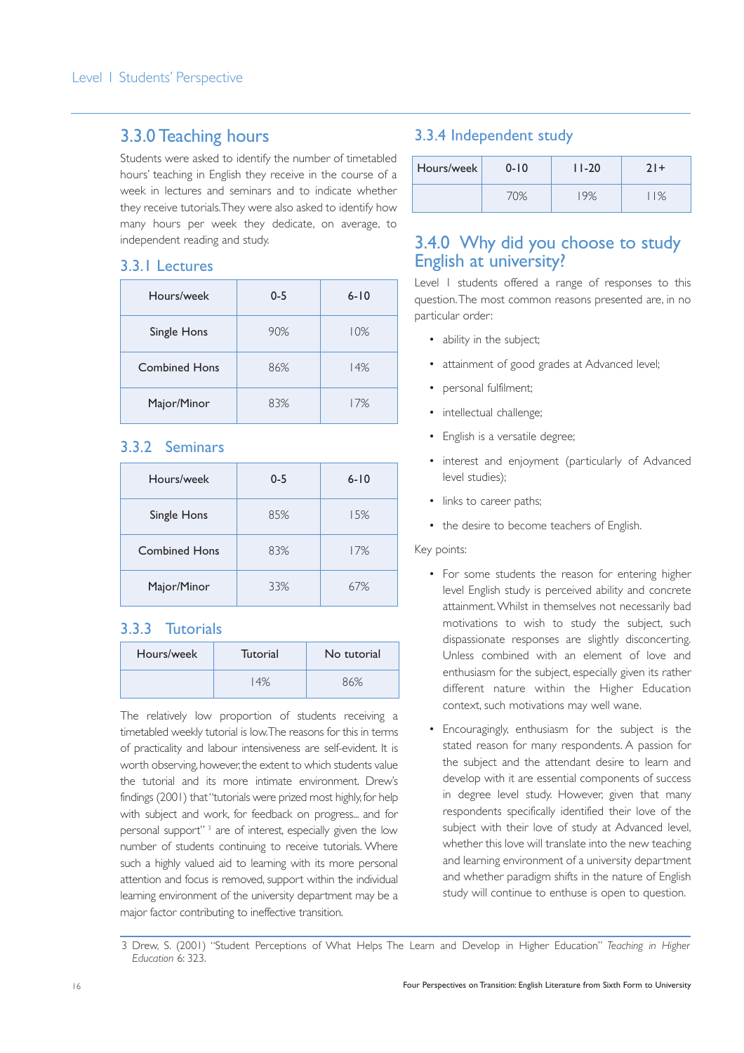## 3.3.0 Teaching hours

Students were asked to identify the number of timetabled hours' teaching in English they receive in the course of a week in lectures and seminars and to indicate whether they receive tutorials. They were also asked to identify how many hours per week they dedicate, on average, to independent reading and study.

### 3.3.1 Lectures

| Hours/week | 0-5 | 6-10 |
|---|---|---|
| Single Hons | 90% | 10% |
| Combined Hons | 86% | 14% |
| Major/Minor | 83% | 17% |

### 3.3.2 Seminars

| Hours/week | 0-5 | 6-10 |
|---|---|---|
| Single Hons | 85% | 15% |
| Combined Hons | 83% | 17% |
| Major/Minor | 33% | 67% |

### 3.3.3 Tutorials

| Hours/week | Tutorial | No tutorial |
|---|---|---|
| | 14% | 86% |

The relatively low proportion of students receiving a timetabled weekly tutorial is low. The reasons for this in terms of practicality and labour intensiveness are self-evident. It is worth observing, however, the extent to which students value the tutorial and its more intimate environment. Drew's findings (2001) that "tutorials were prized most highly, for help with subject and work, for feedback on progress... and for personal support" [3] are of interest, especially given the low number of students continuing to receive tutorials. Where such a highly valued aid to learning with its more personal attention and focus is removed, support within the individual learning environment of the university department may be a major factor contributing to ineffective transition.

### 3.3.4 Independent study

| Hours/week | 0-10 | 11-20 | 21+ |
|---|---|---|---|
| | 70% | 19% | 11% |

## 3.4.0 Why did you choose to study English at university?

Level 1 students offered a range of responses to this question. The most common reasons presented are, in no particular order:

- ability in the subject;
- attainment of good grades at Advanced level;
- personal fulfilment;
- intellectual challenge;
- English is a versatile degree;
- interest and enjoyment (particularly of Advanced level studies);
- links to career paths;
- the desire to become teachers of English.

Key points:

- For some students the reason for entering higher level English study is perceived ability and concrete attainment. Whilst in themselves not necessarily bad motivations to wish to study the subject, such dispassionate responses are slightly disconcerting. Unless combined with an element of love and enthusiasm for the subject, especially given its rather different nature within the Higher Education context, such motivations may well wane.
- Encouragingly, enthusiasm for the subject is the stated reason for many respondents. A passion for the subject and the attendant desire to learn and develop with it are essential components of success in degree level study. However, given that many respondents specifically identified their love of the subject with their love of study at Advanced level, whether this love will translate into the new teaching and learning environment of a university department and whether paradigm shifts in the nature of English study will continue to enthuse is open to question.

---

3 Drew, S. (2001) "Student Perceptions of What Helps The Learn and Develop in Higher Education" *Teaching in Higher Education* 6: 323.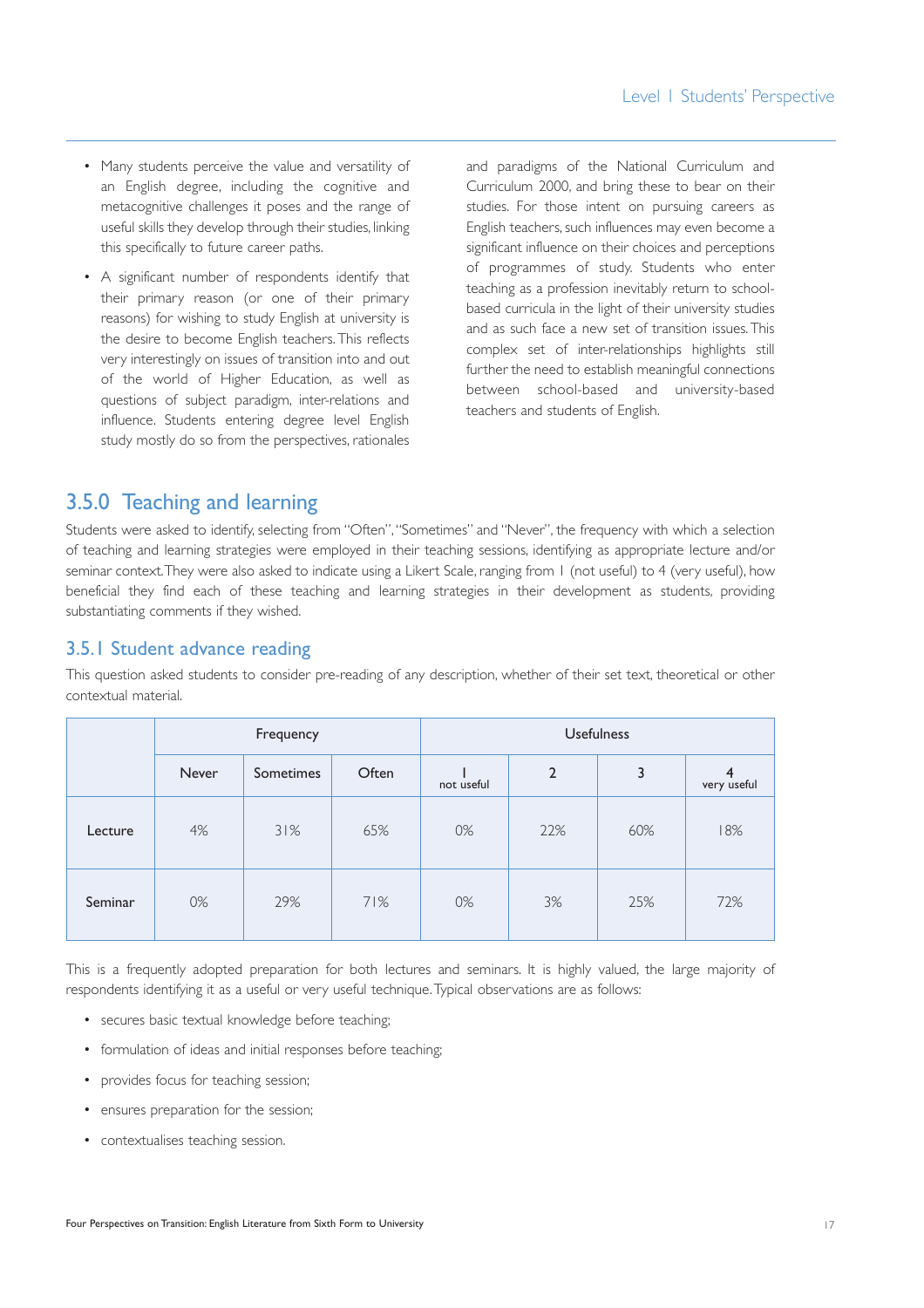- Many students perceive the value and versatility of an English degree, including the cognitive and metacognitive challenges it poses and the range of useful skills they develop through their studies, linking this specifically to future career paths.
- A significant number of respondents identify that their primary reason (or one of their primary reasons) for wishing to study English at university is the desire to become English teachers. This reflects very interestingly on issues of transition into and out of the world of Higher Education, as well as questions of subject paradigm, inter-relations and influence. Students entering degree level English study mostly do so from the perspectives, rationales and paradigms of the National Curriculum and Curriculum 2000, and bring these to bear on their studies. For those intent on pursuing careers as English teachers, such influences may even become a significant influence on their choices and perceptions of programmes of study. Students who enter teaching as a profession inevitably return to school-based curricula in the light of their university studies and as such face a new set of transition issues. This complex set of inter-relationships highlights still further the need to establish meaningful connections between school-based and university-based teachers and students of English.

## 3.5.0 Teaching and learning

Students were asked to identify, selecting from "Often", "Sometimes" and "Never", the frequency with which a selection of teaching and learning strategies were employed in their teaching sessions, identifying as appropriate lecture and/or seminar context. They were also asked to indicate using a Likert Scale, ranging from 1 (not useful) to 4 (very useful), how beneficial they find each of these teaching and learning strategies in their development as students, providing substantiating comments if they wished.

### 3.5.1 Student advance reading

This question asked students to consider pre-reading of any description, whether of their set text, theoretical or other contextual material.

| | Frequency | | | Usefulness | | | |
|---|---|---|---|---|---|---|---|
| | Never | Sometimes | Often | 1 not useful | 2 | 3 | 4 very useful |
| **Lecture** | 4% | 31% | 65% | 0% | 22% | 60% | 18% |
| **Seminar** | 0% | 29% | 71% | 0% | 3% | 25% | 72% |

This is a frequently adopted preparation for both lectures and seminars. It is highly valued, the large majority of respondents identifying it as a useful or very useful technique. Typical observations are as follows:

- secures basic textual knowledge before teaching;
- formulation of ideas and initial responses before teaching;
- provides focus for teaching session;
- ensures preparation for the session;
- contextualises teaching session.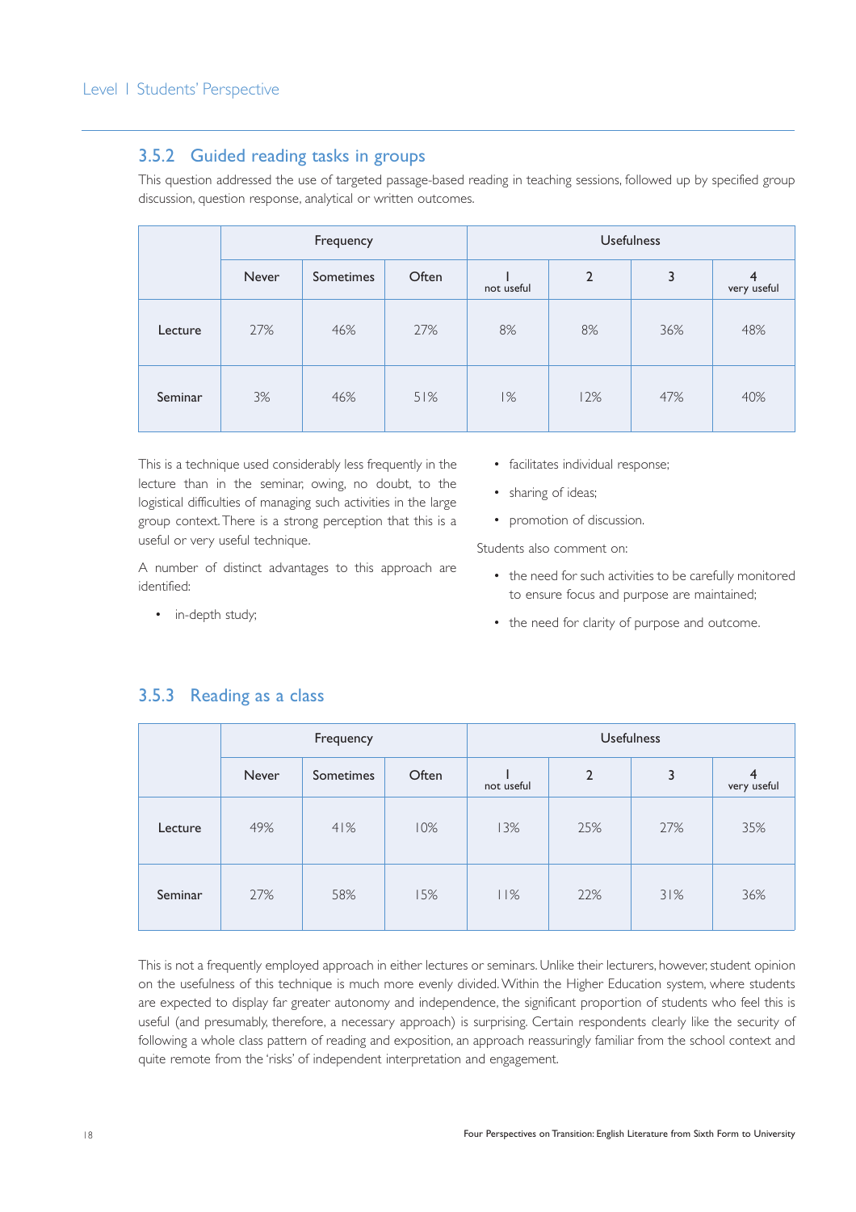### 3.5.2 Guided reading tasks in groups

This question addressed the use of targeted passage-based reading in teaching sessions, followed up by specified group discussion, question response, analytical or written outcomes.

| | Frequency | | | Usefulness | | | |
|---|---|---|---|---|---|---|---|
| | Never | Sometimes | Often | 1 not useful | 2 | 3 | 4 very useful |
| Lecture | 27% | 46% | 27% | 8% | 8% | 36% | 48% |
| Seminar | 3% | 46% | 51% | 1% | 12% | 47% | 40% |

This is a technique used considerably less frequently in the lecture than in the seminar, owing, no doubt, to the logistical difficulties of managing such activities in the large group context. There is a strong perception that this is a useful or very useful technique.

A number of distinct advantages to this approach are identified:

- in-depth study;
- facilitates individual response;
- sharing of ideas;
- promotion of discussion.

Students also comment on:

- the need for such activities to be carefully monitored to ensure focus and purpose are maintained;
- the need for clarity of purpose and outcome.

### 3.5.3 Reading as a class

| | Frequency | | | Usefulness | | | |
|---|---|---|---|---|---|---|---|
| | Never | Sometimes | Often | 1 not useful | 2 | 3 | 4 very useful |
| Lecture | 49% | 41% | 10% | 13% | 25% | 27% | 35% |
| Seminar | 27% | 58% | 15% | 11% | 22% | 31% | 36% |

This is not a frequently employed approach in either lectures or seminars. Unlike their lecturers, however, student opinion on the usefulness of this technique is much more evenly divided. Within the Higher Education system, where students are expected to display far greater autonomy and independence, the significant proportion of students who feel this is useful (and presumably, therefore, a necessary approach) is surprising. Certain respondents clearly like the security of following a whole class pattern of reading and exposition, an approach reassuringly familiar from the school context and quite remote from the 'risks' of independent interpretation and engagement.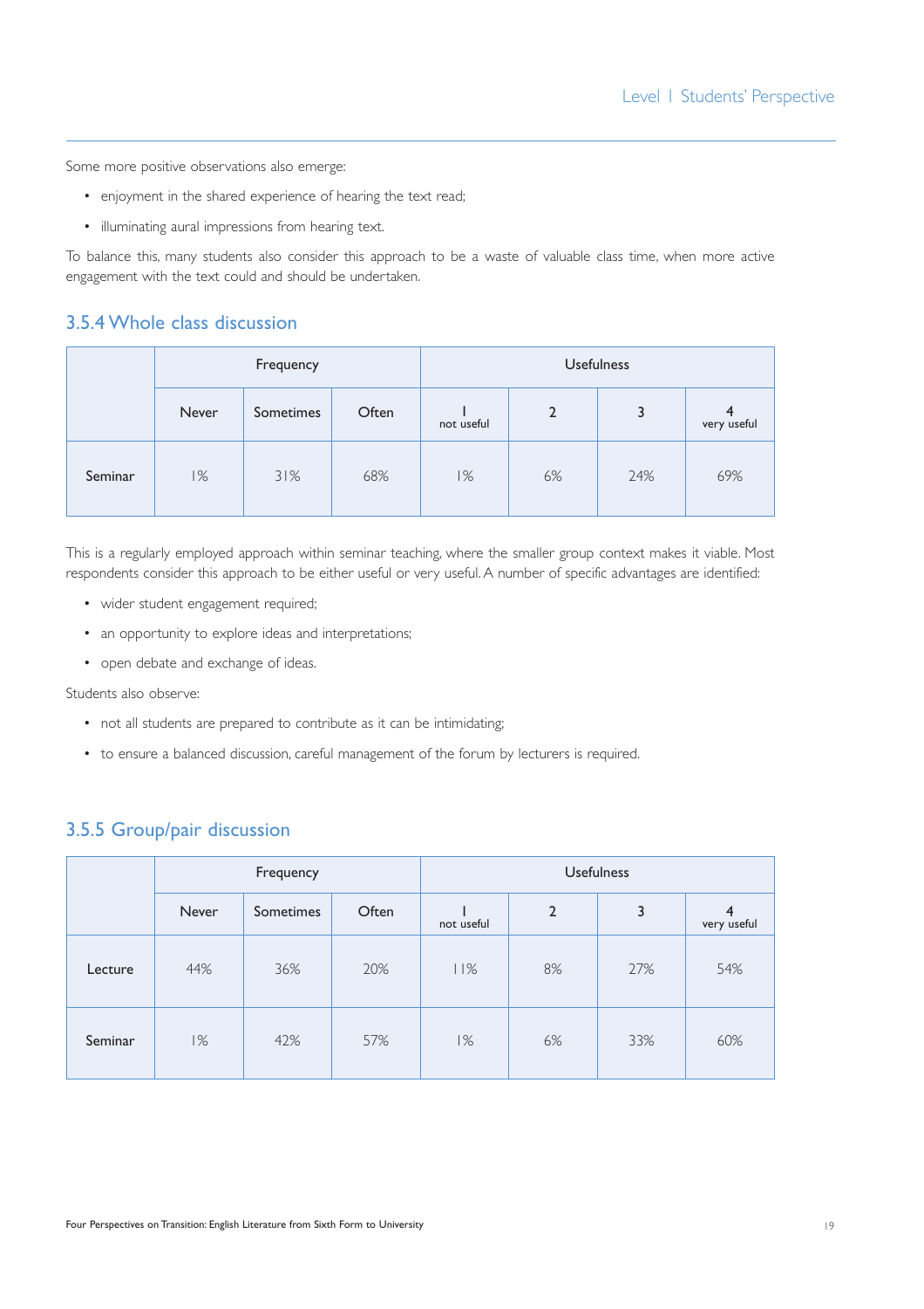Some more positive observations also emerge:

- enjoyment in the shared experience of hearing the text read;
- illuminating aural impressions from hearing text.

To balance this, many students also consider this approach to be a waste of valuable class time, when more active engagement with the text could and should be undertaken.

### 3.5.4 Whole class discussion

| | Frequency | | | Usefulness | | | |
|---|---|---|---|---|---|---|---|
| | Never | Sometimes | Often | 1 not useful | 2 | 3 | 4 very useful |
| Seminar | 1% | 31% | 68% | 1% | 6% | 24% | 69% |

This is a regularly employed approach within seminar teaching, where the smaller group context makes it viable. Most respondents consider this approach to be either useful or very useful. A number of specific advantages are identified:

- wider student engagement required;
- an opportunity to explore ideas and interpretations;
- open debate and exchange of ideas.

Students also observe:

- not all students are prepared to contribute as it can be intimidating;
- to ensure a balanced discussion, careful management of the forum by lecturers is required.

### 3.5.5 Group/pair discussion

| | Frequency | | | Usefulness | | | |
|---|---|---|---|---|---|---|---|
| | Never | Sometimes | Often | 1 not useful | 2 | 3 | 4 very useful |
| Lecture | 44% | 36% | 20% | 11% | 8% | 27% | 54% |
| Seminar | 1% | 42% | 57% | 1% | 6% | 33% | 60% |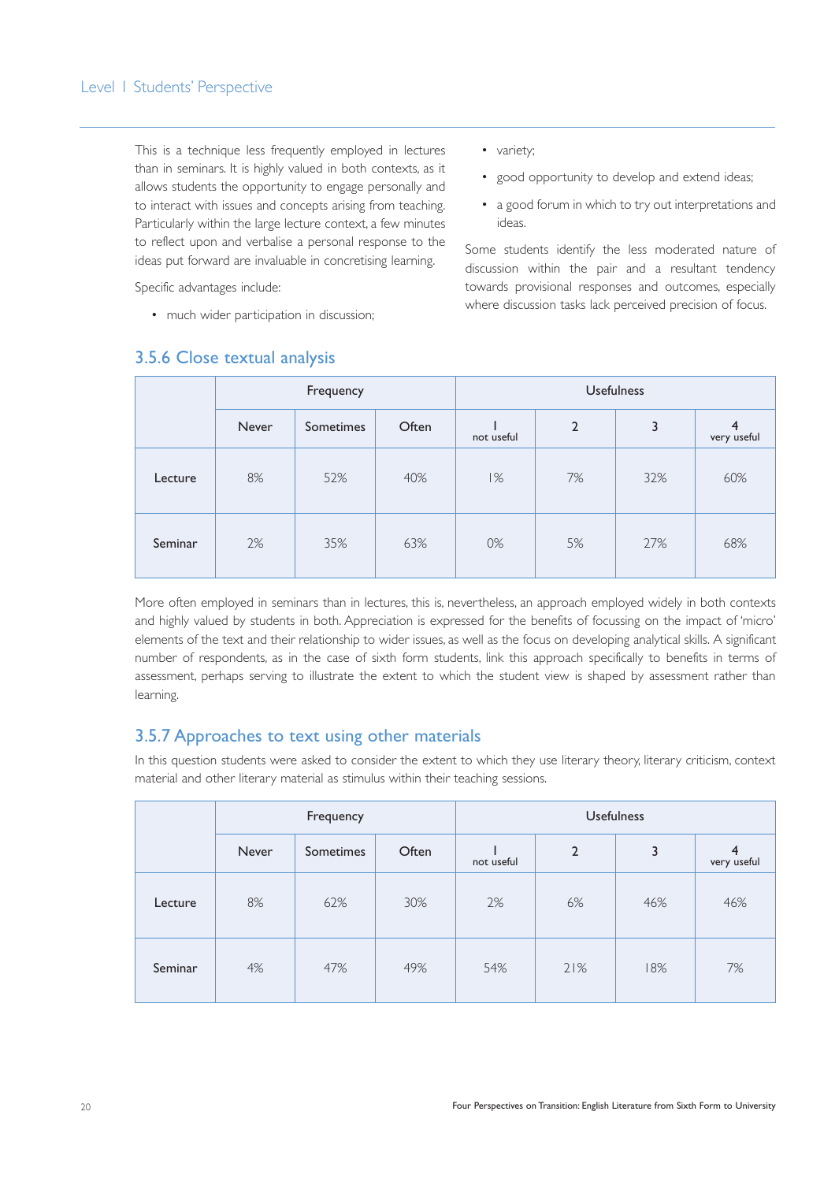This is a technique less frequently employed in lectures than in seminars. It is highly valued in both contexts, as it allows students the opportunity to engage personally and to interact with issues and concepts arising from teaching. Particularly within the large lecture context, a few minutes to reflect upon and verbalise a personal response to the ideas put forward are invaluable in concretising learning.

Specific advantages include:

- much wider participation in discussion;
- variety;
- good opportunity to develop and extend ideas;
- a good forum in which to try out interpretations and ideas.

Some students identify the less moderated nature of discussion within the pair and a resultant tendency towards provisional responses and outcomes, especially where discussion tasks lack perceived precision of focus.

### 3.5.6 Close textual analysis

| | Frequency | | | Usefulness | | | |
|---|---|---|---|---|---|---|---|
| | Never | Sometimes | Often | 1 not useful | 2 | 3 | 4 very useful |
| Lecture | 8% | 52% | 40% | 1% | 7% | 32% | 60% |
| Seminar | 2% | 35% | 63% | 0% | 5% | 27% | 68% |

More often employed in seminars than in lectures, this is, nevertheless, an approach employed widely in both contexts and highly valued by students in both. Appreciation is expressed for the benefits of focussing on the impact of 'micro' elements of the text and their relationship to wider issues, as well as the focus on developing analytical skills. A significant number of respondents, as in the case of sixth form students, link this approach specifically to benefits in terms of assessment, perhaps serving to illustrate the extent to which the student view is shaped by assessment rather than learning.

### 3.5.7 Approaches to text using other materials

In this question students were asked to consider the extent to which they use literary theory, literary criticism, context material and other literary material as stimulus within their teaching sessions.

| | Frequency | | | Usefulness | | | |
|---|---|---|---|---|---|---|---|
| | Never | Sometimes | Often | 1 not useful | 2 | 3 | 4 very useful |
| Lecture | 8% | 62% | 30% | 2% | 6% | 46% | 46% |
| Seminar | 4% | 47% | 49% | 54% | 21% | 18% | 7% |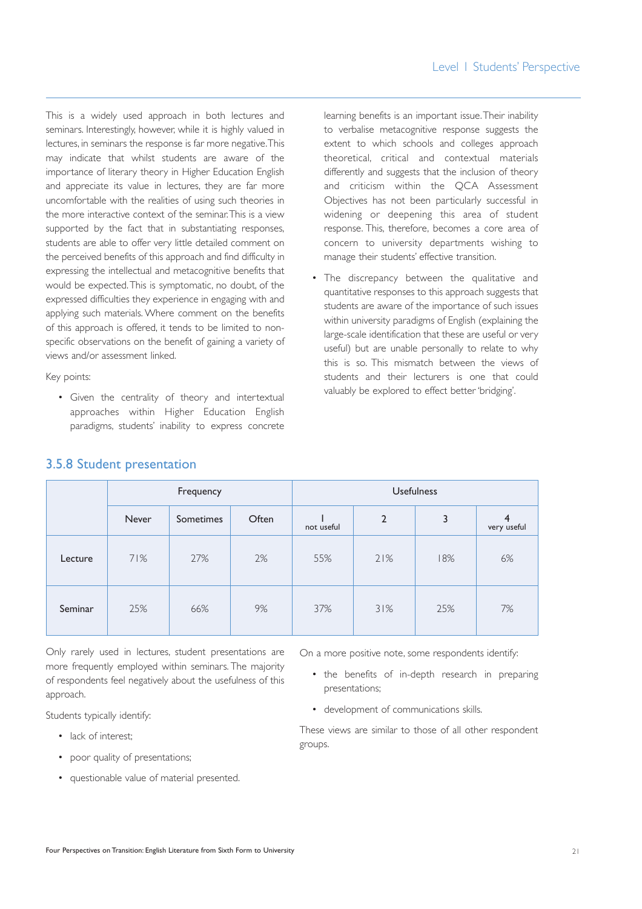This is a widely used approach in both lectures and seminars. Interestingly, however, while it is highly valued in lectures, in seminars the response is far more negative. This may indicate that whilst students are aware of the importance of literary theory in Higher Education English and appreciate its value in lectures, they are far more uncomfortable with the realities of using such theories in the more interactive context of the seminar. This is a view supported by the fact that in substantiating responses, students are able to offer very little detailed comment on the perceived benefits of this approach and find difficulty in expressing the intellectual and metacognitive benefits that would be expected. This is symptomatic, no doubt, of the expressed difficulties they experience in engaging with and applying such materials. Where comment on the benefits of this approach is offered, it tends to be limited to non-specific observations on the benefit of gaining a variety of views and/or assessment linked.

Key points:

- Given the centrality of theory and intertextual approaches within Higher Education English paradigms, students' inability to express concrete learning benefits is an important issue. Their inability to verbalise metacognitive response suggests the extent to which schools and colleges approach theoretical, critical and contextual materials differently and suggests that the inclusion of theory and criticism within the QCA Assessment Objectives has not been particularly successful in widening or deepening this area of student response. This, therefore, becomes a core area of concern to university departments wishing to manage their students' effective transition.
- The discrepancy between the qualitative and quantitative responses to this approach suggests that students are aware of the importance of such issues within university paradigms of English (explaining the large-scale identification that these are useful or very useful) but are unable personally to relate to why this is so. This mismatch between the views of students and their lecturers is one that could valuably be explored to effect better 'bridging'.

### 3.5.8 Student presentation

| | Frequency | | | Usefulness | | | |
|---|---|---|---|---|---|---|---|
| | Never | Sometimes | Often | 1 not useful | 2 | 3 | 4 very useful |
| Lecture | 71% | 27% | 2% | 55% | 21% | 18% | 6% |
| Seminar | 25% | 66% | 9% | 37% | 31% | 25% | 7% |

Only rarely used in lectures, student presentations are more frequently employed within seminars. The majority of respondents feel negatively about the usefulness of this approach.

Students typically identify:

- lack of interest;
- poor quality of presentations;
- questionable value of material presented.

On a more positive note, some respondents identify:

- the benefits of in-depth research in preparing presentations;
- development of communications skills.

These views are similar to those of all other respondent groups.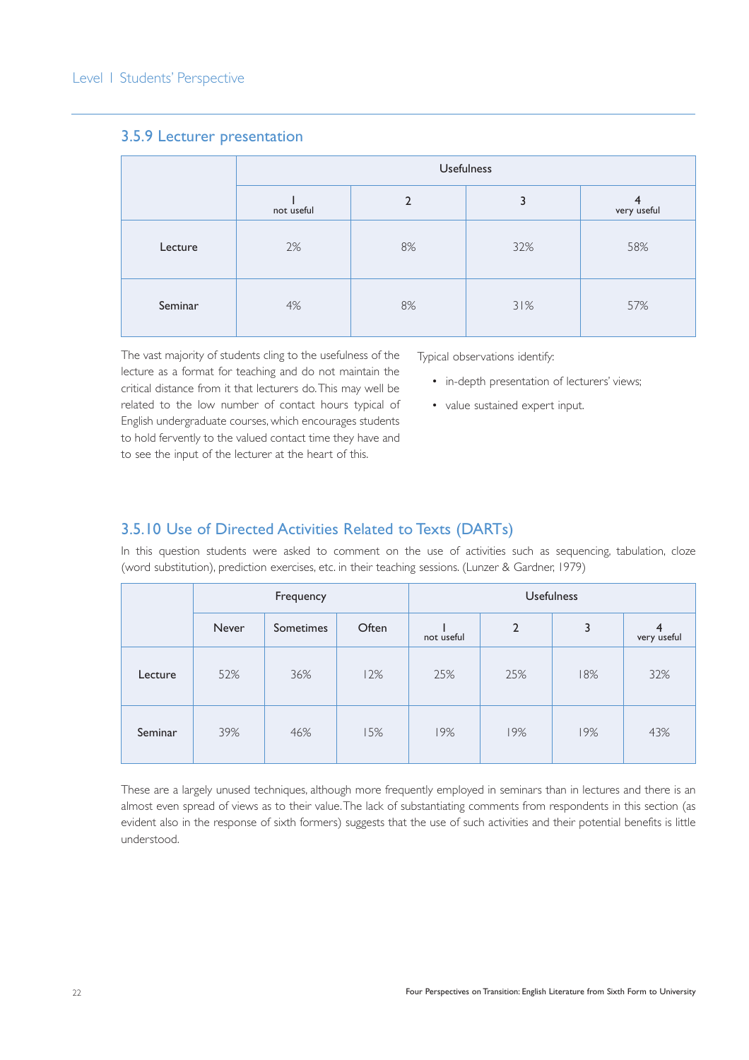### 3.5.9 Lecturer presentation

| | Usefulness | | | |
|---|---|---|---|---|
| | 1 not useful | 2 | 3 | 4 very useful |
| Lecture | 2% | 8% | 32% | 58% |
| Seminar | 4% | 8% | 31% | 57% |

The vast majority of students cling to the usefulness of the lecture as a format for teaching and do not maintain the critical distance from it that lecturers do. This may well be related to the low number of contact hours typical of English undergraduate courses, which encourages students to hold fervently to the valued contact time they have and to see the input of the lecturer at the heart of this.

Typical observations identify:

- in-depth presentation of lecturers' views;
- value sustained expert input.

### 3.5.10 Use of Directed Activities Related to Texts (DARTs)

In this question students were asked to comment on the use of activities such as sequencing, tabulation, cloze (word substitution), prediction exercises, etc. in their teaching sessions. (Lunzer & Gardner, 1979)

| | Frequency | | | Usefulness | | | |
|---|---|---|---|---|---|---|---|
| | Never | Sometimes | Often | 1 not useful | 2 | 3 | 4 very useful |
| Lecture | 52% | 36% | 12% | 25% | 25% | 18% | 32% |
| Seminar | 39% | 46% | 15% | 19% | 19% | 19% | 43% |

These are a largely unused techniques, although more frequently employed in seminars than in lectures and there is an almost even spread of views as to their value. The lack of substantiating comments from respondents in this section (as evident also in the response of sixth formers) suggests that the use of such activities and their potential benefits is little understood.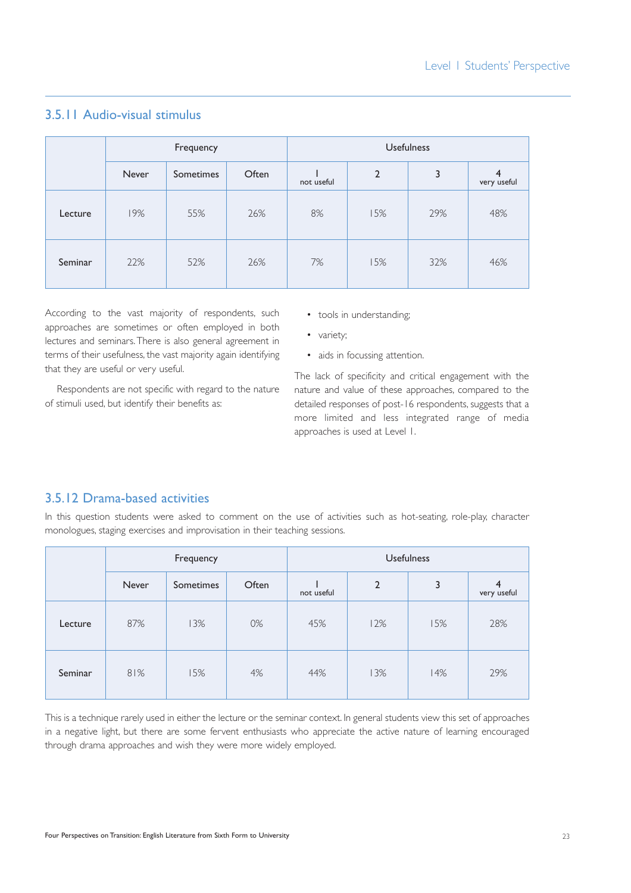## 3.5.11 Audio-visual stimulus

| | Frequency | | | Usefulness | | | |
|---|---|---|---|---|---|---|---|
| | Never | Sometimes | Often | 1 not useful | 2 | 3 | 4 very useful |
| Lecture | 19% | 55% | 26% | 8% | 15% | 29% | 48% |
| Seminar | 22% | 52% | 26% | 7% | 15% | 32% | 46% |

According to the vast majority of respondents, such approaches are sometimes or often employed in both lectures and seminars. There is also general agreement in terms of their usefulness, the vast majority again identifying that they are useful or very useful.

Respondents are not specific with regard to the nature of stimuli used, but identify their benefits as:

- tools in understanding;
- variety;
- aids in focussing attention.

The lack of specificity and critical engagement with the nature and value of these approaches, compared to the detailed responses of post-16 respondents, suggests that a more limited and less integrated range of media approaches is used at Level 1.

## 3.5.12 Drama-based activities

In this question students were asked to comment on the use of activities such as hot-seating, role-play, character monologues, staging exercises and improvisation in their teaching sessions.

| | Frequency | | | Usefulness | | | |
|---|---|---|---|---|---|---|---|
| | Never | Sometimes | Often | 1 not useful | 2 | 3 | 4 very useful |
| Lecture | 87% | 13% | 0% | 45% | 12% | 15% | 28% |
| Seminar | 81% | 15% | 4% | 44% | 13% | 14% | 29% |

This is a technique rarely used in either the lecture or the seminar context. In general students view this set of approaches in a negative light, but there are some fervent enthusiasts who appreciate the active nature of learning encouraged through drama approaches and wish they were more widely employed.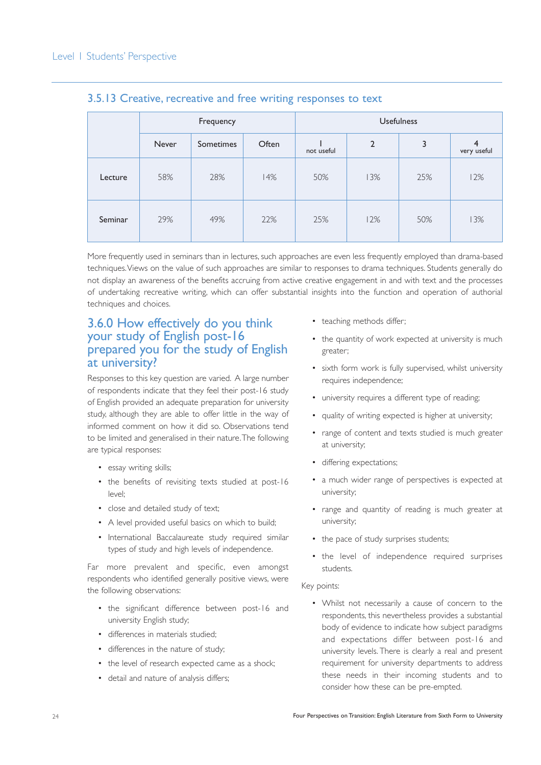### 3.5.13 Creative, recreative and free writing responses to text

| | Frequency | | | Usefulness | | | |
|---|---|---|---|---|---|---|---|
| | Never | Sometimes | Often | 1 not useful | 2 | 3 | 4 very useful |
| Lecture | 58% | 28% | 14% | 50% | 13% | 25% | 12% |
| Seminar | 29% | 49% | 22% | 25% | 12% | 50% | 13% |

More frequently used in seminars than in lectures, such approaches are even less frequently employed than drama-based techniques. Views on the value of such approaches are similar to responses to drama techniques. Students generally do not display an awareness of the benefits accruing from active creative engagement in and with text and the processes of undertaking recreative writing, which can offer substantial insights into the function and operation of authorial techniques and choices.

## 3.6.0 How effectively do you think your study of English post-16 prepared you for the study of English at university?

Responses to this key question are varied. A large number of respondents indicate that they feel their post-16 study of English provided an adequate preparation for university study, although they are able to offer little in the way of informed comment on how it did so. Observations tend to be limited and generalised in their nature. The following are typical responses:

- essay writing skills;
- the benefits of revisiting texts studied at post-16 level;
- close and detailed study of text;
- A level provided useful basics on which to build;
- International Baccalaureate study required similar types of study and high levels of independence.

Far more prevalent and specific, even amongst respondents who identified generally positive views, were the following observations:

- the significant difference between post-16 and university English study;
- differences in materials studied;
- differences in the nature of study;
- the level of research expected came as a shock;
- detail and nature of analysis differs;
- teaching methods differ;
- the quantity of work expected at university is much greater;
- sixth form work is fully supervised, whilst university requires independence;
- university requires a different type of reading;
- quality of writing expected is higher at university;
- range of content and texts studied is much greater at university;
- differing expectations;
- a much wider range of perspectives is expected at university;
- range and quantity of reading is much greater at university;
- the pace of study surprises students;
- the level of independence required surprises students.

Key points:

- Whilst not necessarily a cause of concern to the respondents, this nevertheless provides a substantial body of evidence to indicate how subject paradigms and expectations differ between post-16 and university levels. There is clearly a real and present requirement for university departments to address these needs in their incoming students and to consider how these can be pre-empted.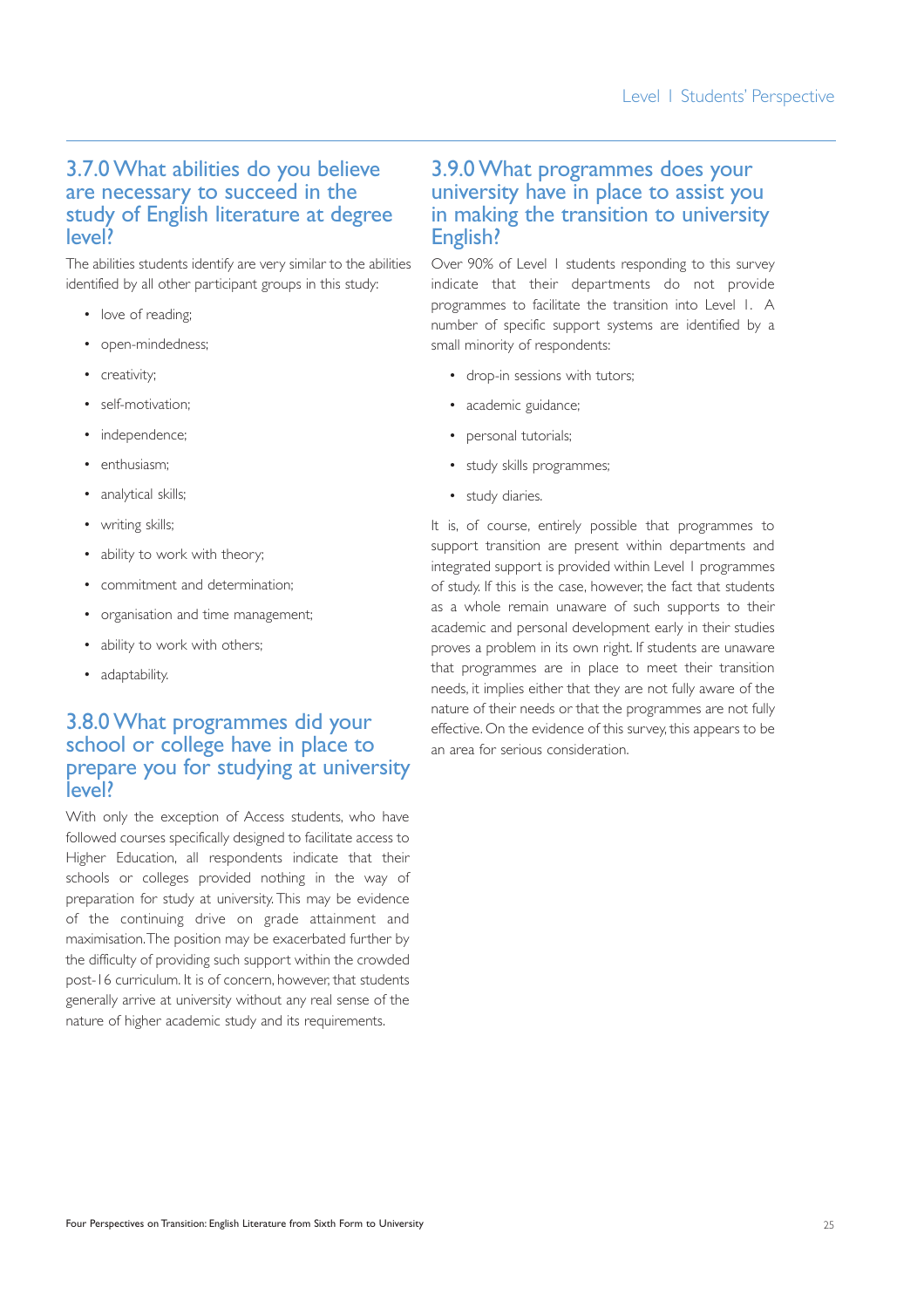## 3.7.0 What abilities do you believe are necessary to succeed in the study of English literature at degree level?

The abilities students identify are very similar to the abilities identified by all other participant groups in this study:

- love of reading;
- open-mindedness;
- creativity;
- self-motivation;
- independence;
- enthusiasm;
- analytical skills;
- writing skills;
- ability to work with theory;
- commitment and determination;
- organisation and time management;
- ability to work with others;
- adaptability.

## 3.8.0 What programmes did your school or college have in place to prepare you for studying at university level?

With only the exception of Access students, who have followed courses specifically designed to facilitate access to Higher Education, all respondents indicate that their schools or colleges provided nothing in the way of preparation for study at university. This may be evidence of the continuing drive on grade attainment and maximisation. The position may be exacerbated further by the difficulty of providing such support within the crowded post-16 curriculum. It is of concern, however, that students generally arrive at university without any real sense of the nature of higher academic study and its requirements.

## 3.9.0 What programmes does your university have in place to assist you in making the transition to university English?

Over 90% of Level 1 students responding to this survey indicate that their departments do not provide programmes to facilitate the transition into Level 1. A number of specific support systems are identified by a small minority of respondents:

- drop-in sessions with tutors;
- academic guidance;
- personal tutorials;
- study skills programmes;
- study diaries.

It is, of course, entirely possible that programmes to support transition are present within departments and integrated support is provided within Level 1 programmes of study. If this is the case, however, the fact that students as a whole remain unaware of such supports to their academic and personal development early in their studies proves a problem in its own right. If students are unaware that programmes are in place to meet their transition needs, it implies either that they are not fully aware of the nature of their needs or that the programmes are not fully effective. On the evidence of this survey, this appears to be an area for serious consideration.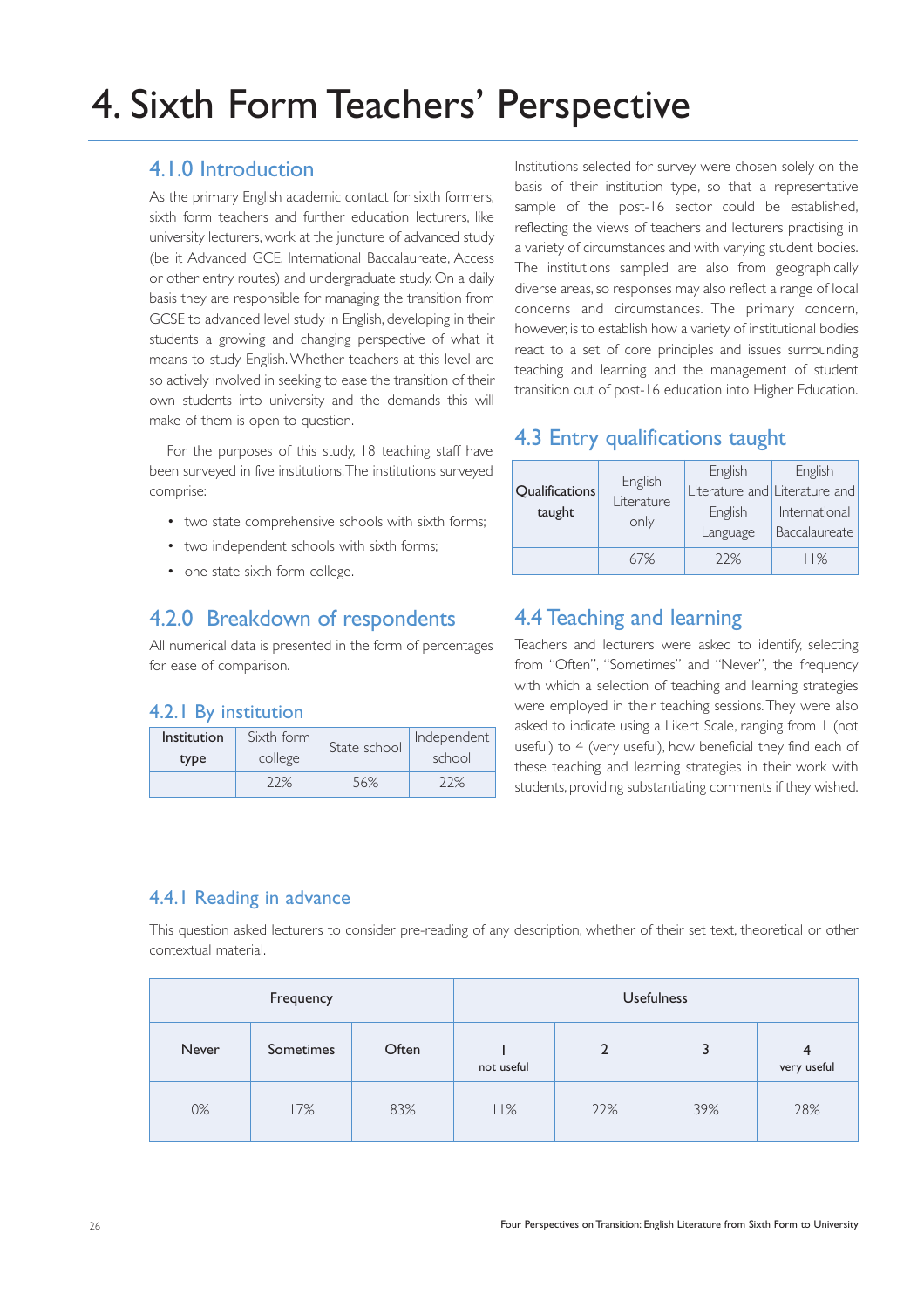# 4. Sixth Form Teachers' Perspective

## 4.1.0 Introduction

As the primary English academic contact for sixth formers, sixth form teachers and further education lecturers, like university lecturers, work at the juncture of advanced study (be it Advanced GCE, International Baccalaureate, Access or other entry routes) and undergraduate study. On a daily basis they are responsible for managing the transition from GCSE to advanced level study in English, developing in their students a growing and changing perspective of what it means to study English. Whether teachers at this level are so actively involved in seeking to ease the transition of their own students into university and the demands this will make of them is open to question.

For the purposes of this study, 18 teaching staff have been surveyed in five institutions. The institutions surveyed comprise:

- two state comprehensive schools with sixth forms;
- two independent schools with sixth forms;
- one state sixth form college.

Institutions selected for survey were chosen solely on the basis of their institution type, so that a representative sample of the post-16 sector could be established, reflecting the views of teachers and lecturers practising in a variety of circumstances and with varying student bodies. The institutions sampled are also from geographically diverse areas, so responses may also reflect a range of local concerns and circumstances. The primary concern, however, is to establish how a variety of institutional bodies react to a set of core principles and issues surrounding teaching and learning and the management of student transition out of post-16 education into Higher Education.

## 4.2.0 Breakdown of respondents

All numerical data is presented in the form of percentages for ease of comparison.

### 4.2.1 By institution

| Institution type | Sixth form college | State school | Independent school |
|---|---|---|---|
| | 22% | 56% | 22% |

## 4.3 Entry qualifications taught

| Qualifications taught | English Literature only | English Literature and English Language | English Literature and International Baccalaureate |
|---|---|---|---|
| | 67% | 22% | 11% |

## 4.4 Teaching and learning

Teachers and lecturers were asked to identify, selecting from "Often", "Sometimes" and "Never", the frequency with which a selection of teaching and learning strategies were employed in their teaching sessions. They were also asked to indicate using a Likert Scale, ranging from 1 (not useful) to 4 (very useful), how beneficial they find each of these teaching and learning strategies in their work with students, providing substantiating comments if they wished.

### 4.4.1 Reading in advance

This question asked lecturers to consider pre-reading of any description, whether of their set text, theoretical or other contextual material.

| Frequency | | | Usefulness | | | |
|---|---|---|---|---|---|---|
| Never | Sometimes | Often | 1 not useful | 2 | 3 | 4 very useful |
| 0% | 17% | 83% | 11% | 22% | 39% | 28% |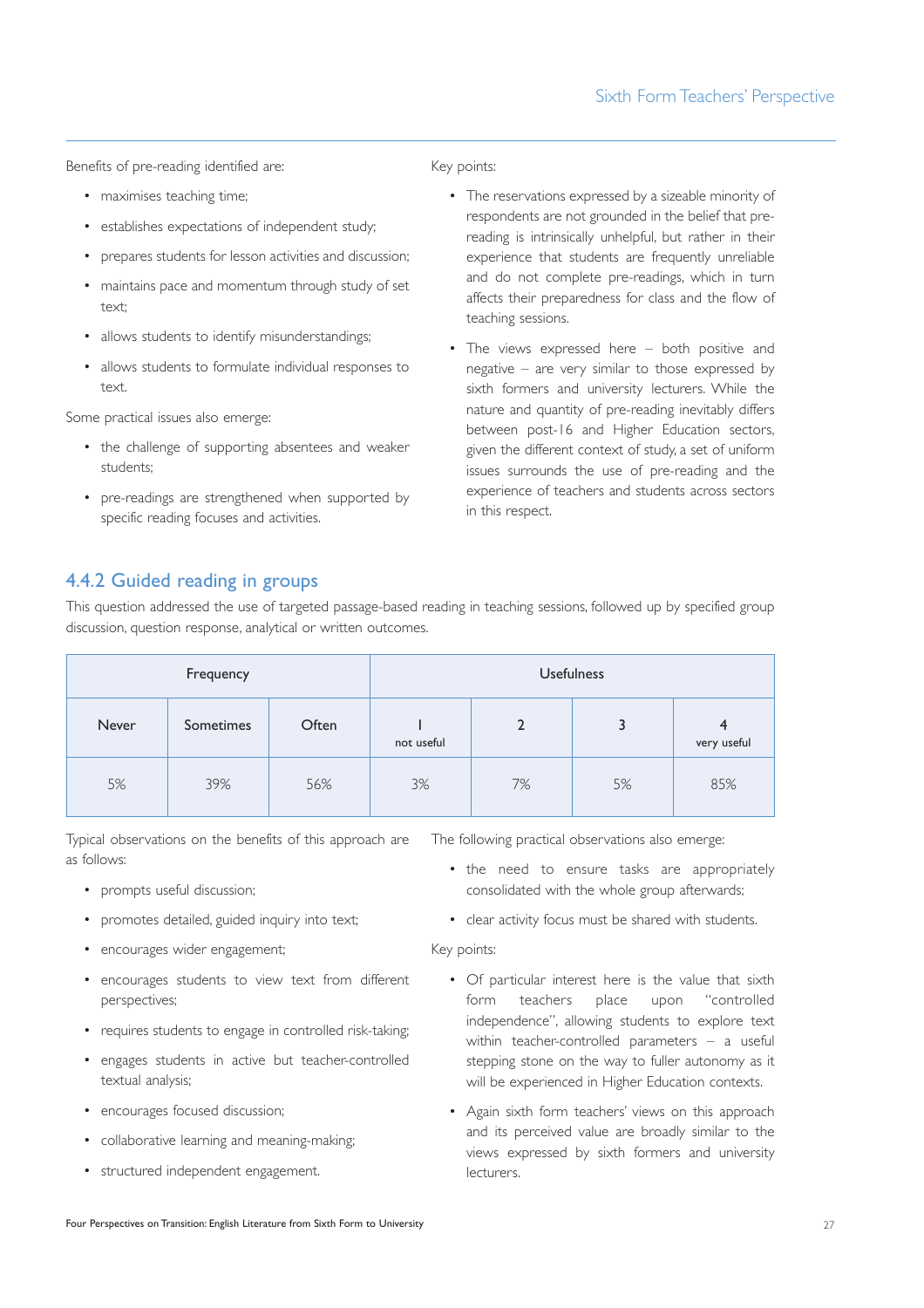Benefits of pre-reading identified are:

- maximises teaching time;
- establishes expectations of independent study;
- prepares students for lesson activities and discussion;
- maintains pace and momentum through study of set text;
- allows students to identify misunderstandings;
- allows students to formulate individual responses to text.

Some practical issues also emerge:

- the challenge of supporting absentees and weaker students;
- pre-readings are strengthened when supported by specific reading focuses and activities.

Key points:

- The reservations expressed by a sizeable minority of respondents are not grounded in the belief that pre-reading is intrinsically unhelpful, but rather in their experience that students are frequently unreliable and do not complete pre-readings, which in turn affects their preparedness for class and the flow of teaching sessions.
- The views expressed here – both positive and negative – are very similar to those expressed by sixth formers and university lecturers. While the nature and quantity of pre-reading inevitably differs between post-16 and Higher Education sectors, given the different context of study, a set of uniform issues surrounds the use of pre-reading and the experience of teachers and students across sectors in this respect.

### 4.4.2 Guided reading in groups

This question addressed the use of targeted passage-based reading in teaching sessions, followed up by specified group discussion, question response, analytical or written outcomes.

| Frequency | | | Usefulness | | | |
|---|---|---|---|---|---|---|
| Never | Sometimes | Often | 1 not useful | 2 | 3 | 4 very useful |
| 5% | 39% | 56% | 3% | 7% | 5% | 85% |

Typical observations on the benefits of this approach are as follows:

- prompts useful discussion;
- promotes detailed, guided inquiry into text;
- encourages wider engagement;
- encourages students to view text from different perspectives;
- requires students to engage in controlled risk-taking;
- engages students in active but teacher-controlled textual analysis;
- encourages focused discussion;
- collaborative learning and meaning-making;
- structured independent engagement.

The following practical observations also emerge:

- the need to ensure tasks are appropriately consolidated with the whole group afterwards;
- clear activity focus must be shared with students.

Key points:

- Of particular interest here is the value that sixth form teachers place upon "controlled independence", allowing students to explore text within teacher-controlled parameters – a useful stepping stone on the way to fuller autonomy as it will be experienced in Higher Education contexts.
- Again sixth form teachers' views on this approach and its perceived value are broadly similar to the views expressed by sixth formers and university lecturers.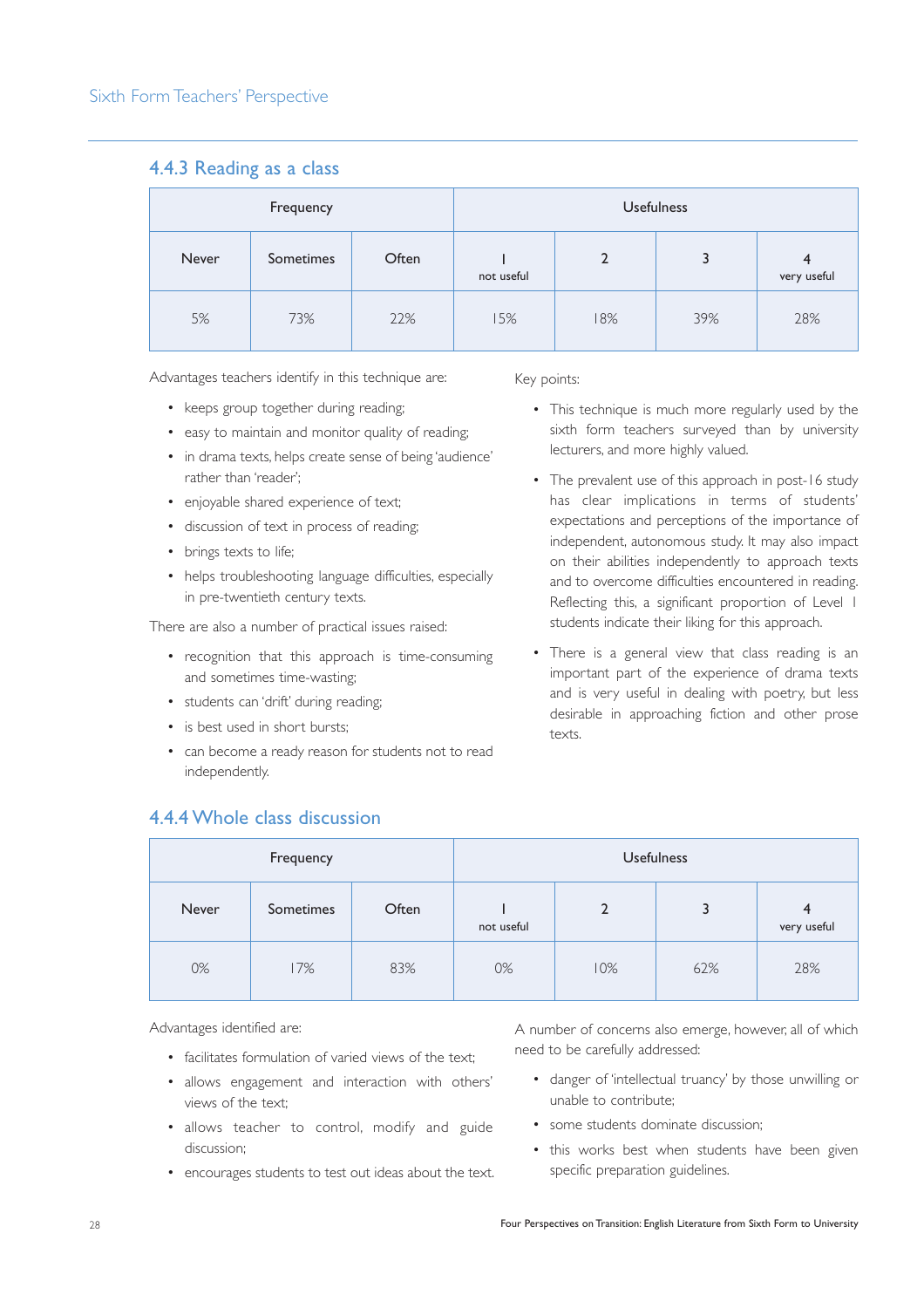### 4.4.3 Reading as a class

| Frequency | | | Usefulness | | | |
|---|---|---|---|---|---|---|
| Never | Sometimes | Often | 1 not useful | 2 | 3 | 4 very useful |
| 5% | 73% | 22% | 15% | 18% | 39% | 28% |

Advantages teachers identify in this technique are:

- keeps group together during reading;
- easy to maintain and monitor quality of reading;
- in drama texts, helps create sense of being 'audience' rather than 'reader';
- enjoyable shared experience of text;
- discussion of text in process of reading;
- brings texts to life;
- helps troubleshooting language difficulties, especially in pre-twentieth century texts.

There are also a number of practical issues raised:

- recognition that this approach is time-consuming and sometimes time-wasting;
- students can 'drift' during reading;
- is best used in short bursts;
- can become a ready reason for students not to read independently.

Key points:

- This technique is much more regularly used by the sixth form teachers surveyed than by university lecturers, and more highly valued.
- The prevalent use of this approach in post-16 study has clear implications in terms of students' expectations and perceptions of the importance of independent, autonomous study. It may also impact on their abilities independently to approach texts and to overcome difficulties encountered in reading. Reflecting this, a significant proportion of Level 1 students indicate their liking for this approach.
- There is a general view that class reading is an important part of the experience of drama texts and is very useful in dealing with poetry, but less desirable in approaching fiction and other prose texts.

### 4.4.4 Whole class discussion

| Frequency | | | Usefulness | | | |
|---|---|---|---|---|---|---|
| Never | Sometimes | Often | 1 not useful | 2 | 3 | 4 very useful |
| 0% | 17% | 83% | 0% | 10% | 62% | 28% |

Advantages identified are:

- facilitates formulation of varied views of the text;
- allows engagement and interaction with others' views of the text;
- allows teacher to control, modify and guide discussion;
- encourages students to test out ideas about the text.

A number of concerns also emerge, however, all of which need to be carefully addressed:

- danger of 'intellectual truancy' by those unwilling or unable to contribute;
- some students dominate discussion;
- this works best when students have been given specific preparation guidelines.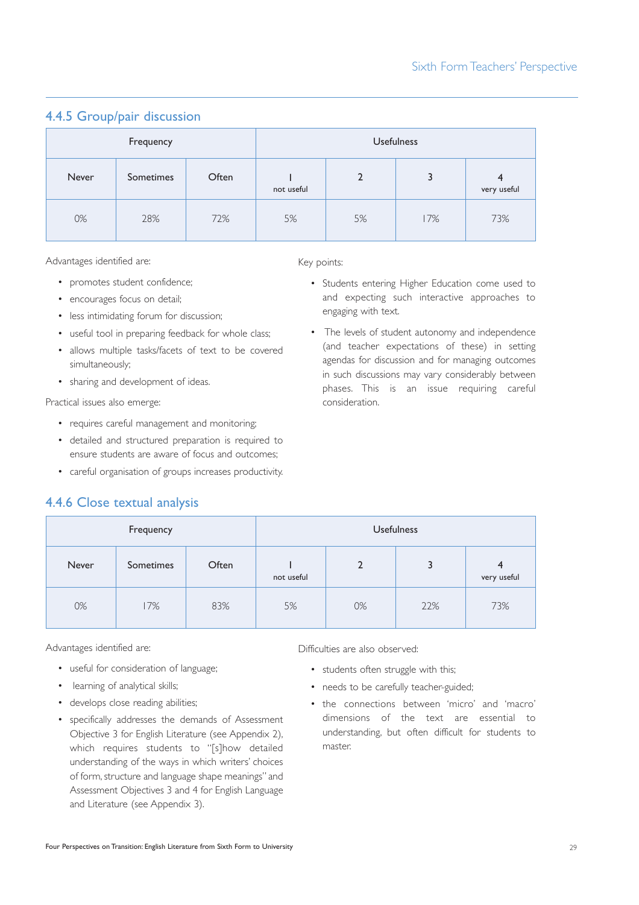### 4.4.5 Group/pair discussion

| Frequency | | | Usefulness | | | |
|---|---|---|---|---|---|---|
| Never | Sometimes | Often | 1 not useful | 2 | 3 | 4 very useful |
| 0% | 28% | 72% | 5% | 5% | 17% | 73% |

Advantages identified are:

- promotes student confidence;
- encourages focus on detail;
- less intimidating forum for discussion;
- useful tool in preparing feedback for whole class;
- allows multiple tasks/facets of text to be covered simultaneously;
- sharing and development of ideas.

Practical issues also emerge:

- requires careful management and monitoring;
- detailed and structured preparation is required to ensure students are aware of focus and outcomes;
- careful organisation of groups increases productivity.

Key points:

- Students entering Higher Education come used to and expecting such interactive approaches to engaging with text.
- The levels of student autonomy and independence (and teacher expectations of these) in setting agendas for discussion and for managing outcomes in such discussions may vary considerably between phases. This is an issue requiring careful consideration.

### 4.4.6 Close textual analysis

| Frequency | | | Usefulness | | | |
|---|---|---|---|---|---|---|
| Never | Sometimes | Often | 1 not useful | 2 | 3 | 4 very useful |
| 0% | 17% | 83% | 5% | 0% | 22% | 73% |

Advantages identified are:

- useful for consideration of language;
- learning of analytical skills;
- develops close reading abilities;
- specifically addresses the demands of Assessment Objective 3 for English Literature (see Appendix 2), which requires students to "[s]how detailed understanding of the ways in which writers' choices of form, structure and language shape meanings" and Assessment Objectives 3 and 4 for English Language and Literature (see Appendix 3).

Difficulties are also observed:

- students often struggle with this;
- needs to be carefully teacher-guided;
- the connections between 'micro' and 'macro' dimensions of the text are essential to understanding, but often difficult for students to master.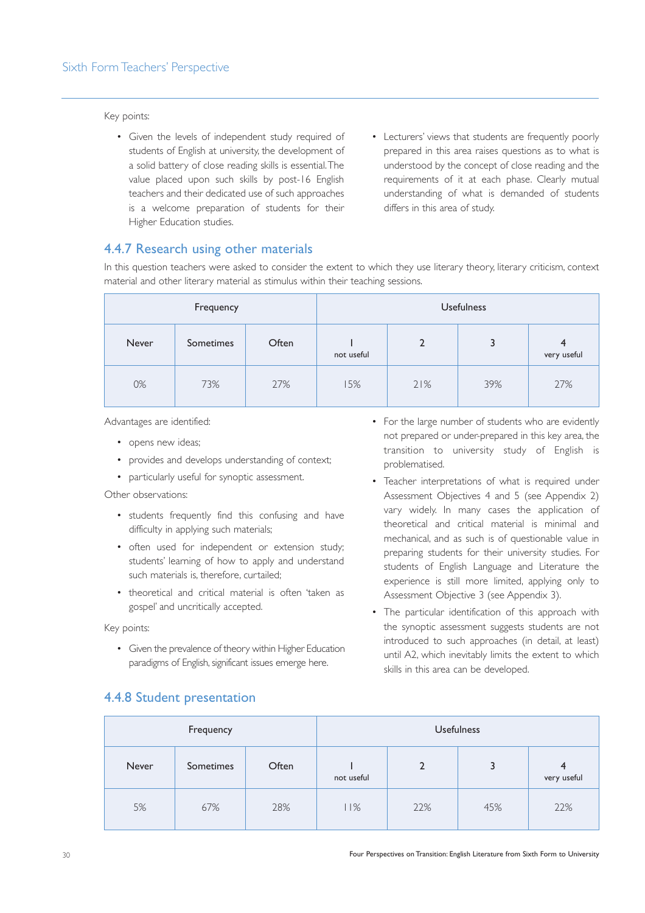Key points:

- Given the levels of independent study required of students of English at university, the development of a solid battery of close reading skills is essential. The value placed upon such skills by post-16 English teachers and their dedicated use of such approaches is a welcome preparation of students for their Higher Education studies.
- Lecturers' views that students are frequently poorly prepared in this area raises questions as to what is understood by the concept of close reading and the requirements of it at each phase. Clearly mutual understanding of what is demanded of students differs in this area of study.

### 4.4.7 Research using other materials

In this question teachers were asked to consider the extent to which they use literary theory, literary criticism, context material and other literary material as stimulus within their teaching sessions.

| Frequency | | | Usefulness | | | |
|---|---|---|---|---|---|---|
| Never | Sometimes | Often | 1 not useful | 2 | 3 | 4 very useful |
| 0% | 73% | 27% | 15% | 21% | 39% | 27% |

Advantages are identified:

- opens new ideas;
- provides and develops understanding of context;
- particularly useful for synoptic assessment.

Other observations:

- students frequently find this confusing and have difficulty in applying such materials;
- often used for independent or extension study; students' learning of how to apply and understand such materials is, therefore, curtailed;
- theoretical and critical material is often 'taken as gospel' and uncritically accepted.

Key points:

- Given the prevalence of theory within Higher Education paradigms of English, significant issues emerge here.
- For the large number of students who are evidently not prepared or under-prepared in this key area, the transition to university study of English is problematised.
- Teacher interpretations of what is required under Assessment Objectives 4 and 5 (see Appendix 2) vary widely. In many cases the application of theoretical and critical material is minimal and mechanical, and as such is of questionable value in preparing students for their university studies. For students of English Language and Literature the experience is still more limited, applying only to Assessment Objective 3 (see Appendix 3).
- The particular identification of this approach with the synoptic assessment suggests students are not introduced to such approaches (in detail, at least) until A2, which inevitably limits the extent to which skills in this area can be developed.

### 4.4.8 Student presentation

| Frequency | | | Usefulness | | | |
|---|---|---|---|---|---|---|
| Never | Sometimes | Often | 1 not useful | 2 | 3 | 4 very useful |
| 5% | 67% | 28% | 11% | 22% | 45% | 22% |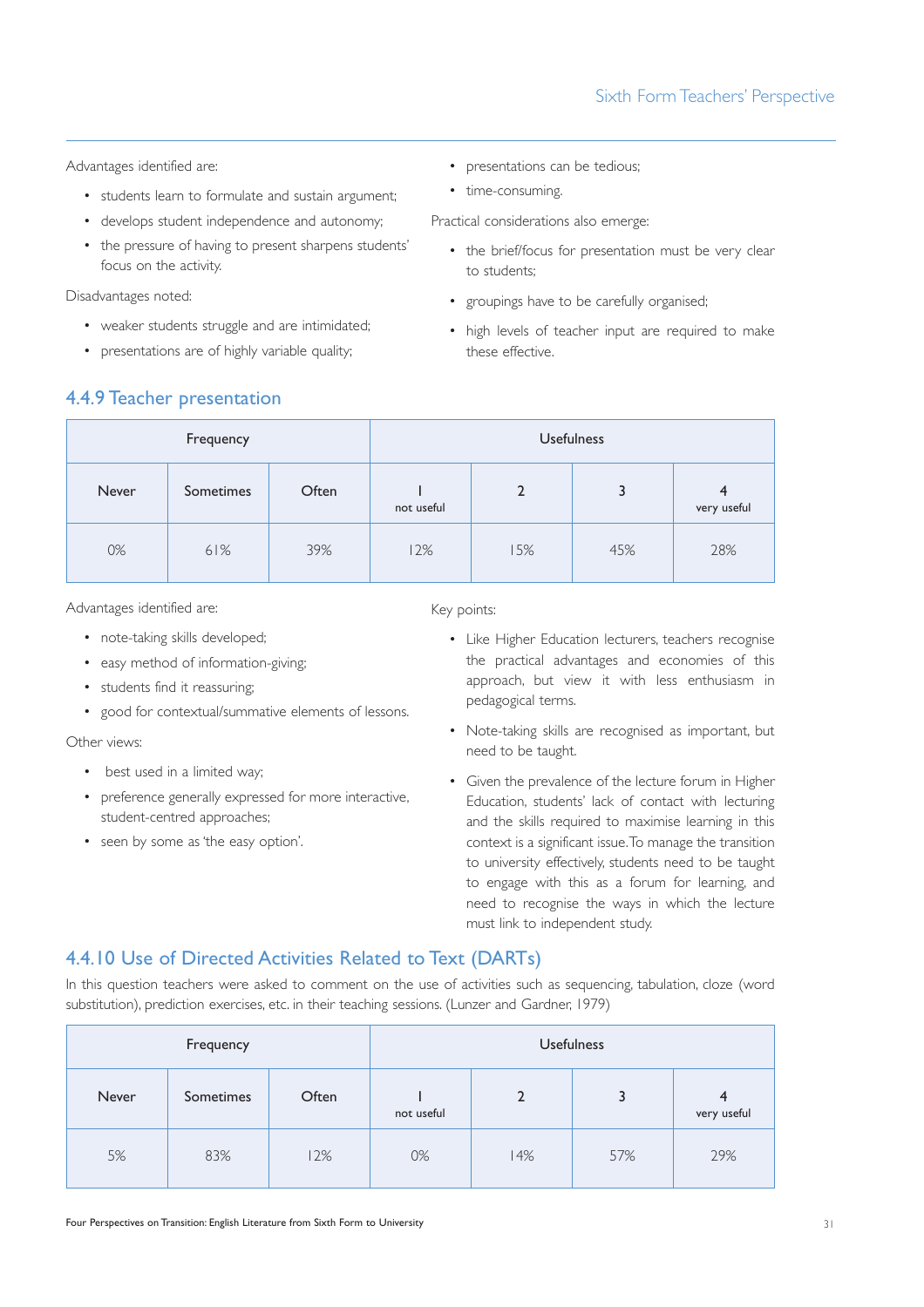Advantages identified are:

- students learn to formulate and sustain argument;
- develops student independence and autonomy;
- the pressure of having to present sharpens students' focus on the activity.

Disadvantages noted:

- weaker students struggle and are intimidated;
- presentations are of highly variable quality;
- presentations can be tedious;
- time-consuming.

Practical considerations also emerge:

- the brief/focus for presentation must be very clear to students;
- groupings have to be carefully organised;
- high levels of teacher input are required to make these effective.

### 4.4.9 Teacher presentation

| Frequency | | | Usefulness | | | |
|---|---|---|---|---|---|---|
| Never | Sometimes | Often | 1 not useful | 2 | 3 | 4 very useful |
| 0% | 61% | 39% | 12% | 15% | 45% | 28% |

Advantages identified are:

- note-taking skills developed;
- easy method of information-giving;
- students find it reassuring;
- good for contextual/summative elements of lessons.

Other views:

- best used in a limited way;
- preference generally expressed for more interactive, student-centred approaches;
- seen by some as 'the easy option'.

Key points:

- Like Higher Education lecturers, teachers recognise the practical advantages and economies of this approach, but view it with less enthusiasm in pedagogical terms.
- Note-taking skills are recognised as important, but need to be taught.
- Given the prevalence of the lecture forum in Higher Education, students' lack of contact with lecturing and the skills required to maximise learning in this context is a significant issue. To manage the transition to university effectively, students need to be taught to engage with this as a forum for learning, and need to recognise the ways in which the lecture must link to independent study.

### 4.4.10 Use of Directed Activities Related to Text (DARTs)

In this question teachers were asked to comment on the use of activities such as sequencing, tabulation, cloze (word substitution), prediction exercises, etc. in their teaching sessions. (Lunzer and Gardner, 1979)

| Frequency | | | Usefulness | | | |
|---|---|---|---|---|---|---|
| Never | Sometimes | Often | 1 not useful | 2 | 3 | 4 very useful |
| 5% | 83% | 12% | 0% | 14% | 57% | 29% |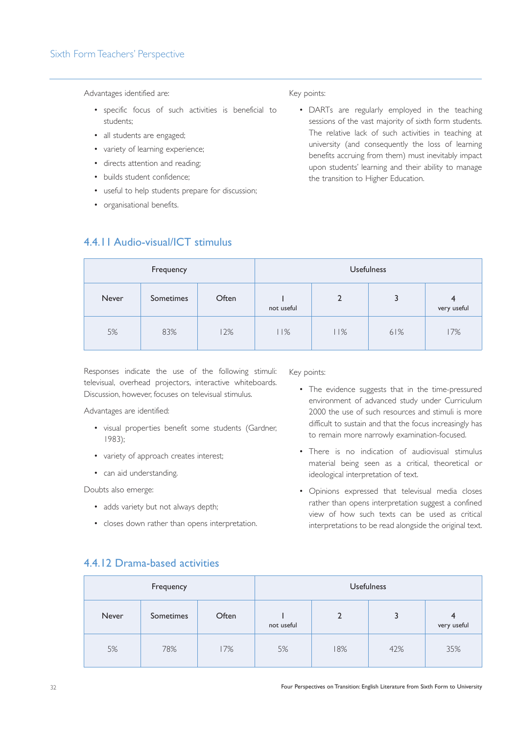Advantages identified are:

- specific focus of such activities is beneficial to students;
- all students are engaged;
- variety of learning experience;
- directs attention and reading;
- builds student confidence;
- useful to help students prepare for discussion;
- organisational benefits.

Key points:

- DARTs are regularly employed in the teaching sessions of the vast majority of sixth form students. The relative lack of such activities in teaching at university (and consequently the loss of learning benefits accruing from them) must inevitably impact upon students' learning and their ability to manage the transition to Higher Education.

### 4.4.11 Audio-visual/ICT stimulus

| Frequency | | | Usefulness | | | |
|---|---|---|---|---|---|---|
| Never | Sometimes | Often | 1 not useful | 2 | 3 | 4 very useful |
| 5% | 83% | 12% | 11% | 11% | 61% | 17% |

Responses indicate the use of the following stimuli: televisual, overhead projectors, interactive whiteboards. Discussion, however, focuses on televisual stimulus.

Advantages are identified:

- visual properties benefit some students (Gardner, 1983);
- variety of approach creates interest;
- can aid understanding.

Doubts also emerge:

- adds variety but not always depth;
- closes down rather than opens interpretation.

Key points:

- The evidence suggests that in the time-pressured environment of advanced study under Curriculum 2000 the use of such resources and stimuli is more difficult to sustain and that the focus increasingly has to remain more narrowly examination-focused.
- There is no indication of audiovisual stimulus material being seen as a critical, theoretical or ideological interpretation of text.
- Opinions expressed that televisual media closes rather than opens interpretation suggest a confined view of how such texts can be used as critical interpretations to be read alongside the original text.

### 4.4.12 Drama-based activities

| Frequency | | | Usefulness | | | |
|---|---|---|---|---|---|---|
| Never | Sometimes | Often | 1 not useful | 2 | 3 | 4 very useful |
| 5% | 78% | 17% | 5% | 18% | 42% | 35% |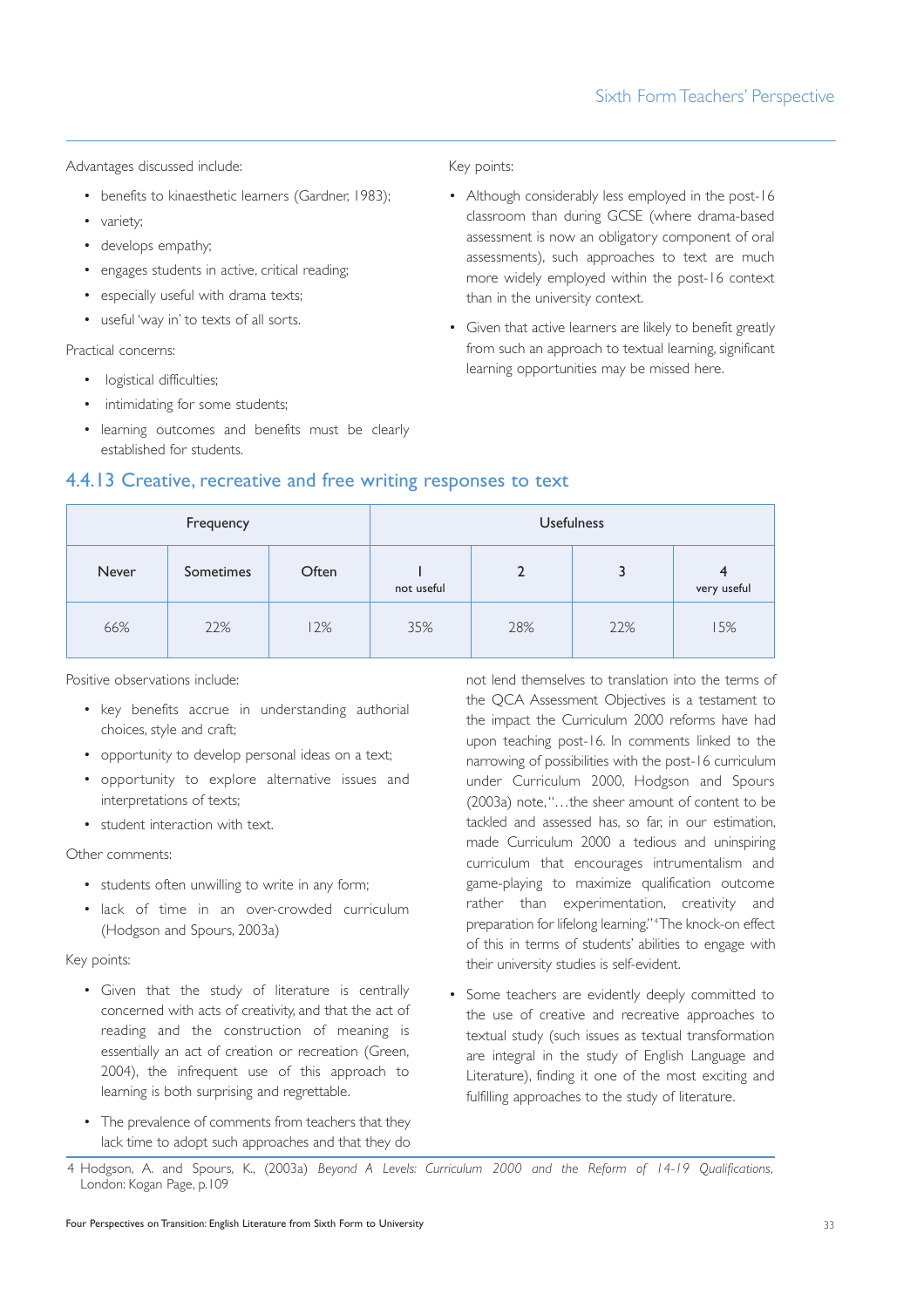Advantages discussed include:

- benefits to kinaesthetic learners (Gardner, 1983);
- variety;
- develops empathy;
- engages students in active, critical reading;
- especially useful with drama texts;
- useful 'way in' to texts of all sorts.

Practical concerns:

- logistical difficulties;
- intimidating for some students;
- learning outcomes and benefits must be clearly established for students.

Key points:

- Although considerably less employed in the post-16 classroom than during GCSE (where drama-based assessment is now an obligatory component of oral assessments), such approaches to text are much more widely employed within the post-16 context than in the university context.
- Given that active learners are likely to benefit greatly from such an approach to textual learning, significant learning opportunities may be missed here.

### 4.4.13 Creative, recreative and free writing responses to text

| Frequency | | | Usefulness | | | |
|---|---|---|---|---|---|---|
| Never | Sometimes | Often | 1 not useful | 2 | 3 | 4 very useful |
| 66% | 22% | 12% | 35% | 28% | 22% | 15% |

Positive observations include:

- key benefits accrue in understanding authorial choices, style and craft;
- opportunity to develop personal ideas on a text;
- opportunity to explore alternative issues and interpretations of texts;
- student interaction with text.

Other comments:

- students often unwilling to write in any form;
- lack of time in an over-crowded curriculum (Hodgson and Spours, 2003a)

Key points:

- Given that the study of literature is centrally concerned with acts of creativity, and that the act of reading and the construction of meaning is essentially an act of creation or recreation (Green, 2004), the infrequent use of this approach to learning is both surprising and regrettable.
- The prevalence of comments from teachers that they lack time to adopt such approaches and that they do not lend themselves to translation into the terms of the QCA Assessment Objectives is a testament to the impact the Curriculum 2000 reforms have had upon teaching post-16. In comments linked to the narrowing of possibilities with the post-16 curriculum under Curriculum 2000, Hodgson and Spours (2003a) note, "…the sheer amount of content to be tackled and assessed has, so far, in our estimation, made Curriculum 2000 a tedious and uninspiring curriculum that encourages intrumentalism and game-playing to maximize qualification outcome rather than experimentation, creativity and preparation for lifelong learning."[4] The knock-on effect of this in terms of students' abilities to engage with their university studies is self-evident.
- Some teachers are evidently deeply committed to the use of creative and recreative approaches to textual study (such issues as textual transformation are integral in the study of English Language and Literature), finding it one of the most exciting and fulfilling approaches to the study of literature.

4 Hodgson, A. and Spours, K., (2003a) *Beyond A Levels: Curriculum 2000 and the Reform of 14-19 Qualifications*, London: Kogan Page, p.109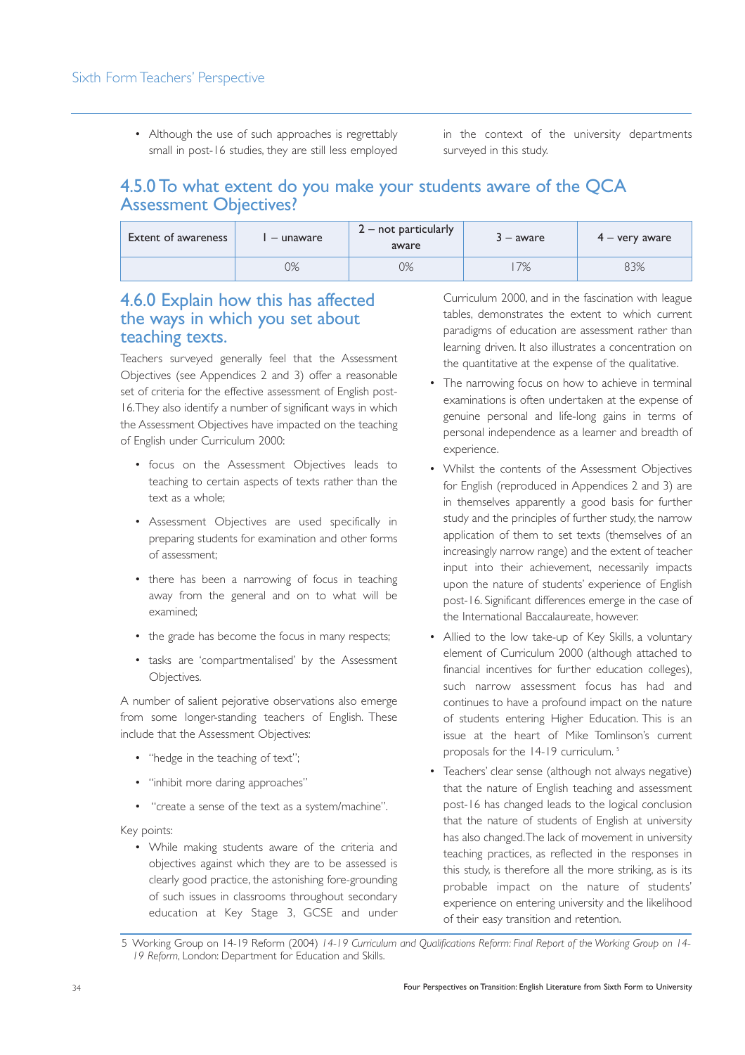- Although the use of such approaches is regrettably small in post-16 studies, they are still less employed in the context of the university departments surveyed in this study.

## 4.5.0 To what extent do you make your students aware of the QCA Assessment Objectives?

| Extent of awareness | 1 – unaware | 2 – not particularly aware | 3 – aware | 4 – very aware |
|---|---|---|---|---|
| | 0% | 0% | 17% | 83% |

## 4.6.0 Explain how this has affected the ways in which you set about teaching texts.

Teachers surveyed generally feel that the Assessment Objectives (see Appendices 2 and 3) offer a reasonable set of criteria for the effective assessment of English post-16. They also identify a number of significant ways in which the Assessment Objectives have impacted on the teaching of English under Curriculum 2000:

- focus on the Assessment Objectives leads to teaching to certain aspects of texts rather than the text as a whole;
- Assessment Objectives are used specifically in preparing students for examination and other forms of assessment;
- there has been a narrowing of focus in teaching away from the general and on to what will be examined;
- the grade has become the focus in many respects;
- tasks are 'compartmentalised' by the Assessment Objectives.

A number of salient pejorative observations also emerge from some longer-standing teachers of English. These include that the Assessment Objectives:

- "hedge in the teaching of text";
- "inhibit more daring approaches"
- "create a sense of the text as a system/machine".

Key points:

- While making students aware of the criteria and objectives against which they are to be assessed is clearly good practice, the astonishing fore-grounding of such issues in classrooms throughout secondary education at Key Stage 3, GCSE and under Curriculum 2000, and in the fascination with league tables, demonstrates the extent to which current paradigms of education are assessment rather than learning driven. It also illustrates a concentration on the quantitative at the expense of the qualitative.
- The narrowing focus on how to achieve in terminal examinations is often undertaken at the expense of genuine personal and life-long gains in terms of personal independence as a learner and breadth of experience.
- Whilst the contents of the Assessment Objectives for English (reproduced in Appendices 2 and 3) are in themselves apparently a good basis for further study and the principles of further study, the narrow application of them to set texts (themselves of an increasingly narrow range) and the extent of teacher input into their achievement, necessarily impacts upon the nature of students' experience of English post-16. Significant differences emerge in the case of the International Baccalaureate, however.
- Allied to the low take-up of Key Skills, a voluntary element of Curriculum 2000 (although attached to financial incentives for further education colleges), such narrow assessment focus has had and continues to have a profound impact on the nature of students entering Higher Education. This is an issue at the heart of Mike Tomlinson's current proposals for the 14-19 curriculum.[5]
- Teachers' clear sense (although not always negative) that the nature of English teaching and assessment post-16 has changed leads to the logical conclusion that the nature of students of English at university has also changed. The lack of movement in university teaching practices, as reflected in the responses in this study, is therefore all the more striking, as is its probable impact on the nature of students' experience on entering university and the likelihood of their easy transition and retention.

5 Working Group on 14-19 Reform (2004) *14-19 Curriculum and Qualifications Reform: Final Report of the Working Group on 14-19 Reform*, London: Department for Education and Skills.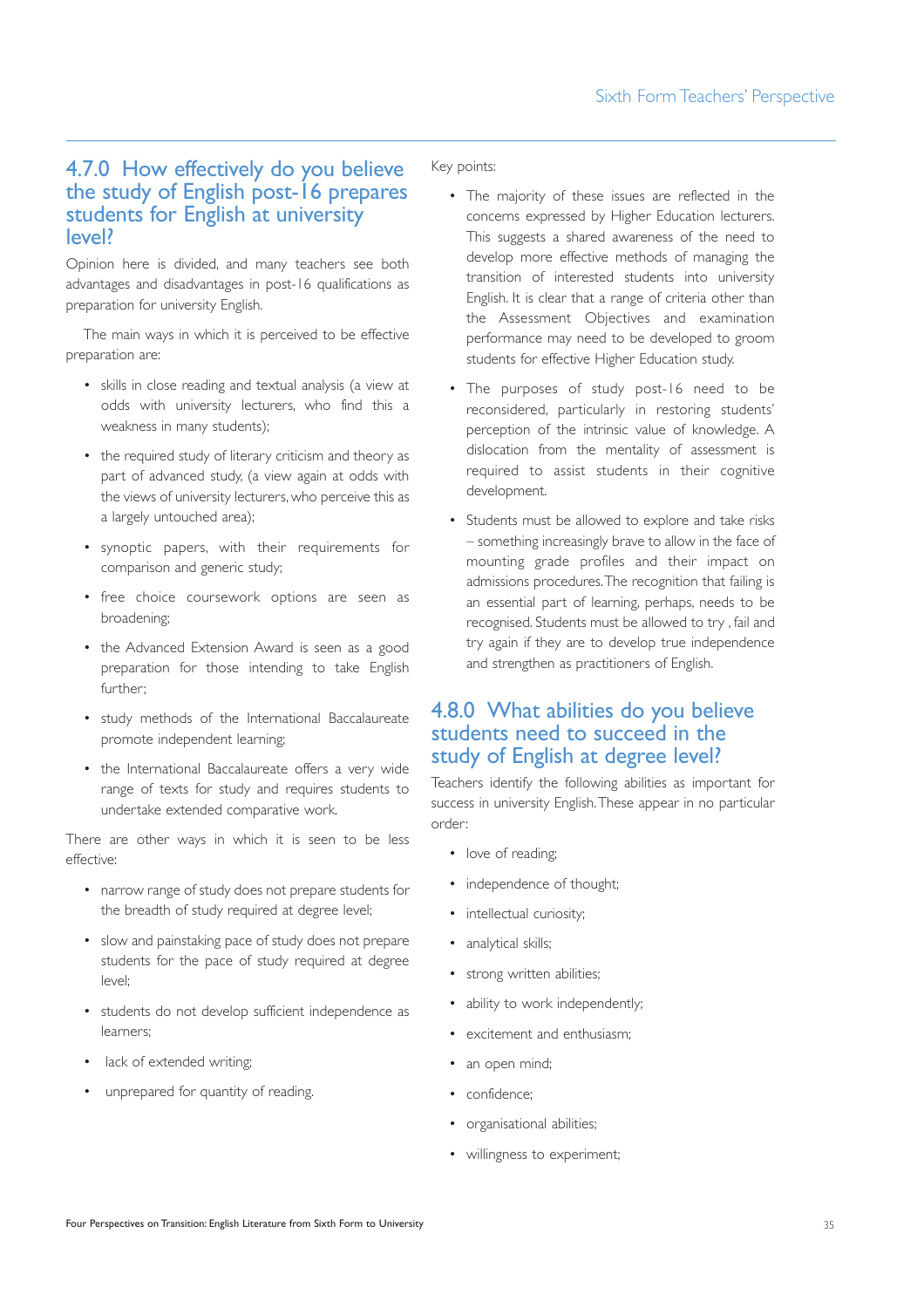## 4.7.0 How effectively do you believe the study of English post-16 prepares students for English at university level?

Opinion here is divided, and many teachers see both advantages and disadvantages in post-16 qualifications as preparation for university English.

The main ways in which it is perceived to be effective preparation are:

- skills in close reading and textual analysis (a view at odds with university lecturers, who find this a weakness in many students);
- the required study of literary criticism and theory as part of advanced study, (a view again at odds with the views of university lecturers, who perceive this as a largely untouched area);
- synoptic papers, with their requirements for comparison and generic study;
- free choice coursework options are seen as broadening;
- the Advanced Extension Award is seen as a good preparation for those intending to take English further;
- study methods of the International Baccalaureate promote independent learning;
- the International Baccalaureate offers a very wide range of texts for study and requires students to undertake extended comparative work.

There are other ways in which it is seen to be less effective:

- narrow range of study does not prepare students for the breadth of study required at degree level;
- slow and painstaking pace of study does not prepare students for the pace of study required at degree level;
- students do not develop sufficient independence as learners;
- lack of extended writing;
- unprepared for quantity of reading.

Key points:

- The majority of these issues are reflected in the concerns expressed by Higher Education lecturers. This suggests a shared awareness of the need to develop more effective methods of managing the transition of interested students into university English. It is clear that a range of criteria other than the Assessment Objectives and examination performance may need to be developed to groom students for effective Higher Education study.
- The purposes of study post-16 need to be reconsidered, particularly in restoring students' perception of the intrinsic value of knowledge. A dislocation from the mentality of assessment is required to assist students in their cognitive development.
- Students must be allowed to explore and take risks – something increasingly brave to allow in the face of mounting grade profiles and their impact on admissions procedures. The recognition that failing is an essential part of learning, perhaps, needs to be recognised. Students must be allowed to try , fail and try again if they are to develop true independence and strengthen as practitioners of English.

## 4.8.0 What abilities do you believe students need to succeed in the study of English at degree level?

Teachers identify the following abilities as important for success in university English. These appear in no particular order:

- love of reading;
- independence of thought;
- intellectual curiosity;
- analytical skills;
- strong written abilities;
- ability to work independently;
- excitement and enthusiasm;
- an open mind;
- confidence;
- organisational abilities;
- willingness to experiment;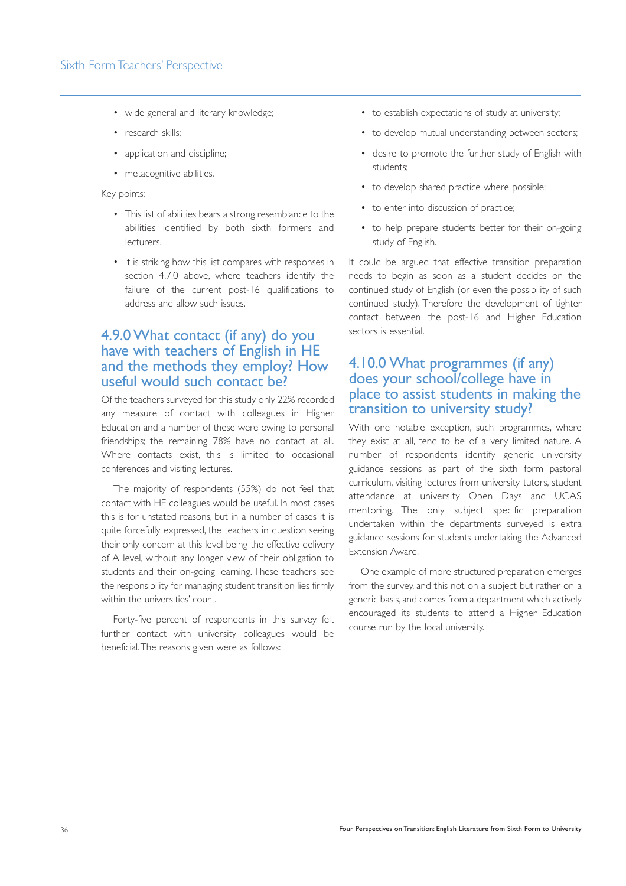- wide general and literary knowledge;
- research skills;
- application and discipline;
- metacognitive abilities.

Key points:

- This list of abilities bears a strong resemblance to the abilities identified by both sixth formers and lecturers.
- It is striking how this list compares with responses in section 4.7.0 above, where teachers identify the failure of the current post-16 qualifications to address and allow such issues.

## 4.9.0 What contact (if any) do you have with teachers of English in HE and the methods they employ? How useful would such contact be?

Of the teachers surveyed for this study only 22% recorded any measure of contact with colleagues in Higher Education and a number of these were owing to personal friendships; the remaining 78% have no contact at all. Where contacts exist, this is limited to occasional conferences and visiting lectures.

The majority of respondents (55%) do not feel that contact with HE colleagues would be useful. In most cases this is for unstated reasons, but in a number of cases it is quite forcefully expressed, the teachers in question seeing their only concern at this level being the effective delivery of A level, without any longer view of their obligation to students and their on-going learning. These teachers see the responsibility for managing student transition lies firmly within the universities' court.

Forty-five percent of respondents in this survey felt further contact with university colleagues would be beneficial. The reasons given were as follows:

- to establish expectations of study at university;
- to develop mutual understanding between sectors;
- desire to promote the further study of English with students;
- to develop shared practice where possible;
- to enter into discussion of practice;
- to help prepare students better for their on-going study of English.

It could be argued that effective transition preparation needs to begin as soon as a student decides on the continued study of English (or even the possibility of such continued study). Therefore the development of tighter contact between the post-16 and Higher Education sectors is essential.

## 4.10.0 What programmes (if any) does your school/college have in place to assist students in making the transition to university study?

With one notable exception, such programmes, where they exist at all, tend to be of a very limited nature. A number of respondents identify generic university guidance sessions as part of the sixth form pastoral curriculum, visiting lectures from university tutors, student attendance at university Open Days and UCAS mentoring. The only subject specific preparation undertaken within the departments surveyed is extra guidance sessions for students undertaking the Advanced Extension Award.

One example of more structured preparation emerges from the survey, and this not on a subject but rather on a generic basis, and comes from a department which actively encouraged its students to attend a Higher Education course run by the local university.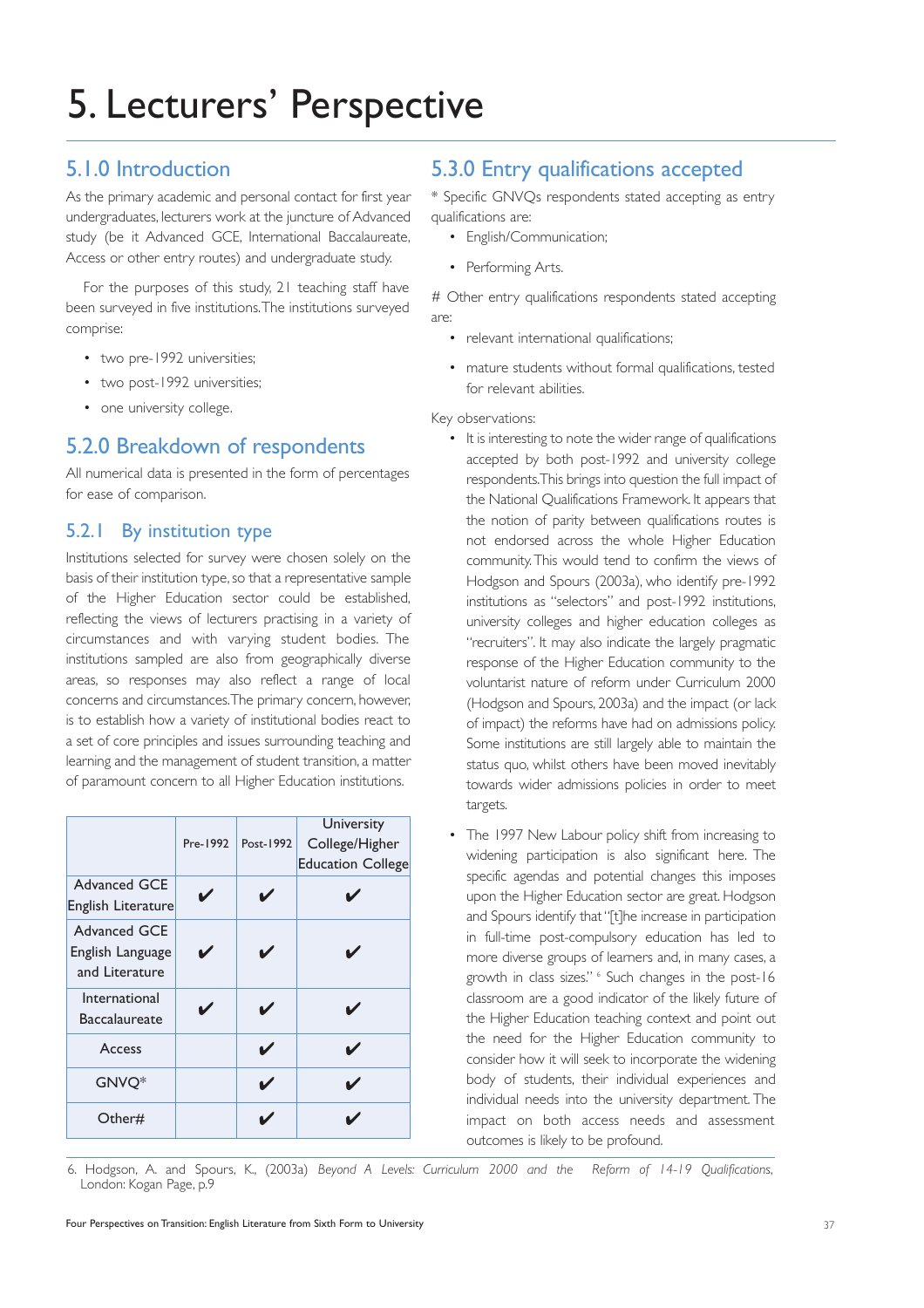# 5. Lecturers' Perspective

## 5.1.0 Introduction

As the primary academic and personal contact for first year undergraduates, lecturers work at the juncture of Advanced study (be it Advanced GCE, International Baccalaureate, Access or other entry routes) and undergraduate study.

For the purposes of this study, 21 teaching staff have been surveyed in five institutions. The institutions surveyed comprise:

- two pre-1992 universities;
- two post-1992 universities;
- one university college.

## 5.2.0 Breakdown of respondents

All numerical data is presented in the form of percentages for ease of comparison.

### 5.2.1 By institution type

Institutions selected for survey were chosen solely on the basis of their institution type, so that a representative sample of the Higher Education sector could be established, reflecting the views of lecturers practising in a variety of circumstances and with varying student bodies. The institutions sampled are also from geographically diverse areas, so responses may also reflect a range of local concerns and circumstances. The primary concern, however, is to establish how a variety of institutional bodies react to a set of core principles and issues surrounding teaching and learning and the management of student transition, a matter of paramount concern to all Higher Education institutions.

| | Pre-1992 | Post-1992 | University College/Higher Education College |
|---|---|---|---|
| Advanced GCE English Literature | ✔ | ✔ | ✔ |
| Advanced GCE English Language and Literature | ✔ | ✔ | ✔ |
| International Baccalaureate | ✔ | ✔ | ✔ |
| Access | | ✔ | ✔ |
| GNVQ* | | ✔ | ✔ |
| Other# | | ✔ | ✔ |

## 5.3.0 Entry qualifications accepted

* Specific GNVQs respondents stated accepting as entry qualifications are:

- English/Communication;
- Performing Arts.

# Other entry qualifications respondents stated accepting are:

- relevant international qualifications;
- mature students without formal qualifications, tested for relevant abilities.

Key observations:

- It is interesting to note the wider range of qualifications accepted by both post-1992 and university college respondents. This brings into question the full impact of the National Qualifications Framework. It appears that the notion of parity between qualifications routes is not endorsed across the whole Higher Education community. This would tend to confirm the views of Hodgson and Spours (2003a), who identify pre-1992 institutions as "selectors" and post-1992 institutions, university colleges and higher education colleges as "recruiters". It may also indicate the largely pragmatic response of the Higher Education community to the voluntarist nature of reform under Curriculum 2000 (Hodgson and Spours, 2003a) and the impact (or lack of impact) the reforms have had on admissions policy. Some institutions are still largely able to maintain the status quo, whilst others have been moved inevitably towards wider admissions policies in order to meet targets.
- The 1997 New Labour policy shift from increasing to widening participation is also significant here. The specific agendas and potential changes this imposes upon the Higher Education sector are great. Hodgson and Spours identify that "[t]he increase in participation in full-time post-compulsory education has led to more diverse groups of learners and, in many cases, a growth in class sizes." [6] Such changes in the post-16 classroom are a good indicator of the likely future of the Higher Education teaching context and point out the need for the Higher Education community to consider how it will seek to incorporate the widening body of students, their individual experiences and individual needs into the university department. The impact on both access needs and assessment outcomes is likely to be profound.

6. Hodgson, A. and Spours, K., (2003a) *Beyond A Levels: Curriculum 2000 and the Reform of 14-19 Qualifications*, London: Kogan Page, p.9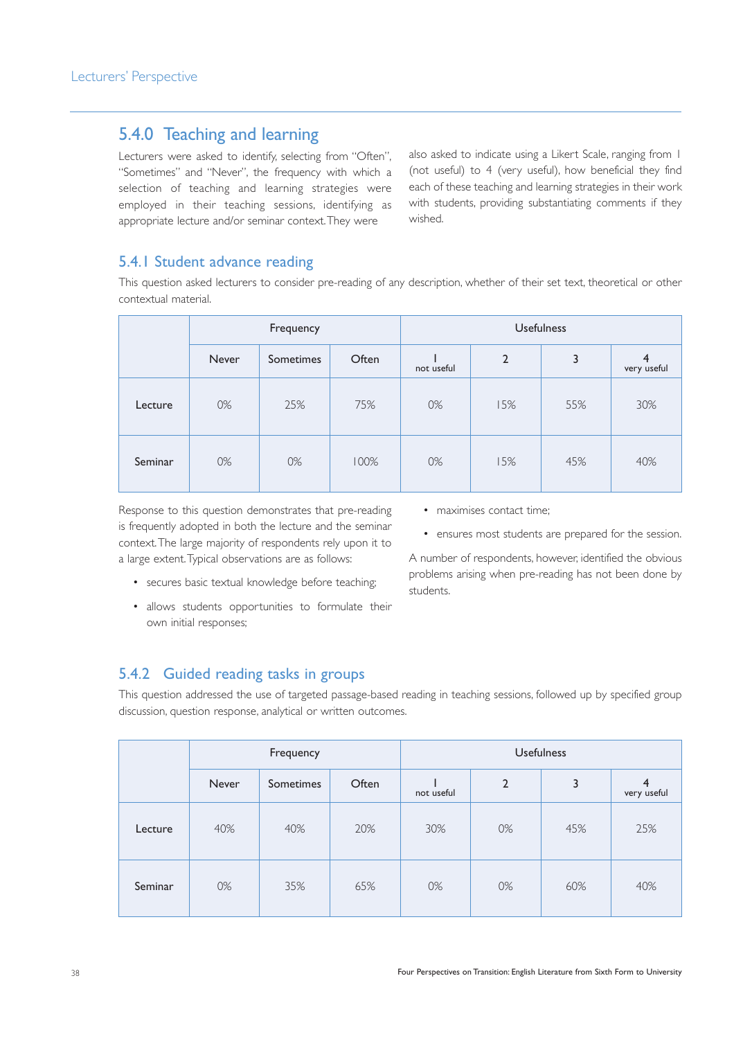## 5.4.0 Teaching and learning

Lecturers were asked to identify, selecting from "Often", "Sometimes" and "Never", the frequency with which a selection of teaching and learning strategies were employed in their teaching sessions, identifying as appropriate lecture and/or seminar context. They were also asked to indicate using a Likert Scale, ranging from 1 (not useful) to 4 (very useful), how beneficial they find each of these teaching and learning strategies in their work with students, providing substantiating comments if they wished.

### 5.4.1 Student advance reading

This question asked lecturers to consider pre-reading of any description, whether of their set text, theoretical or other contextual material.

| | Frequency | | | Usefulness | | | |
|---|---|---|---|---|---|---|---|
| | Never | Sometimes | Often | 1 not useful | 2 | 3 | 4 very useful |
| Lecture | 0% | 25% | 75% | 0% | 15% | 55% | 30% |
| Seminar | 0% | 0% | 100% | 0% | 15% | 45% | 40% |

Response to this question demonstrates that pre-reading is frequently adopted in both the lecture and the seminar context. The large majority of respondents rely upon it to a large extent. Typical observations are as follows:

- secures basic textual knowledge before teaching;
- allows students opportunities to formulate their own initial responses;
- maximises contact time;
- ensures most students are prepared for the session.

A number of respondents, however, identified the obvious problems arising when pre-reading has not been done by students.

### 5.4.2 Guided reading tasks in groups

This question addressed the use of targeted passage-based reading in teaching sessions, followed up by specified group discussion, question response, analytical or written outcomes.

| | Frequency | | | Usefulness | | | |
|---|---|---|---|---|---|---|---|
| | Never | Sometimes | Often | 1 not useful | 2 | 3 | 4 very useful |
| Lecture | 40% | 40% | 20% | 30% | 0% | 45% | 25% |
| Seminar | 0% | 35% | 65% | 0% | 0% | 60% | 40% |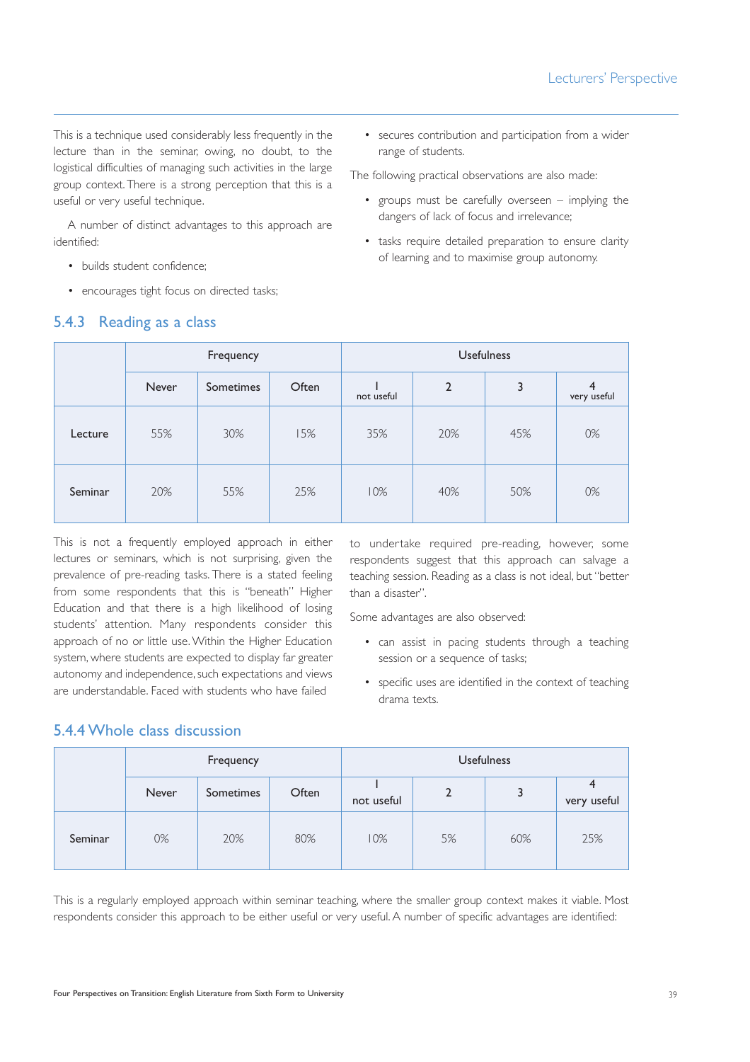This is a technique used considerably less frequently in the lecture than in the seminar, owing, no doubt, to the logistical difficulties of managing such activities in the large group context. There is a strong perception that this is a useful or very useful technique.

A number of distinct advantages to this approach are identified:

- builds student confidence;
- encourages tight focus on directed tasks;
- secures contribution and participation from a wider range of students.

The following practical observations are also made:

- groups must be carefully overseen – implying the dangers of lack of focus and irrelevance;
- tasks require detailed preparation to ensure clarity of learning and to maximise group autonomy.

### 5.4.3 Reading as a class

| | Frequency | | | Usefulness | | | |
|---|---|---|---|---|---|---|---|
| | Never | Sometimes | Often | 1 not useful | 2 | 3 | 4 very useful |
| Lecture | 55% | 30% | 15% | 35% | 20% | 45% | 0% |
| Seminar | 20% | 55% | 25% | 10% | 40% | 50% | 0% |

This is not a frequently employed approach in either lectures or seminars, which is not surprising, given the prevalence of pre-reading tasks. There is a stated feeling from some respondents that this is "beneath" Higher Education and that there is a high likelihood of losing students' attention. Many respondents consider this approach of no or little use. Within the Higher Education system, where students are expected to display far greater autonomy and independence, such expectations and views are understandable. Faced with students who have failed to undertake required pre-reading, however, some respondents suggest that this approach can salvage a teaching session. Reading as a class is not ideal, but "better than a disaster".

Some advantages are also observed:

- can assist in pacing students through a teaching session or a sequence of tasks;
- specific uses are identified in the context of teaching drama texts.

### 5.4.4 Whole class discussion

| | Frequency | | | Usefulness | | | |
|---|---|---|---|---|---|---|---|
| | Never | Sometimes | Often | 1 not useful | 2 | 3 | 4 very useful |
| Seminar | 0% | 20% | 80% | 10% | 5% | 60% | 25% |

This is a regularly employed approach within seminar teaching, where the smaller group context makes it viable. Most respondents consider this approach to be either useful or very useful. A number of specific advantages are identified: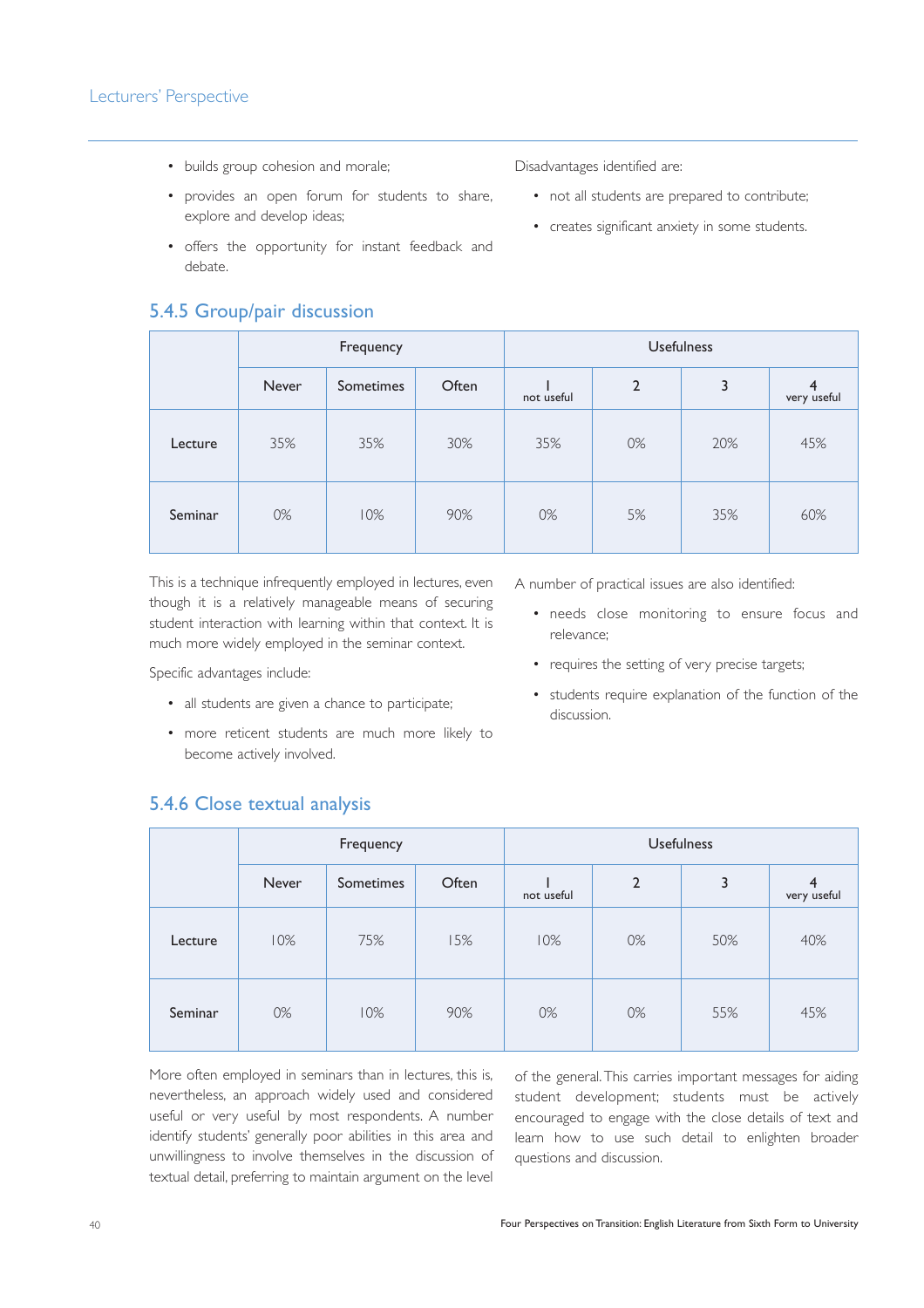- builds group cohesion and morale;
- provides an open forum for students to share, explore and develop ideas;
- offers the opportunity for instant feedback and debate.

Disadvantages identified are:

- not all students are prepared to contribute;
- creates significant anxiety in some students.

### 5.4.5 Group/pair discussion

| | Frequency | | | Usefulness | | | |
|---|---|---|---|---|---|---|---|
| | Never | Sometimes | Often | 1 not useful | 2 | 3 | 4 very useful |
| Lecture | 35% | 35% | 30% | 35% | 0% | 20% | 45% |
| Seminar | 0% | 10% | 90% | 0% | 5% | 35% | 60% |

This is a technique infrequently employed in lectures, even though it is a relatively manageable means of securing student interaction with learning within that context. It is much more widely employed in the seminar context.

Specific advantages include:

- all students are given a chance to participate;
- more reticent students are much more likely to become actively involved.

A number of practical issues are also identified:

- needs close monitoring to ensure focus and relevance;
- requires the setting of very precise targets;
- students require explanation of the function of the discussion.

### 5.4.6 Close textual analysis

| | Frequency | | | Usefulness | | | |
|---|---|---|---|---|---|---|---|
| | Never | Sometimes | Often | 1 not useful | 2 | 3 | 4 very useful |
| Lecture | 10% | 75% | 15% | 10% | 0% | 50% | 40% |
| Seminar | 0% | 10% | 90% | 0% | 0% | 55% | 45% |

More often employed in seminars than in lectures, this is, nevertheless, an approach widely used and considered useful or very useful by most respondents. A number identify students' generally poor abilities in this area and unwillingness to involve themselves in the discussion of textual detail, preferring to maintain argument on the level of the general. This carries important messages for aiding student development; students must be actively encouraged to engage with the close details of text and learn how to use such detail to enlighten broader questions and discussion.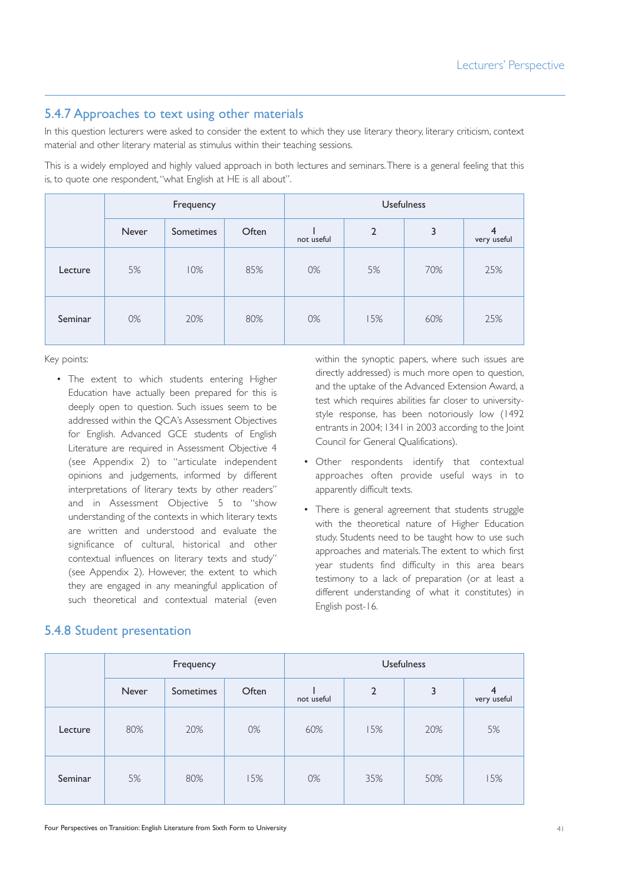### 5.4.7 Approaches to text using other materials

In this question lecturers were asked to consider the extent to which they use literary theory, literary criticism, context material and other literary material as stimulus within their teaching sessions.

This is a widely employed and highly valued approach in both lectures and seminars. There is a general feeling that this is, to quote one respondent, "what English at HE is all about".

| | Frequency | | | Usefulness | | | |
|---|---|---|---|---|---|---|---|
| | Never | Sometimes | Often | 1 not useful | 2 | 3 | 4 very useful |
| Lecture | 5% | 10% | 85% | 0% | 5% | 70% | 25% |
| Seminar | 0% | 20% | 80% | 0% | 15% | 60% | 25% |

Key points:

- The extent to which students entering Higher Education have actually been prepared for this is deeply open to question. Such issues seem to be addressed within the QCA's Assessment Objectives for English. Advanced GCE students of English Literature are required in Assessment Objective 4 (see Appendix 2) to "articulate independent opinions and judgements, informed by different interpretations of literary texts by other readers" and in Assessment Objective 5 to "show understanding of the contexts in which literary texts are written and understood and evaluate the significance of cultural, historical and other contextual influences on literary texts and study" (see Appendix 2). However, the extent to which they are engaged in any meaningful application of such theoretical and contextual material (even within the synoptic papers, where such issues are directly addressed) is much more open to question, and the uptake of the Advanced Extension Award, a test which requires abilities far closer to university-style response, has been notoriously low (1492 entrants in 2004; 1341 in 2003 according to the Joint Council for General Qualifications).
- Other respondents identify that contextual approaches often provide useful ways in to apparently difficult texts.
- There is general agreement that students struggle with the theoretical nature of Higher Education study. Students need to be taught how to use such approaches and materials. The extent to which first year students find difficulty in this area bears testimony to a lack of preparation (or at least a different understanding of what it constitutes) in English post-16.

### 5.4.8 Student presentation

| | Frequency | | | Usefulness | | | |
|---|---|---|---|---|---|---|---|
| | Never | Sometimes | Often | 1 not useful | 2 | 3 | 4 very useful |
| Lecture | 80% | 20% | 0% | 60% | 15% | 20% | 5% |
| Seminar | 5% | 80% | 15% | 0% | 35% | 50% | 15% |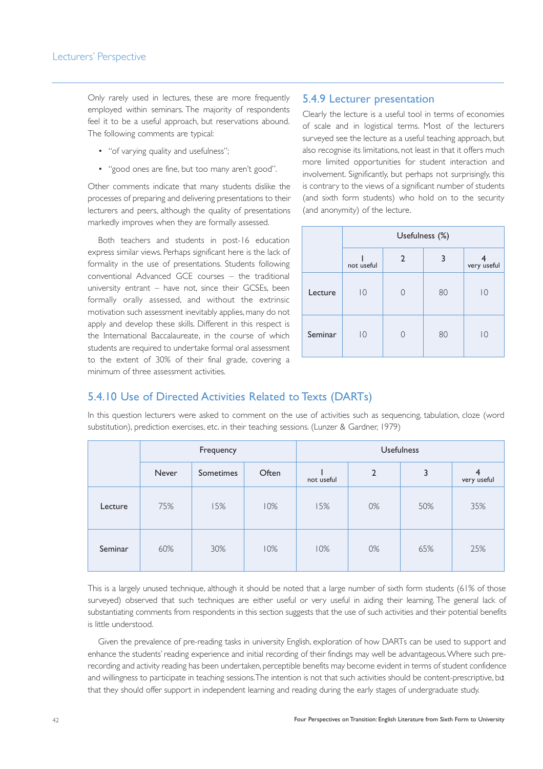Only rarely used in lectures, these are more frequently employed within seminars. The majority of respondents feel it to be a useful approach, but reservations abound. The following comments are typical:

- "of varying quality and usefulness";
- "good ones are fine, but too many aren't good".

Other comments indicate that many students dislike the processes of preparing and delivering presentations to their lecturers and peers, although the quality of presentations markedly improves when they are formally assessed.

Both teachers and students in post-16 education express similar views. Perhaps significant here is the lack of formality in the use of presentations. Students following conventional Advanced GCE courses – the traditional university entrant – have not, since their GCSEs, been formally orally assessed, and without the extrinsic motivation such assessment inevitably applies, many do not apply and develop these skills. Different in this respect is the International Baccalaureate, in the course of which students are required to undertake formal oral assessment to the extent of 30% of their final grade, covering a minimum of three assessment activities.

### 5.4.9 Lecturer presentation

Clearly the lecture is a useful tool in terms of economies of scale and in logistical terms. Most of the lecturers surveyed see the lecture as a useful teaching approach, but also recognise its limitations, not least in that it offers much more limited opportunities for student interaction and involvement. Significantly, but perhaps not surprisingly, this is contrary to the views of a significant number of students (and sixth form students) who hold on to the security (and anonymity) of the lecture.

| | Usefulness (%) | | | |
|---|---|---|---|---|
| | 1 not useful | 2 | 3 | 4 very useful |
| Lecture | 10 | 0 | 80 | 10 |
| Seminar | 10 | 0 | 80 | 10 |

### 5.4.10 Use of Directed Activities Related to Texts (DARTs)

In this question lecturers were asked to comment on the use of activities such as sequencing, tabulation, cloze (word substitution), prediction exercises, etc. in their teaching sessions. (Lunzer & Gardner, 1979)

| | Frequency | | | Usefulness | | | |
|---|---|---|---|---|---|---|---|
| | Never | Sometimes | Often | 1 not useful | 2 | 3 | 4 very useful |
| Lecture | 75% | 15% | 10% | 15% | 0% | 50% | 35% |
| Seminar | 60% | 30% | 10% | 10% | 0% | 65% | 25% |

This is a largely unused technique, although it should be noted that a large number of sixth form students (61% of those surveyed) observed that such techniques are either useful or very useful in aiding their learning. The general lack of substantiating comments from respondents in this section suggests that the use of such activities and their potential benefits is little understood.

Given the prevalence of pre-reading tasks in university English, exploration of how DARTs can be used to support and enhance the students' reading experience and initial recording of their findings may well be advantageous. Where such pre-recording and activity reading has been undertaken, perceptible benefits may become evident in terms of student confidence and willingness to participate in teaching sessions. The intention is not that such activities should be content-prescriptive, but that they should offer support in independent learning and reading during the early stages of undergraduate study.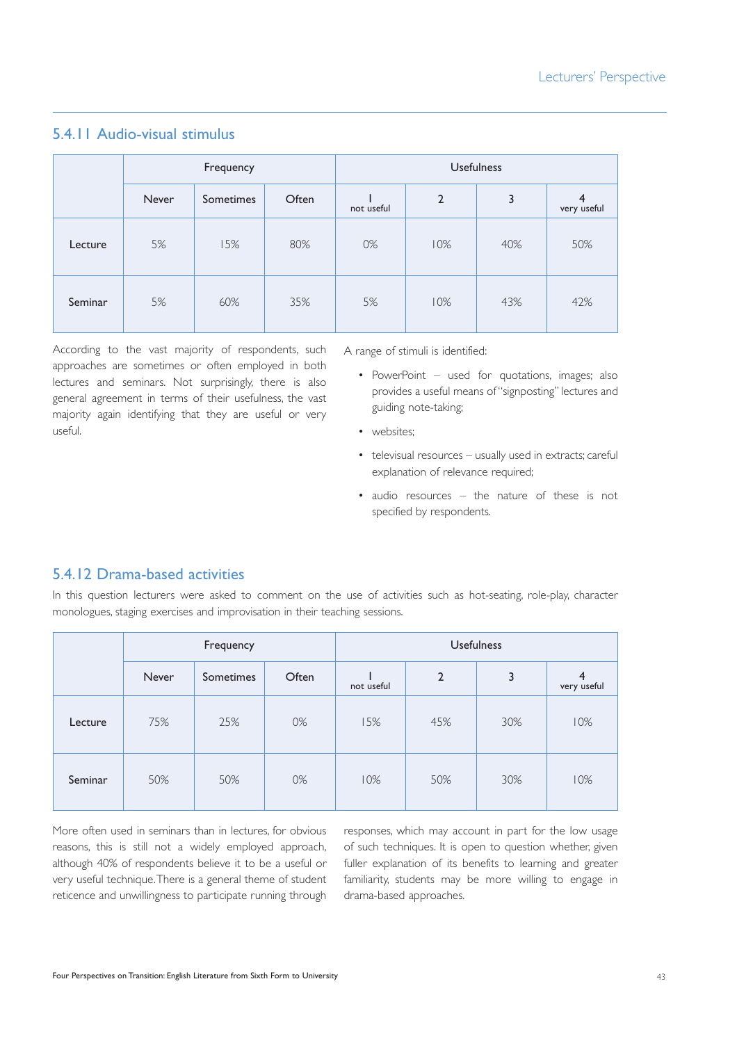### 5.4.11 Audio-visual stimulus

| | Frequency | | | Usefulness | | | |
|---|---|---|---|---|---|---|---|
| | Never | Sometimes | Often | 1 not useful | 2 | 3 | 4 very useful |
| Lecture | 5% | 15% | 80% | 0% | 10% | 40% | 50% |
| Seminar | 5% | 60% | 35% | 5% | 10% | 43% | 42% |

According to the vast majority of respondents, such approaches are sometimes or often employed in both lectures and seminars. Not surprisingly, there is also general agreement in terms of their usefulness, the vast majority again identifying that they are useful or very useful.

A range of stimuli is identified:

- PowerPoint – used for quotations, images; also provides a useful means of "signposting" lectures and guiding note-taking;
- websites;
- televisual resources – usually used in extracts; careful explanation of relevance required;
- audio resources – the nature of these is not specified by respondents.

### 5.4.12 Drama-based activities

In this question lecturers were asked to comment on the use of activities such as hot-seating, role-play, character monologues, staging exercises and improvisation in their teaching sessions.

| | Frequency | | | Usefulness | | | |
|---|---|---|---|---|---|---|---|
| | Never | Sometimes | Often | 1 not useful | 2 | 3 | 4 very useful |
| Lecture | 75% | 25% | 0% | 15% | 45% | 30% | 10% |
| Seminar | 50% | 50% | 0% | 10% | 50% | 30% | 10% |

More often used in seminars than in lectures, for obvious reasons, this is still not a widely employed approach, although 40% of respondents believe it to be a useful or very useful technique. There is a general theme of student reticence and unwillingness to participate running through responses, which may account in part for the low usage of such techniques. It is open to question whether, given fuller explanation of its benefits to learning and greater familiarity, students may be more willing to engage in drama-based approaches.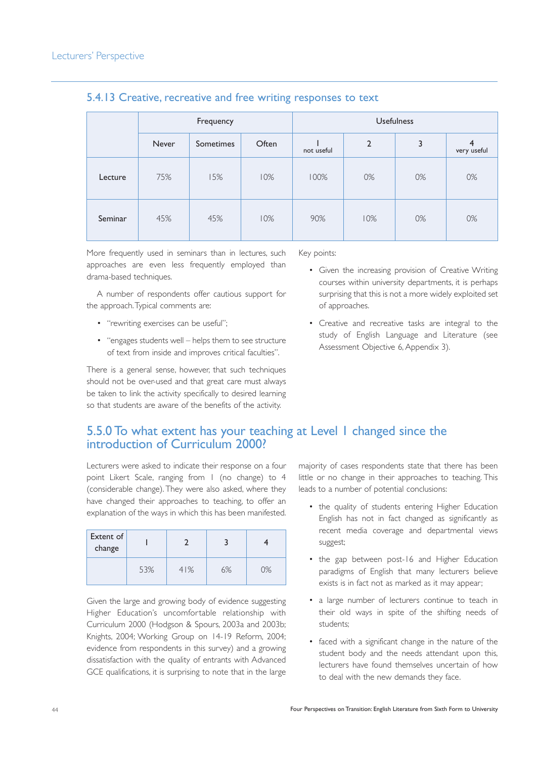### 5.4.13 Creative, recreative and free writing responses to text

| | Frequency | | | Usefulness | | | |
|---|---|---|---|---|---|---|---|
| | Never | Sometimes | Often | 1 not useful | 2 | 3 | 4 very useful |
| Lecture | 75% | 15% | 10% | 100% | 0% | 0% | 0% |
| Seminar | 45% | 45% | 10% | 90% | 10% | 0% | 0% |

More frequently used in seminars than in lectures, such approaches are even less frequently employed than drama-based techniques.

A number of respondents offer cautious support for the approach. Typical comments are:

- "rewriting exercises can be useful";
- "engages students well – helps them to see structure of text from inside and improves critical faculties".

There is a general sense, however, that such techniques should not be over-used and that great care must always be taken to link the activity specifically to desired learning so that students are aware of the benefits of the activity.

Key points:

- Given the increasing provision of Creative Writing courses within university departments, it is perhaps surprising that this is not a more widely exploited set of approaches.
- Creative and recreative tasks are integral to the study of English Language and Literature (see Assessment Objective 6, Appendix 3).

## 5.5.0 To what extent has your teaching at Level 1 changed since the introduction of Curriculum 2000?

Lecturers were asked to indicate their response on a four point Likert Scale, ranging from 1 (no change) to 4 (considerable change). They were also asked, where they have changed their approaches to teaching, to offer an explanation of the ways in which this has been manifested.

| Extent of change | 1 | 2 | 3 | 4 |
|---|---|---|---|---|
| | 53% | 41% | 6% | 0% |

Given the large and growing body of evidence suggesting Higher Education's uncomfortable relationship with Curriculum 2000 (Hodgson & Spours, 2003a and 2003b; Knights, 2004; Working Group on 14-19 Reform, 2004; evidence from respondents in this survey) and a growing dissatisfaction with the quality of entrants with Advanced GCE qualifications, it is surprising to note that in the large majority of cases respondents state that there has been little or no change in their approaches to teaching. This leads to a number of potential conclusions:

- the quality of students entering Higher Education English has not in fact changed as significantly as recent media coverage and departmental views suggest;
- the gap between post-16 and Higher Education paradigms of English that many lecturers believe exists is in fact not as marked as it may appear;
- a large number of lecturers continue to teach in their old ways in spite of the shifting needs of students;
- faced with a significant change in the nature of the student body and the needs attendant upon this, lecturers have found themselves uncertain of how to deal with the new demands they face.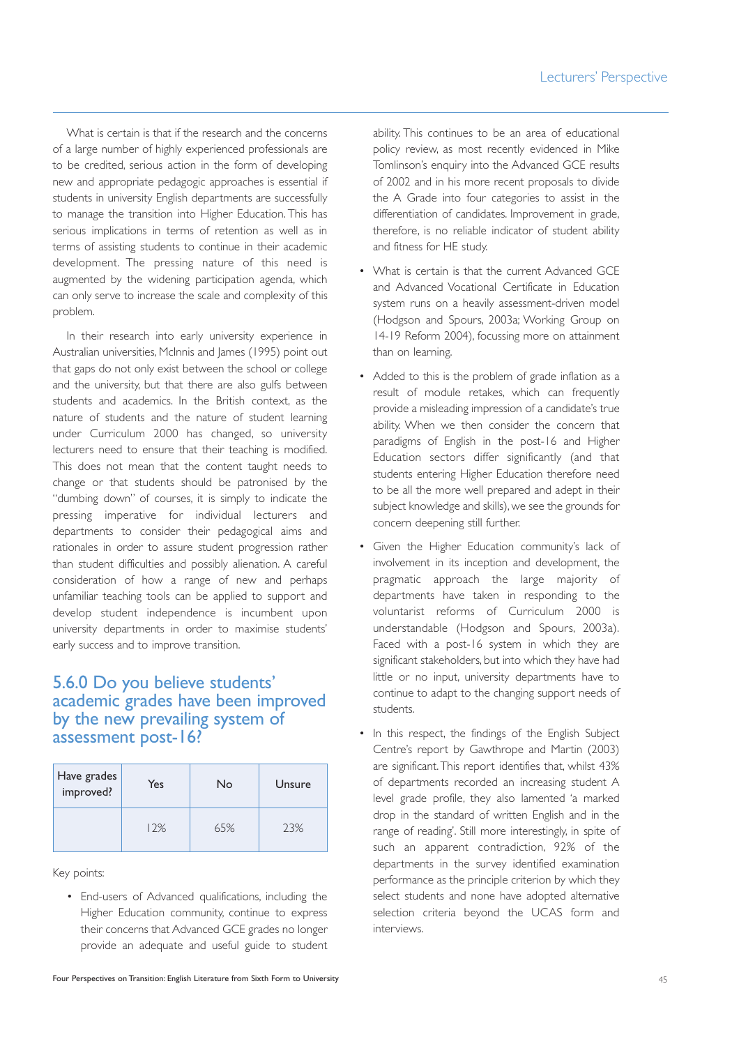What is certain is that if the research and the concerns of a large number of highly experienced professionals are to be credited, serious action in the form of developing new and appropriate pedagogic approaches is essential if students in university English departments are successfully to manage the transition into Higher Education. This has serious implications in terms of retention as well as in terms of assisting students to continue in their academic development. The pressing nature of this need is augmented by the widening participation agenda, which can only serve to increase the scale and complexity of this problem.

In their research into early university experience in Australian universities, McInnis and James (1995) point out that gaps do not only exist between the school or college and the university, but that there are also gulfs between students and academics. In the British context, as the nature of students and the nature of student learning under Curriculum 2000 has changed, so university lecturers need to ensure that their teaching is modified. This does not mean that the content taught needs to change or that students should be patronised by the "dumbing down" of courses, it is simply to indicate the pressing imperative for individual lecturers and departments to consider their pedagogical aims and rationales in order to assure student progression rather than student difficulties and possibly alienation. A careful consideration of how a range of new and perhaps unfamiliar teaching tools can be applied to support and develop student independence is incumbent upon university departments in order to maximise students' early success and to improve transition.

## 5.6.0 Do you believe students' academic grades have been improved by the new prevailing system of assessment post-16?

| Have grades improved? | Yes | No | Unsure |
|---|---|---|---|
| | 12% | 65% | 23% |

Key points:

- End-users of Advanced qualifications, including the Higher Education community, continue to express their concerns that Advanced GCE grades no longer provide an adequate and useful guide to student ability. This continues to be an area of educational policy review, as most recently evidenced in Mike Tomlinson's enquiry into the Advanced GCE results of 2002 and in his more recent proposals to divide the A Grade into four categories to assist in the differentiation of candidates. Improvement in grade, therefore, is no reliable indicator of student ability and fitness for HE study.
- What is certain is that the current Advanced GCE and Advanced Vocational Certificate in Education system runs on a heavily assessment-driven model (Hodgson and Spours, 2003a; Working Group on 14-19 Reform 2004), focussing more on attainment than on learning.
- Added to this is the problem of grade inflation as a result of module retakes, which can frequently provide a misleading impression of a candidate's true ability. When we then consider the concern that paradigms of English in the post-16 and Higher Education sectors differ significantly (and that students entering Higher Education therefore need to be all the more well prepared and adept in their subject knowledge and skills), we see the grounds for concern deepening still further.
- Given the Higher Education community's lack of involvement in its inception and development, the pragmatic approach the large majority of departments have taken in responding to the voluntarist reforms of Curriculum 2000 is understandable (Hodgson and Spours, 2003a). Faced with a post-16 system in which they are significant stakeholders, but into which they have had little or no input, university departments have to continue to adapt to the changing support needs of students.
- In this respect, the findings of the English Subject Centre's report by Gawthrope and Martin (2003) are significant. This report identifies that, whilst 43% of departments recorded an increasing student A level grade profile, they also lamented 'a marked drop in the standard of written English and in the range of reading'. Still more interestingly, in spite of such an apparent contradiction, 92% of the departments in the survey identified examination performance as the principle criterion by which they select students and none have adopted alternative selection criteria beyond the UCAS form and interviews.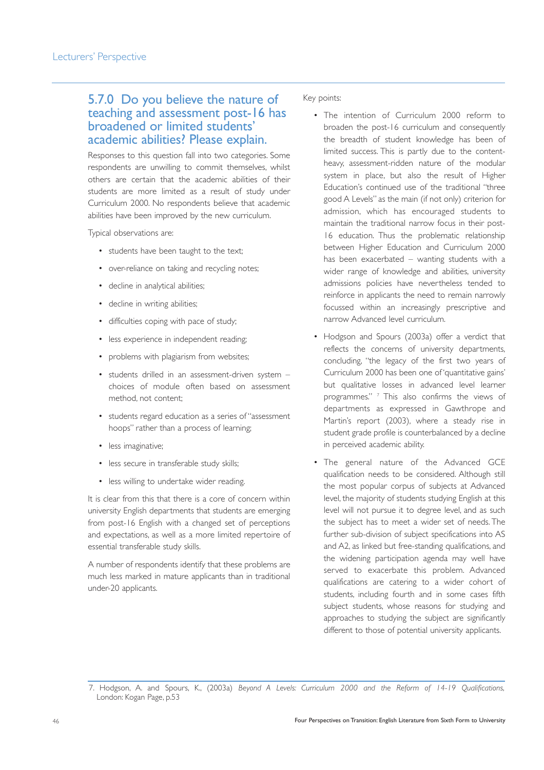## 5.7.0 Do you believe the nature of teaching and assessment post-16 has broadened or limited students' academic abilities? Please explain.

Responses to this question fall into two categories. Some respondents are unwilling to commit themselves, whilst others are certain that the academic abilities of their students are more limited as a result of study under Curriculum 2000. No respondents believe that academic abilities have been improved by the new curriculum.

Typical observations are:

- students have been taught to the text;
- over-reliance on taking and recycling notes;
- decline in analytical abilities;
- decline in writing abilities;
- difficulties coping with pace of study;
- less experience in independent reading;
- problems with plagiarism from websites;
- students drilled in an assessment-driven system – choices of module often based on assessment method, not content;
- students regard education as a series of "assessment hoops" rather than a process of learning;
- less imaginative;
- less secure in transferable study skills;
- less willing to undertake wider reading.

It is clear from this that there is a core of concern within university English departments that students are emerging from post-16 English with a changed set of perceptions and expectations, as well as a more limited repertoire of essential transferable study skills.

A number of respondents identify that these problems are much less marked in mature applicants than in traditional under-20 applicants.

Key points:

- The intention of Curriculum 2000 reform to broaden the post-16 curriculum and consequently the breadth of student knowledge has been of limited success. This is partly due to the content-heavy, assessment-ridden nature of the modular system in place, but also the result of Higher Education's continued use of the traditional "three good A Levels" as the main (if not only) criterion for admission, which has encouraged students to maintain the traditional narrow focus in their post-16 education. Thus the problematic relationship between Higher Education and Curriculum 2000 has been exacerbated – wanting students with a wider range of knowledge and abilities, university admissions policies have nevertheless tended to reinforce in applicants the need to remain narrowly focussed within an increasingly prescriptive and narrow Advanced level curriculum.
- Hodgson and Spours (2003a) offer a verdict that reflects the concerns of university departments, concluding, "the legacy of the first two years of Curriculum 2000 has been one of 'quantitative gains' but qualitative losses in advanced level learner programmes." [7] This also confirms the views of departments as expressed in Gawthrope and Martin's report (2003), where a steady rise in student grade profile is counterbalanced by a decline in perceived academic ability.
- The general nature of the Advanced GCE qualification needs to be considered. Although still the most popular corpus of subjects at Advanced level, the majority of students studying English at this level will not pursue it to degree level, and as such the subject has to meet a wider set of needs. The further sub-division of subject specifications into AS and A2, as linked but free-standing qualifications, and the widening participation agenda may well have served to exacerbate this problem. Advanced qualifications are catering to a wider cohort of students, including fourth and in some cases fifth subject students, whose reasons for studying and approaches to studying the subject are significantly different to those of potential university applicants.

---

7. Hodgson, A. and Spours, K., (2003a) *Beyond A Levels: Curriculum 2000 and the Reform of 14-19 Qualifications*, London: Kogan Page, p.53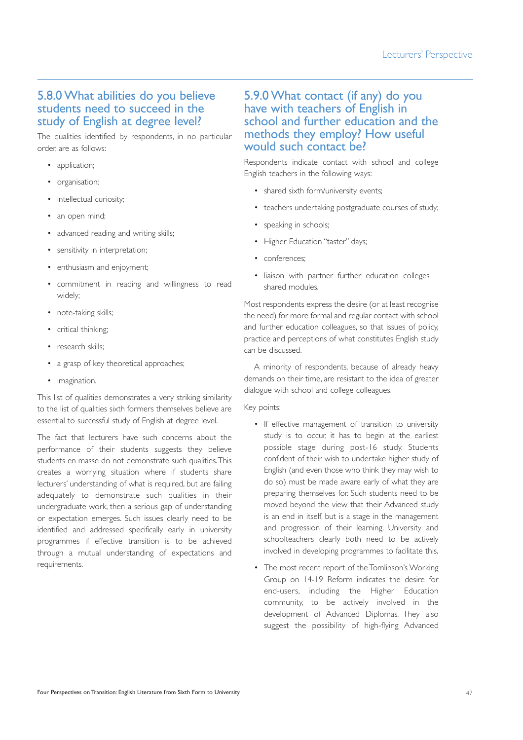## 5.8.0 What abilities do you believe students need to succeed in the study of English at degree level?

The qualities identified by respondents, in no particular order, are as follows:

- application;
- organisation;
- intellectual curiosity;
- an open mind;
- advanced reading and writing skills;
- sensitivity in interpretation;
- enthusiasm and enjoyment;
- commitment in reading and willingness to read widely;
- note-taking skills;
- critical thinking;
- research skills;
- a grasp of key theoretical approaches;
- imagination.

This list of qualities demonstrates a very striking similarity to the list of qualities sixth formers themselves believe are essential to successful study of English at degree level.

The fact that lecturers have such concerns about the performance of their students suggests they believe students en masse do not demonstrate such qualities. This creates a worrying situation where if students share lecturers' understanding of what is required, but are failing adequately to demonstrate such qualities in their undergraduate work, then a serious gap of understanding or expectation emerges. Such issues clearly need to be identified and addressed specifically early in university programmes if effective transition is to be achieved through a mutual understanding of expectations and requirements.

## 5.9.0 What contact (if any) do you have with teachers of English in school and further education and the methods they employ? How useful would such contact be?

Respondents indicate contact with school and college English teachers in the following ways:

- shared sixth form/university events;
- teachers undertaking postgraduate courses of study;
- speaking in schools;
- Higher Education "taster" days;
- conferences;
- liaison with partner further education colleges – shared modules.

Most respondents express the desire (or at least recognise the need) for more formal and regular contact with school and further education colleagues, so that issues of policy, practice and perceptions of what constitutes English study can be discussed.

A minority of respondents, because of already heavy demands on their time, are resistant to the idea of greater dialogue with school and college colleagues.

Key points:

- If effective management of transition to university study is to occur, it has to begin at the earliest possible stage during post-16 study. Students confident of their wish to undertake higher study of English (and even those who think they may wish to do so) must be made aware early of what they are preparing themselves for. Such students need to be moved beyond the view that their Advanced study is an end in itself, but is a stage in the management and progression of their learning. University and schoolteachers clearly both need to be actively involved in developing programmes to facilitate this.
- The most recent report of the Tomlinson's Working Group on 14-19 Reform indicates the desire for end-users, including the Higher Education community, to be actively involved in the development of Advanced Diplomas. They also suggest the possibility of high-flying Advanced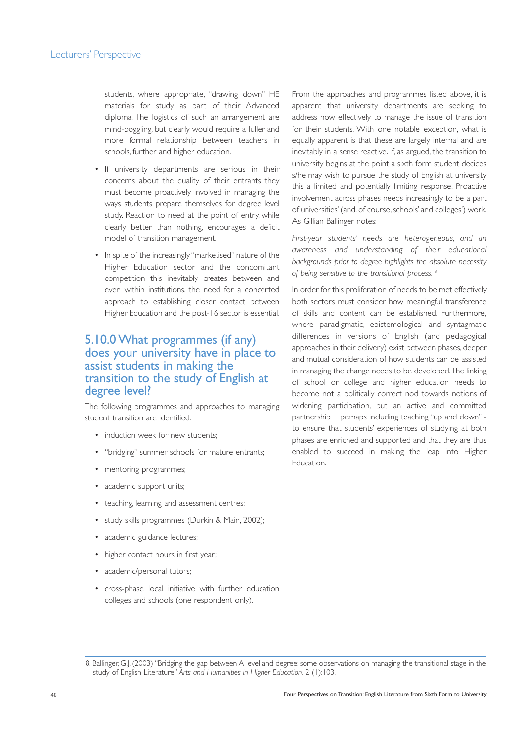students, where appropriate, "drawing down" HE materials for study as part of their Advanced diploma. The logistics of such an arrangement are mind-boggling, but clearly would require a fuller and more formal relationship between teachers in schools, further and higher education.

- If university departments are serious in their concerns about the quality of their entrants they must become proactively involved in managing the ways students prepare themselves for degree level study. Reaction to need at the point of entry, while clearly better than nothing, encourages a deficit model of transition management.
- In spite of the increasingly "marketised" nature of the Higher Education sector and the concomitant competition this inevitably creates between and even within institutions, the need for a concerted approach to establishing closer contact between Higher Education and the post-16 sector is essential.

## 5.10.0 What programmes (if any) does your university have in place to assist students in making the transition to the study of English at degree level?

The following programmes and approaches to managing student transition are identified:

- induction week for new students;
- "bridging" summer schools for mature entrants;
- mentoring programmes;
- academic support units;
- teaching, learning and assessment centres;
- study skills programmes (Durkin & Main, 2002);
- academic guidance lectures;
- higher contact hours in first year;
- academic/personal tutors;
- cross-phase local initiative with further education colleges and schools (one respondent only).

From the approaches and programmes listed above, it is apparent that university departments are seeking to address how effectively to manage the issue of transition for their students. With one notable exception, what is equally apparent is that these are largely internal and are inevitably in a sense reactive. If, as argued, the transition to university begins at the point a sixth form student decides s/he may wish to pursue the study of English at university this a limited and potentially limiting response. Proactive involvement across phases needs increasingly to be a part of universities' (and, of course, schools' and colleges') work. As Gillian Ballinger notes:

*First-year students' needs are heterogeneous, and an awareness and understanding of their educational backgrounds prior to degree highlights the absolute necessity of being sensitive to the transitional process.* [8]

In order for this proliferation of needs to be met effectively both sectors must consider how meaningful transference of skills and content can be established. Furthermore, where paradigmatic, epistemological and syntagmatic differences in versions of English (and pedagogical approaches in their delivery) exist between phases, deeper and mutual consideration of how students can be assisted in managing the change needs to be developed. The linking of school or college and higher education needs to become not a politically correct nod towards notions of widening participation, but an active and committed partnership – perhaps including teaching "up and down" - to ensure that students' experiences of studying at both phases are enriched and supported and that they are thus enabled to succeed in making the leap into Higher Education.

---

8. Ballinger, G.J. (2003) "Bridging the gap between A level and degree: some observations on managing the transitional stage in the study of English Literature" *Arts and Humanities in Higher Education,* 2 (1):103.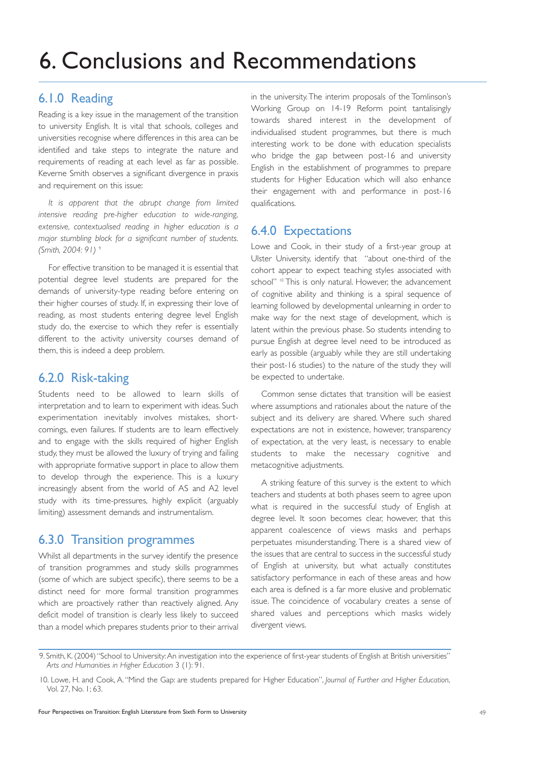# 6. Conclusions and Recommendations

## 6.1.0 Reading

Reading is a key issue in the management of the transition to university English. It is vital that schools, colleges and universities recognise where differences in this area can be identified and take steps to integrate the nature and requirements of reading at each level as far as possible. Keverne Smith observes a significant divergence in praxis and requirement on this issue:

> *It is apparent that the abrupt change from limited intensive reading pre-higher education to wide-ranging, extensive, contextualised reading in higher education is a major stumbling block for a significant number of students. (Smith, 2004: 91)* [9]

For effective transition to be managed it is essential that potential degree level students are prepared for the demands of university-type reading before entering on their higher courses of study. If, in expressing their love of reading, as most students entering degree level English study do, the exercise to which they refer is essentially different to the activity university courses demand of them, this is indeed a deep problem.

## 6.2.0 Risk-taking

Students need to be allowed to learn skills of interpretation and to learn to experiment with ideas. Such experimentation inevitably involves mistakes, short-comings, even failures. If students are to learn effectively and to engage with the skills required of higher English study, they must be allowed the luxury of trying and failing with appropriate formative support in place to allow them to develop through the experience. This is a luxury increasingly absent from the world of AS and A2 level study with its time-pressures, highly explicit (arguably limiting) assessment demands and instrumentalism.

## 6.3.0 Transition programmes

Whilst all departments in the survey identify the presence of transition programmes and study skills programmes (some of which are subject specific), there seems to be a distinct need for more formal transition programmes which are proactively rather than reactively aligned. Any deficit model of transition is clearly less likely to succeed than a model which prepares students prior to their arrival in the university. The interim proposals of the Tomlinson's Working Group on 14-19 Reform point tantalisingly towards shared interest in the development of individualised student programmes, but there is much interesting work to be done with education specialists who bridge the gap between post-16 and university English in the establishment of programmes to prepare students for Higher Education which will also enhance their engagement with and performance in post-16 qualifications.

## 6.4.0 Expectations

Lowe and Cook, in their study of a first-year group at Ulster University, identify that "about one-third of the cohort appear to expect teaching styles associated with school" [10] This is only natural. However, the advancement of cognitive ability and thinking is a spiral sequence of learning followed by developmental unlearning in order to make way for the next stage of development, which is latent within the previous phase. So students intending to pursue English at degree level need to be introduced as early as possible (arguably while they are still undertaking their post-16 studies) to the nature of the study they will be expected to undertake.

Common sense dictates that transition will be easiest where assumptions and rationales about the nature of the subject and its delivery are shared. Where such shared expectations are not in existence, however, transparency of expectation, at the very least, is necessary to enable students to make the necessary cognitive and metacognitive adjustments.

A striking feature of this survey is the extent to which teachers and students at both phases seem to agree upon what is required in the successful study of English at degree level. It soon becomes clear, however, that this apparent coalescence of views masks and perhaps perpetuates misunderstanding. There is a shared view of the issues that are central to success in the successful study of English at university, but what actually constitutes satisfactory performance in each of these areas and how each area is defined is a far more elusive and problematic issue. The coincidence of vocabulary creates a sense of shared values and perceptions which masks widely divergent views.

---

9. Smith, K. (2004) "School to University: An investigation into the experience of first-year students of English at British universities" *Arts and Humanities in Higher Education* 3 (1): 91.

10. Lowe, H. and Cook, A. "Mind the Gap: are students prepared for Higher Education", *Journal of Further and Higher Education*, Vol. 27, No. 1; 63.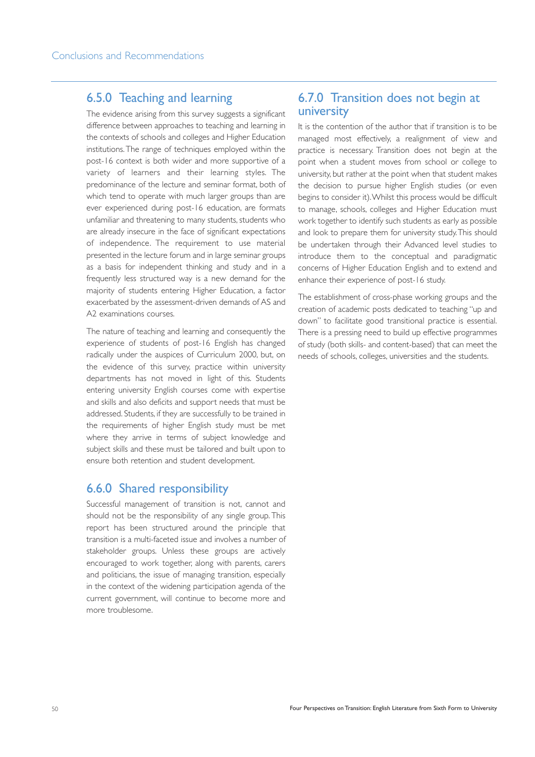## 6.5.0 Teaching and learning

The evidence arising from this survey suggests a significant difference between approaches to teaching and learning in the contexts of schools and colleges and Higher Education institutions. The range of techniques employed within the post-16 context is both wider and more supportive of a variety of learners and their learning styles. The predominance of the lecture and seminar format, both of which tend to operate with much larger groups than are ever experienced during post-16 education, are formats unfamiliar and threatening to many students, students who are already insecure in the face of significant expectations of independence. The requirement to use material presented in the lecture forum and in large seminar groups as a basis for independent thinking and study and in a frequently less structured way is a new demand for the majority of students entering Higher Education, a factor exacerbated by the assessment-driven demands of AS and A2 examinations courses.

The nature of teaching and learning and consequently the experience of students of post-16 English has changed radically under the auspices of Curriculum 2000, but, on the evidence of this survey, practice within university departments has not moved in light of this. Students entering university English courses come with expertise and skills and also deficits and support needs that must be addressed. Students, if they are successfully to be trained in the requirements of higher English study must be met where they arrive in terms of subject knowledge and subject skills and these must be tailored and built upon to ensure both retention and student development.

## 6.6.0 Shared responsibility

Successful management of transition is not, cannot and should not be the responsibility of any single group. This report has been structured around the principle that transition is a multi-faceted issue and involves a number of stakeholder groups. Unless these groups are actively encouraged to work together, along with parents, carers and politicians, the issue of managing transition, especially in the context of the widening participation agenda of the current government, will continue to become more and more troublesome.

## 6.7.0 Transition does not begin at university

It is the contention of the author that if transition is to be managed most effectively, a realignment of view and practice is necessary. Transition does not begin at the point when a student moves from school or college to university, but rather at the point when that student makes the decision to pursue higher English studies (or even begins to consider it). Whilst this process would be difficult to manage, schools, colleges and Higher Education must work together to identify such students as early as possible and look to prepare them for university study. This should be undertaken through their Advanced level studies to introduce them to the conceptual and paradigmatic concerns of Higher Education English and to extend and enhance their experience of post-16 study.

The establishment of cross-phase working groups and the creation of academic posts dedicated to teaching "up and down" to facilitate good transitional practice is essential. There is a pressing need to build up effective programmes of study (both skills- and content-based) that can meet the needs of schools, colleges, universities and the students.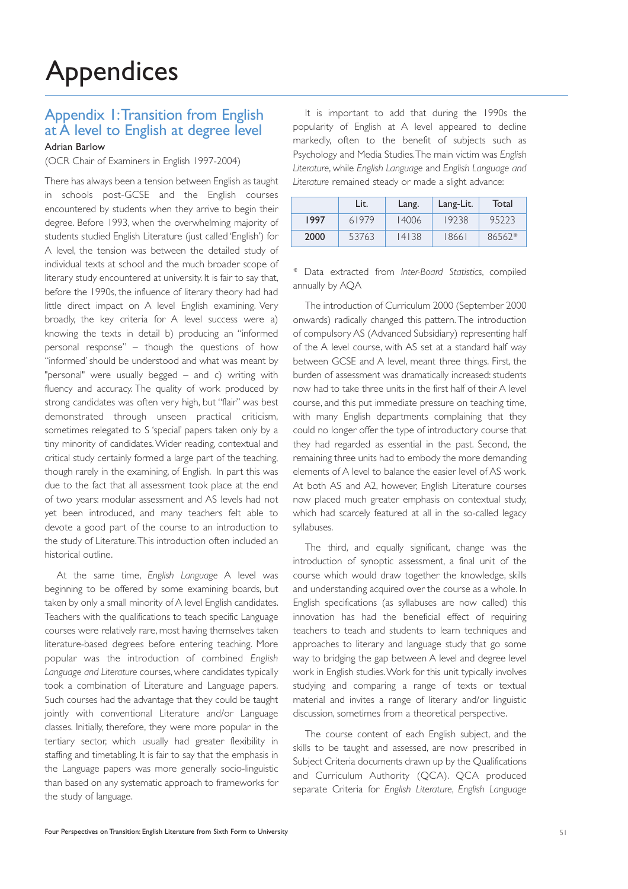# Appendices

## Appendix 1: Transition from English at A level to English at degree level

Adrian Barlow

(OCR Chair of Examiners in English 1997-2004)

There has always been a tension between English as taught in schools post-GCSE and the English courses encountered by students when they arrive to begin their degree. Before 1993, when the overwhelming majority of students studied English Literature (just called 'English') for A level, the tension was between the detailed study of individual texts at school and the much broader scope of literary study encountered at university. It is fair to say that, before the 1990s, the influence of literary theory had had little direct impact on A level English examining. Very broadly, the key criteria for A level success were a) knowing the texts in detail b) producing an "informed personal response" – though the questions of how "informed' should be understood and what was meant by "personal" were usually begged – and c) writing with fluency and accuracy. The quality of work produced by strong candidates was often very high, but "flair" was best demonstrated through unseen practical criticism, sometimes relegated to S 'special' papers taken only by a tiny minority of candidates. Wider reading, contextual and critical study certainly formed a large part of the teaching, though rarely in the examining, of English. In part this was due to the fact that all assessment took place at the end of two years: modular assessment and AS levels had not yet been introduced, and many teachers felt able to devote a good part of the course to an introduction to the study of Literature. This introduction often included an historical outline.

At the same time, *English Language* A level was beginning to be offered by some examining boards, but taken by only a small minority of A level English candidates. Teachers with the qualifications to teach specific Language courses were relatively rare, most having themselves taken literature-based degrees before entering teaching. More popular was the introduction of combined *English Language and Literature* courses, where candidates typically took a combination of Literature and Language papers. Such courses had the advantage that they could be taught jointly with conventional Literature and/or Language classes. Initially, therefore, they were more popular in the tertiary sector, which usually had greater flexibility in staffing and timetabling. It is fair to say that the emphasis in the Language papers was more generally socio-linguistic than based on any systematic approach to frameworks for the study of language.

It is important to add that during the 1990s the popularity of English at A level appeared to decline markedly, often to the benefit of subjects such as Psychology and Media Studies. The main victim was *English Literature*, while *English Language* and *English Language and Literature* remained steady or made a slight advance:

| | Lit. | Lang. | Lang-Lit. | Total |
|---|---|---|---|---|
| **1997** | 61979 | 14006 | 19238 | 95223 |
| **2000** | 53763 | 14138 | 18661 | 86562* |

\* Data extracted from *Inter-Board Statistics*, compiled annually by AQA

The introduction of Curriculum 2000 (September 2000 onwards) radically changed this pattern. The introduction of compulsory AS (Advanced Subsidiary) representing half of the A level course, with AS set at a standard half way between GCSE and A level, meant three things. First, the burden of assessment was dramatically increased: students now had to take three units in the first half of their A level course, and this put immediate pressure on teaching time, with many English departments complaining that they could no longer offer the type of introductory course that they had regarded as essential in the past. Second, the remaining three units had to embody the more demanding elements of A level to balance the easier level of AS work. At both AS and A2, however, English Literature courses now placed much greater emphasis on contextual study, which had scarcely featured at all in the so-called legacy syllabuses.

The third, and equally significant, change was the introduction of synoptic assessment, a final unit of the course which would draw together the knowledge, skills and understanding acquired over the course as a whole. In English specifications (as syllabuses are now called) this innovation has had the beneficial effect of requiring teachers to teach and students to learn techniques and approaches to literary and language study that go some way to bridging the gap between A level and degree level work in English studies. Work for this unit typically involves studying and comparing a range of texts or textual material and invites a range of literary and/or linguistic discussion, sometimes from a theoretical perspective.

The course content of each English subject, and the skills to be taught and assessed, are now prescribed in Subject Criteria documents drawn up by the Qualifications and Curriculum Authority (QCA). QCA produced separate Criteria for *English Literature*, *English Language*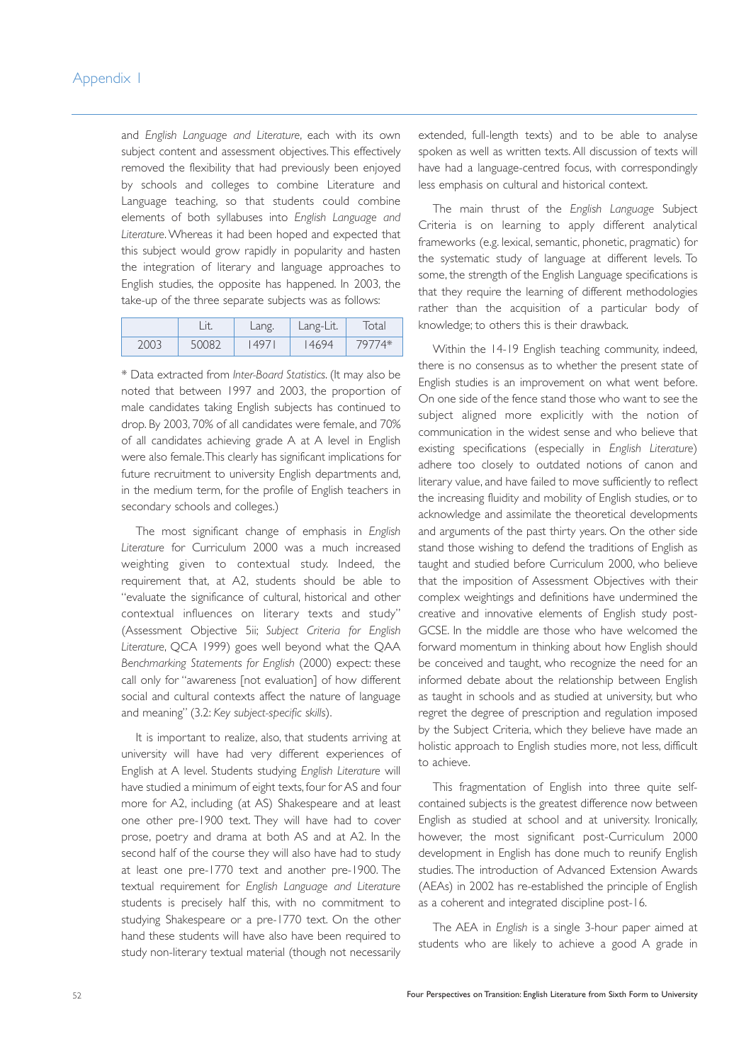and *English Language and Literature*, each with its own subject content and assessment objectives. This effectively removed the flexibility that had previously been enjoyed by schools and colleges to combine Literature and Language teaching, so that students could combine elements of both syllabuses into *English Language and Literature*. Whereas it had been hoped and expected that this subject would grow rapidly in popularity and hasten the integration of literary and language approaches to English studies, the opposite has happened. In 2003, the take-up of the three separate subjects was as follows:

| | Lit. | Lang. | Lang-Lit. | Total |
|---|---|---|---|---|
| 2003 | 50082 | 14971 | 14694 | 79774* |

* Data extracted from *Inter-Board Statistics*. (It may also be noted that between 1997 and 2003, the proportion of male candidates taking English subjects has continued to drop. By 2003, 70% of all candidates were female, and 70% of all candidates achieving grade A at A level in English were also female. This clearly has significant implications for future recruitment to university English departments and, in the medium term, for the profile of English teachers in secondary schools and colleges.)

The most significant change of emphasis in *English Literature* for Curriculum 2000 was a much increased weighting given to contextual study. Indeed, the requirement that, at A2, students should be able to "evaluate the significance of cultural, historical and other contextual influences on literary texts and study" (Assessment Objective 5ii; *Subject Criteria for English Literature*, QCA 1999) goes well beyond what the QAA *Benchmarking Statements for English* (2000) expect: these call only for "awareness [not evaluation] of how different social and cultural contexts affect the nature of language and meaning" (3.2: *Key subject-specific skills*).

It is important to realize, also, that students arriving at university will have had very different experiences of English at A level. Students studying *English Literature* will have studied a minimum of eight texts, four for AS and four more for A2, including (at AS) Shakespeare and at least one other pre-1900 text. They will have had to cover prose, poetry and drama at both AS and at A2. In the second half of the course they will also have had to study at least one pre-1770 text and another pre-1900. The textual requirement for *English Language and Literature* students is precisely half this, with no commitment to studying Shakespeare or a pre-1770 text. On the other hand these students will have also have been required to study non-literary textual material (though not necessarily extended, full-length texts) and to be able to analyse spoken as well as written texts. All discussion of texts will have had a language-centred focus, with correspondingly less emphasis on cultural and historical context.

The main thrust of the *English Language* Subject Criteria is on learning to apply different analytical frameworks (e.g. lexical, semantic, phonetic, pragmatic) for the systematic study of language at different levels. To some, the strength of the English Language specifications is that they require the learning of different methodologies rather than the acquisition of a particular body of knowledge; to others this is their drawback.

Within the 14-19 English teaching community, indeed, there is no consensus as to whether the present state of English studies is an improvement on what went before. On one side of the fence stand those who want to see the subject aligned more explicitly with the notion of communication in the widest sense and who believe that existing specifications (especially in *English Literature*) adhere too closely to outdated notions of canon and literary value, and have failed to move sufficiently to reflect the increasing fluidity and mobility of English studies, or to acknowledge and assimilate the theoretical developments and arguments of the past thirty years. On the other side stand those wishing to defend the traditions of English as taught and studied before Curriculum 2000, who believe that the imposition of Assessment Objectives with their complex weightings and definitions have undermined the creative and innovative elements of English study post-GCSE. In the middle are those who have welcomed the forward momentum in thinking about how English should be conceived and taught, who recognize the need for an informed debate about the relationship between English as taught in schools and as studied at university, but who regret the degree of prescription and regulation imposed by the Subject Criteria, which they believe have made an holistic approach to English studies more, not less, difficult to achieve.

This fragmentation of English into three quite self-contained subjects is the greatest difference now between English as studied at school and at university. Ironically, however, the most significant post-Curriculum 2000 development in English has done much to reunify English studies. The introduction of Advanced Extension Awards (AEAs) in 2002 has re-established the principle of English as a coherent and integrated discipline post-16.

The AEA in *English* is a single 3-hour paper aimed at students who are likely to achieve a good A grade in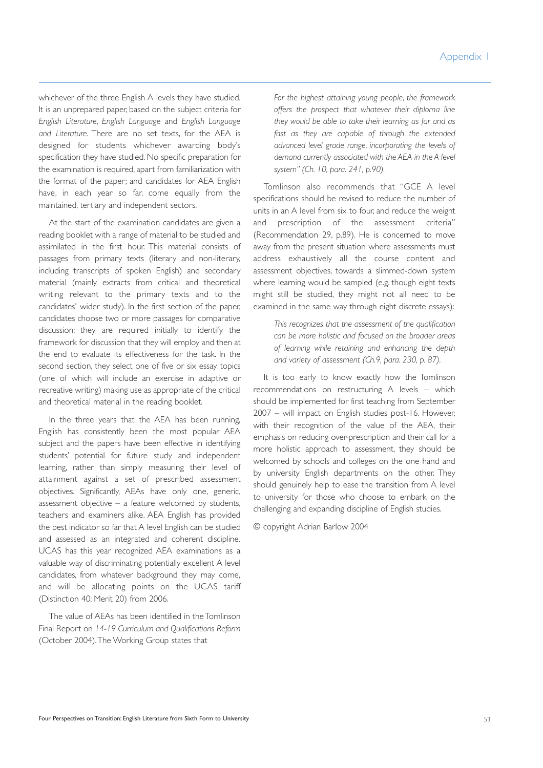whichever of the three English A levels they have studied. It is an unprepared paper, based on the subject criteria for *English Literature*, *English Language* and *English Language and Literature*. There are no set texts, for the AEA is designed for students whichever awarding body's specification they have studied. No specific preparation for the examination is required, apart from familiarization with the format of the paper; and candidates for AEA English have, in each year so far, come equally from the maintained, tertiary and independent sectors.

At the start of the examination candidates are given a reading booklet with a range of material to be studied and assimilated in the first hour. This material consists of passages from primary texts (literary and non-literary, including transcripts of spoken English) and secondary material (mainly extracts from critical and theoretical writing relevant to the primary texts and to the candidates' wider study). In the first section of the paper, candidates choose two or more passages for comparative discussion; they are required initially to identify the framework for discussion that they will employ and then at the end to evaluate its effectiveness for the task. In the second section, they select one of five or six essay topics (one of which will include an exercise in adaptive or recreative writing) making use as appropriate of the critical and theoretical material in the reading booklet.

In the three years that the AEA has been running, English has consistently been the most popular AEA subject and the papers have been effective in identifying students' potential for future study and independent learning, rather than simply measuring their level of attainment against a set of prescribed assessment objectives. Significantly, AEAs have only one, generic, assessment objective – a feature welcomed by students, teachers and examiners alike. AEA English has provided the best indicator so far that A level English can be studied and assessed as an integrated and coherent discipline. UCAS has this year recognized AEA examinations as a valuable way of discriminating potentially excellent A level candidates, from whatever background they may come, and will be allocating points on the UCAS tariff (Distinction 40; Merit 20) from 2006.

The value of AEAs has been identified in the Tomlinson Final Report on *14-19 Curriculum and Qualifications Reform* (October 2004). The Working Group states that

> *For the highest attaining young people, the framework offers the prospect that whatever their diploma line they would be able to take their learning as far and as fast as they are capable of through the extended advanced level grade range, incorporating the levels of demand currently associated with the AEA in the A level system" (Ch. 10, para. 241, p.90).*

Tomlinson also recommends that "GCE A level specifications should be revised to reduce the number of units in an A level from six to four, and reduce the weight and prescription of the assessment criteria" (Recommendation 29, p.89). He is concerned to move away from the present situation where assessments must address exhaustively all the course content and assessment objectives, towards a slimmed-down system where learning would be sampled (e.g. though eight texts might still be studied, they might not all need to be examined in the same way through eight discrete essays):

> *This recognizes that the assessment of the qualification can be more holistic and focused on the broader areas of learning while retaining and enhancing the depth and variety of assessment (Ch.9, para. 230, p. 87).*

It is too early to know exactly how the Tomlinson recommendations on restructuring A levels – which should be implemented for first teaching from September 2007 – will impact on English studies post-16. However, with their recognition of the value of the AEA, their emphasis on reducing over-prescription and their call for a more holistic approach to assessment, they should be welcomed by schools and colleges on the one hand and by university English departments on the other. They should genuinely help to ease the transition from A level to university for those who choose to embark on the challenging and expanding discipline of English studies.

© copyright Adrian Barlow 2004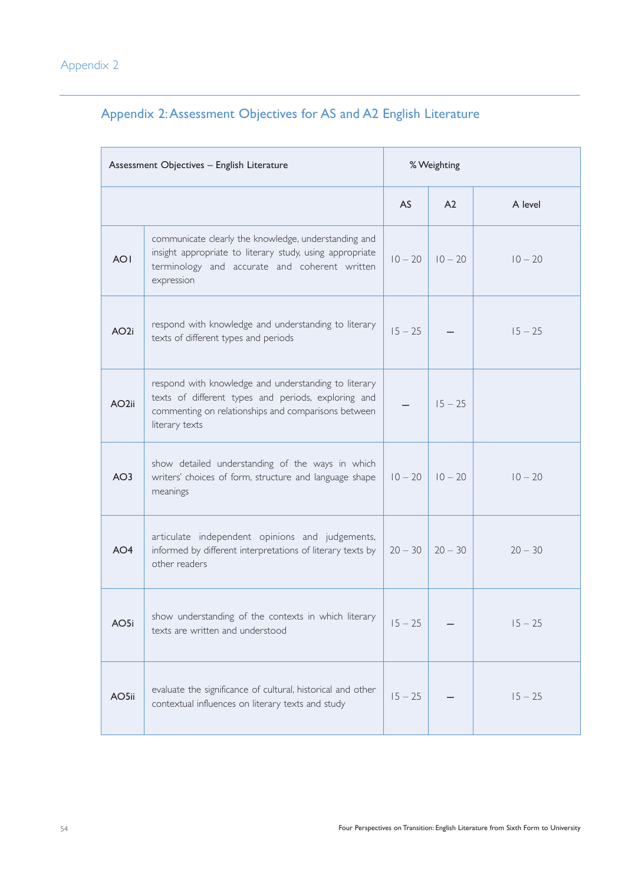## Appendix 2: Assessment Objectives for AS and A2 English Literature

| Assessment Objectives – English Literature | | % Weighting | | |
|---|---|---|---|---|
| | | AS | A2 | A level |
| AO1 | communicate clearly the knowledge, understanding and insight appropriate to literary study, using appropriate terminology and accurate and coherent written expression | 10 – 20 | 10 – 20 | 10 – 20 |
| AO2i | respond with knowledge and understanding to literary texts of different types and periods | 15 – 25 | – | 15 – 25 |
| AO2ii | respond with knowledge and understanding to literary texts of different types and periods, exploring and commenting on relationships and comparisons between literary texts | – | 15 – 25 | |
| AO3 | show detailed understanding of the ways in which writers' choices of form, structure and language shape meanings | 10 – 20 | 10 – 20 | 10 – 20 |
| AO4 | articulate independent opinions and judgements, informed by different interpretations of literary texts by other readers | 20 – 30 | 20 – 30 | 20 – 30 |
| AO5i | show understanding of the contexts in which literary texts are written and understood | 15 – 25 | – | 15 – 25 |
| AO5ii | evaluate the significance of cultural, historical and other contextual influences on literary texts and study | 15 – 25 | – | 15 – 25 |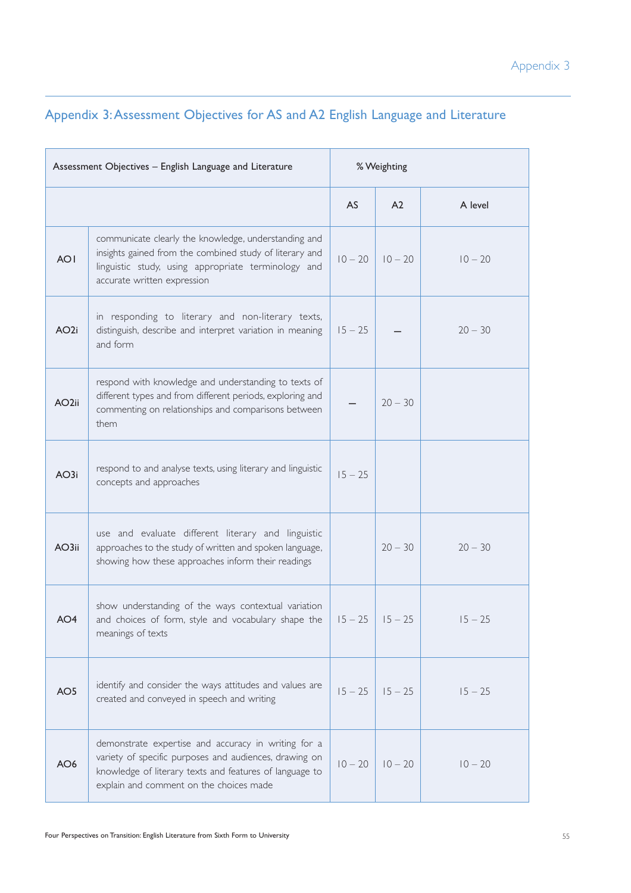## Appendix 3: Assessment Objectives for AS and A2 English Language and Literature

| Assessment Objectives – English Language and Literature | | % Weighting | | |
|---|---|---|---|---|
| | | AS | A2 | A level |
| AO1 | communicate clearly the knowledge, understanding and insights gained from the combined study of literary and linguistic study, using appropriate terminology and accurate written expression | 10 – 20 | 10 – 20 | 10 – 20 |
| AO2i | in responding to literary and non-literary texts, distinguish, describe and interpret variation in meaning and form | 15 – 25 | – | 20 – 30 |
| AO2ii | respond with knowledge and understanding to texts of different types and from different periods, exploring and commenting on relationships and comparisons between them | – | 20 – 30 | |
| AO3i | respond to and analyse texts, using literary and linguistic concepts and approaches | 15 – 25 | | |
| AO3ii | use and evaluate different literary and linguistic approaches to the study of written and spoken language, showing how these approaches inform their readings | | 20 – 30 | 20 – 30 |
| AO4 | show understanding of the ways contextual variation and choices of form, style and vocabulary shape the meanings of texts | 15 – 25 | 15 – 25 | 15 – 25 |
| AO5 | identify and consider the ways attitudes and values are created and conveyed in speech and writing | 15 – 25 | 15 – 25 | 15 – 25 |
| AO6 | demonstrate expertise and accuracy in writing for a variety of specific purposes and audiences, drawing on knowledge of literary texts and features of language to explain and comment on the choices made | 10 – 20 | 10 – 20 | 10 – 20 |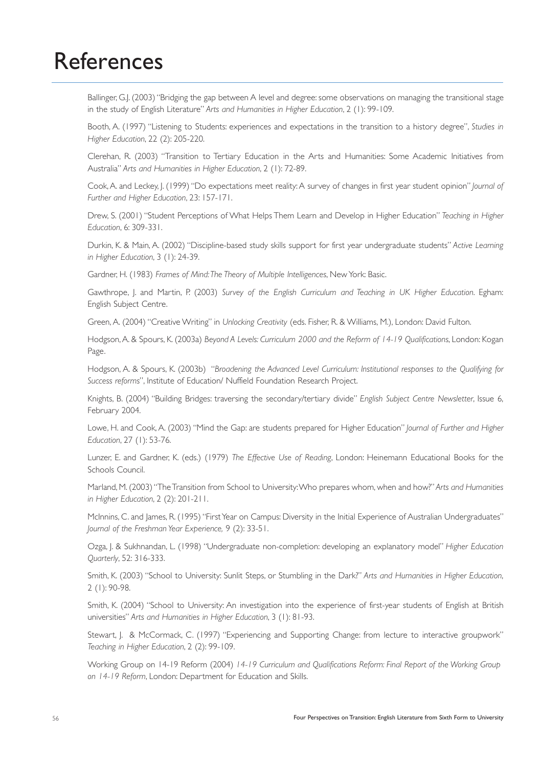# References

Ballinger, G.J. (2003) "Bridging the gap between A level and degree: some observations on managing the transitional stage in the study of English Literature" *Arts and Humanities in Higher Education*, 2 (1): 99-109.

Booth, A. (1997) "Listening to Students: experiences and expectations in the transition to a history degree", *Studies in Higher Education*, 22 (2): 205-220.

Clerehan, R. (2003) "Transition to Tertiary Education in the Arts and Humanities: Some Academic Initiatives from Australia" *Arts and Humanities in Higher Education*, 2 (1): 72-89.

Cook, A. and Leckey, J. (1999) "Do expectations meet reality: A survey of changes in first year student opinion" *Journal of Further and Higher Education*, 23: 157-171.

Drew, S. (2001) "Student Perceptions of What Helps Them Learn and Develop in Higher Education" *Teaching in Higher Education*, 6: 309-331.

Durkin, K. & Main, A. (2002) "Discipline-based study skills support for first year undergraduate students" *Active Learning in Higher Education*, 3 (1): 24-39.

Gardner, H. (1983) *Frames of Mind: The Theory of Multiple Intelligences*, New York: Basic.

Gawthrope, J. and Martin, P. (2003) *Survey of the English Curriculum and Teaching in UK Higher Education*. Egham: English Subject Centre.

Green, A. (2004) "Creative Writing" in *Unlocking Creativity* (eds. Fisher, R. & Williams, M.), London: David Fulton.

Hodgson, A. & Spours, K. (2003a) *Beyond A Levels: Curriculum 2000 and the Reform of 14-19 Qualifications*, London: Kogan Page.

Hodgson, A. & Spours, K. (2003b) "*Broadening the Advanced Level Curriculum: Institutional responses to the Qualifying for Success reforms*", Institute of Education/ Nuffield Foundation Research Project.

Knights, B. (2004) "Building Bridges: traversing the secondary/tertiary divide" *English Subject Centre Newsletter*, Issue 6, February 2004.

Lowe, H. and Cook, A. (2003) "Mind the Gap: are students prepared for Higher Education" *Journal of Further and Higher Education*, 27 (1): 53-76.

Lunzer, E. and Gardner, K. (eds.) (1979) *The Effective Use of Reading*, London: Heinemann Educational Books for the Schools Council.

Marland, M. (2003) "The Transition from School to University: Who prepares whom, when and how?" *Arts and Humanities in Higher Education*, 2 (2): 201-211.

McInnins, C. and James, R. (1995) "First Year on Campus: Diversity in the Initial Experience of Australian Undergraduates" *Journal of the Freshman Year Experience,* 9 (2): 33-51.

Ozga, J. & Sukhnandan, L. (1998) "Undergraduate non-completion: developing an explanatory model" *Higher Education Quarterly*, 52: 316-333.

Smith, K. (2003) "School to University: Sunlit Steps, or Stumbling in the Dark?" *Arts and Humanities in Higher Education*, 2 (1): 90-98.

Smith, K. (2004) "School to University: An investigation into the experience of first-year students of English at British universities" *Arts and Humanities in Higher Education*, 3 (1): 81-93.

Stewart, J. & McCormack, C. (1997) "Experiencing and Supporting Change: from lecture to interactive groupwork" *Teaching in Higher Education*, 2 (2): 99-109.

Working Group on 14-19 Reform (2004) *14-19 Curriculum and Qualifications Reform: Final Report of the Working Group on 14-19 Reform*, London: Department for Education and Skills.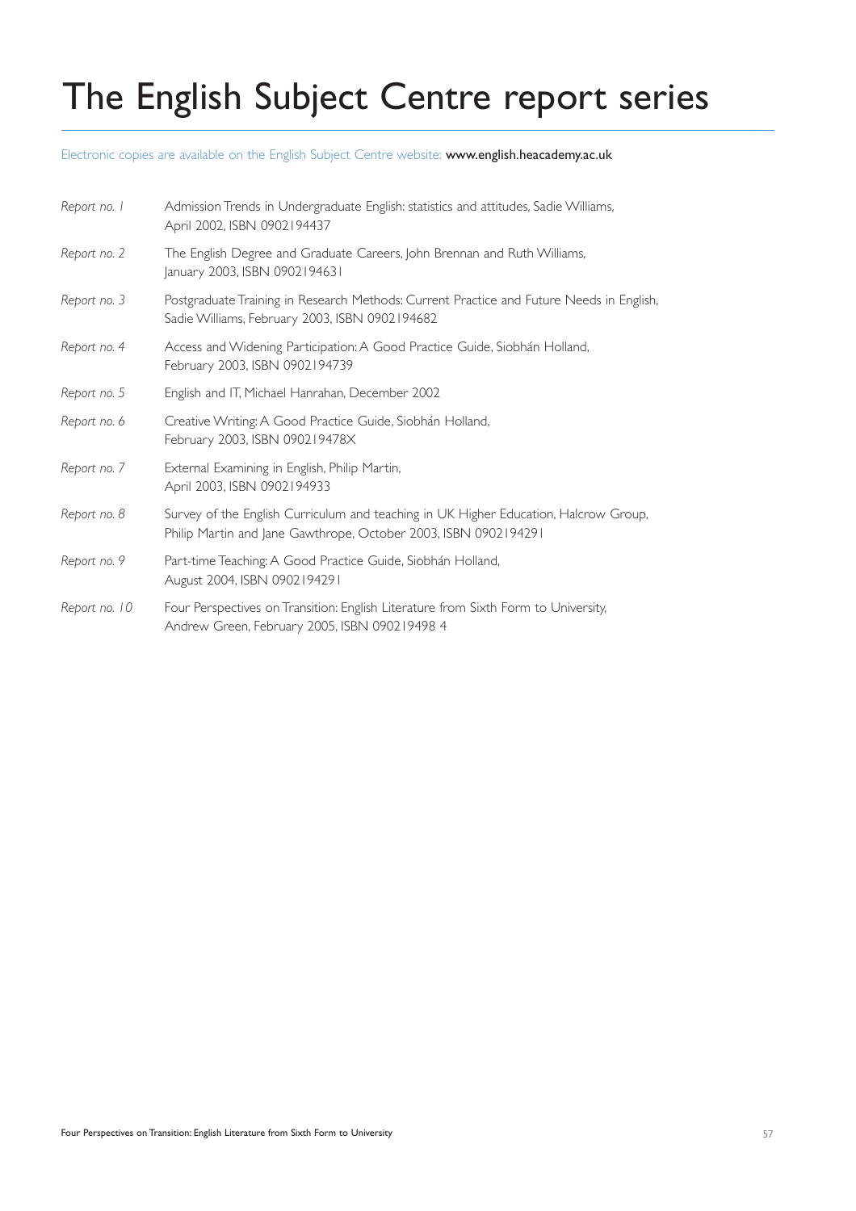# The English Subject Centre report series

Electronic copies are available on the English Subject Centre website: **www.english.heacademy.ac.uk**

| | |
|---|---|
| *Report no. 1* | Admission Trends in Undergraduate English: statistics and attitudes, Sadie Williams, April 2002, ISBN 0902194437 |
| *Report no. 2* | The English Degree and Graduate Careers, John Brennan and Ruth Williams, January 2003, ISBN 0902194631 |
| *Report no. 3* | Postgraduate Training in Research Methods: Current Practice and Future Needs in English, Sadie Williams, February 2003, ISBN 0902194682 |
| *Report no. 4* | Access and Widening Participation: A Good Practice Guide, Siobhán Holland, February 2003, ISBN 0902194739 |
| *Report no. 5* | English and IT, Michael Hanrahan, December 2002 |
| *Report no. 6* | Creative Writing: A Good Practice Guide, Siobhán Holland, February 2003, ISBN 090219478X |
| *Report no. 7* | External Examining in English, Philip Martin, April 2003, ISBN 0902194933 |
| *Report no. 8* | Survey of the English Curriculum and teaching in UK Higher Education, Halcrow Group, Philip Martin and Jane Gawthrope, October 2003, ISBN 0902194291 |
| *Report no. 9* | Part-time Teaching: A Good Practice Guide, Siobhán Holland, August 2004, ISBN 0902194291 |
| *Report no. 10* | Four Perspectives on Transition: English Literature from Sixth Form to University, Andrew Green, February 2005, ISBN 090219498 4 |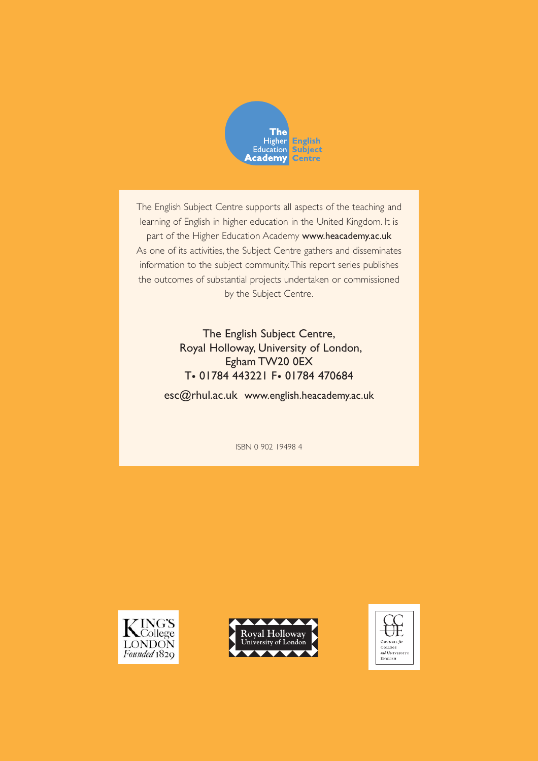The Higher Education Academy English Subject Centre

The English Subject Centre supports all aspects of the teaching and learning of English in higher education in the United Kingdom. It is part of the Higher Education Academy **www.heacademy.ac.uk** As one of its activities, the Subject Centre gathers and disseminates information to the subject community. This report series publishes the outcomes of substantial projects undertaken or commissioned by the Subject Centre.

The English Subject Centre,
Royal Holloway, University of London,
Egham TW20 0EX
T• 01784 443221 F• 01784 470684

esc@rhul.ac.uk www.english.heacademy.ac.uk

ISBN 0 902 19498 4

King's College London Founded 1829

Royal Holloway University of London

CCUE Council for College and University English